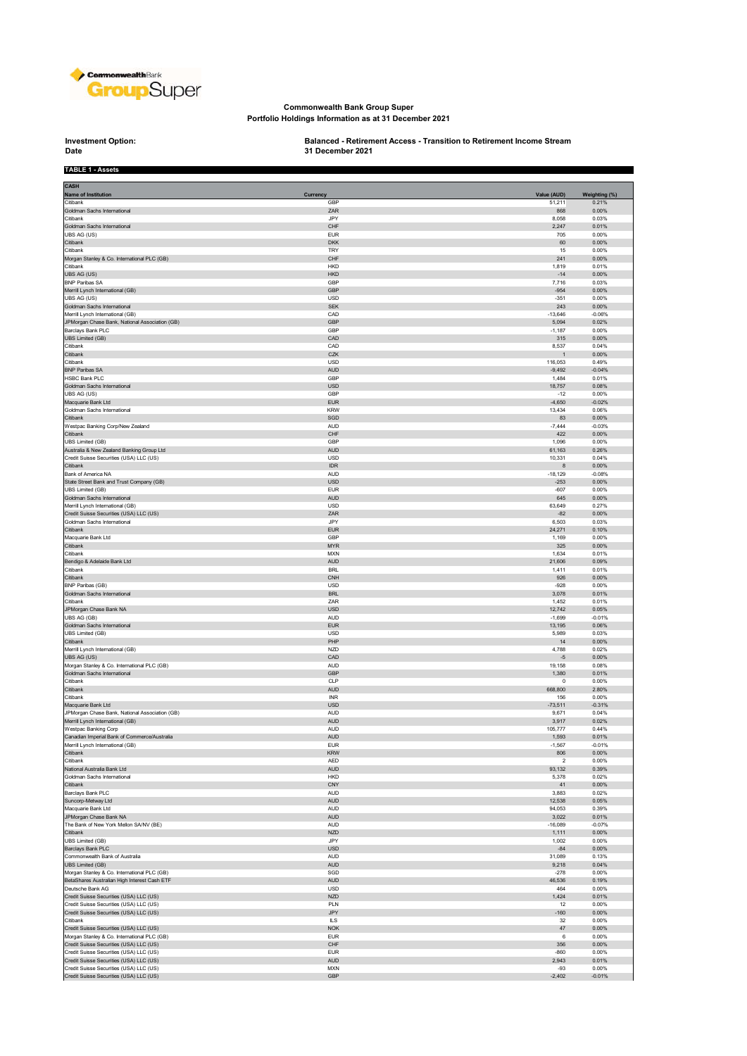**Commonwealth Bank Group Super**
**Portfolio Holdings Information as at 31 December 2021**

**Investment Option:** Balanced - Retirement Access - Transition to Retirement Income Stream
**Date** 31 December 2021

**TABLE 1 - Assets**

**CASH**

| Name of Institution | Currency | Value (AUD) | Weighting (%) |
|---|---|---|---|
| Citibank | GBP | 51,211 | 0.21% |
| Goldman Sachs International | ZAR | 868 | 0.00% |
| Citibank | JPY | 8,058 | 0.03% |
| Goldman Sachs International | CHF | 2,247 | 0.01% |
| UBS AG (US) | EUR | 705 | 0.00% |
| Citibank | DKK | 60 | 0.00% |
| Citibank | TRY | 15 | 0.00% |
| Morgan Stanley & Co. International PLC (GB) | CHF | 241 | 0.00% |
| Citibank | HKD | 1,819 | 0.01% |
| UBS AG (US) | HKD | -14 | 0.00% |
| BNP Paribas SA | GBP | 7,716 | 0.03% |
| Merrill Lynch International (GB) | GBP | -954 | 0.00% |
| UBS AG (US) | USD | -351 | 0.00% |
| Goldman Sachs International | SEK | 243 | 0.00% |
| Merrill Lynch International (GB) | CAD | -13,646 | -0.06% |
| JPMorgan Chase Bank, National Association (GB) | GBP | 5,094 | 0.02% |
| Barclays Bank PLC | GBP | -1,187 | 0.00% |
| UBS Limited (GB) | CAD | 315 | 0.00% |
| Citibank | CAD | 8,537 | 0.04% |
| Citibank | CZK | 1 | 0.00% |
| Citibank | USD | 116,053 | 0.49% |
| BNP Paribas SA | AUD | -9,492 | -0.04% |
| HSBC Bank PLC | GBP | 1,484 | 0.01% |
| Goldman Sachs International | USD | 18,757 | 0.08% |
| UBS AG (US) | GBP | -12 | 0.00% |
| Macquarie Bank Ltd | EUR | -4,650 | -0.02% |
| Goldman Sachs International | KRW | 13,434 | 0.06% |
| Citibank | SGD | 83 | 0.00% |
| Westpac Banking Corp/New Zealand | AUD | -7,444 | -0.03% |
| Citibank | CHF | 422 | 0.00% |
| UBS Limited (GB) | GBP | 1,096 | 0.00% |
| Australia & New Zealand Banking Group Ltd | AUD | 61,163 | 0.26% |
| Credit Suisse Securities (USA) LLC (US) | USD | 10,331 | 0.04% |
| Citibank | IDR | 8 | 0.00% |
| Bank of America NA | AUD | -18,129 | -0.08% |
| State Street Bank and Trust Company (GB) | USD | -253 | 0.00% |
| UBS Limited (GB) | EUR | -607 | 0.00% |
| Goldman Sachs International | AUD | 645 | 0.00% |
| Merrill Lynch International (GB) | USD | 63,649 | 0.27% |
| Credit Suisse Securities (USA) LLC (US) | ZAR | -82 | 0.00% |
| Goldman Sachs International | JPY | 6,503 | 0.03% |
| Citibank | EUR | 24,271 | 0.10% |
| Macquarie Bank Ltd | GBP | 1,169 | 0.00% |
| Citibank | MYR | 325 | 0.00% |
| Citibank | MXN | 1,634 | 0.01% |
| Bendigo & Adelaide Bank Ltd | AUD | 21,606 | 0.09% |
| Citibank | BRL | 1,411 | 0.01% |
| Citibank | CNH | 926 | 0.00% |
| BNP Paribas (GB) | USD | -928 | 0.00% |
| Goldman Sachs International | BRL | 3,078 | 0.01% |
| Citibank | ZAR | 1,452 | 0.01% |
| JPMorgan Chase Bank NA | USD | 12,742 | 0.05% |
| UBS AG (GB) | AUD | -1,699 | -0.01% |
| Goldman Sachs International | EUR | 13,195 | 0.06% |
| UBS Limited (GB) | USD | 5,989 | 0.03% |
| Citibank | PHP | 14 | 0.00% |
| Merrill Lynch International (GB) | NZD | 4,788 | 0.02% |
| UBS AG (US) | CAD | -5 | 0.00% |
| Morgan Stanley & Co. International PLC (GB) | AUD | 19,158 | 0.08% |
| Goldman Sachs International | GBP | 1,380 | 0.01% |
| Citibank | CLP | 0 | 0.00% |
| Citibank | AUD | 668,800 | 2.80% |
| Citibank | INR | 156 | 0.00% |
| Macquarie Bank Ltd | USD | -73,511 | -0.31% |
| JPMorgan Chase Bank, National Association (GB) | AUD | 9,671 | 0.04% |
| Merrill Lynch International (GB) | AUD | 3,917 | 0.02% |
| Westpac Banking Corp | AUD | 105,777 | 0.44% |
| Canadian Imperial Bank of Commerce/Australia | AUD | 1,593 | 0.01% |
| Merrill Lynch International (GB) | EUR | -1,567 | -0.01% |
| Citibank | KRW | 806 | 0.00% |
| Citibank | AED | 2 | 0.00% |
| National Australia Bank Ltd | AUD | 93,132 | 0.39% |
| Goldman Sachs International | HKD | 5,378 | 0.02% |
| Citibank | CNY | 41 | 0.00% |
| Barclays Bank PLC | AUD | 3,883 | 0.02% |
| Suncorp-Metway Ltd | AUD | 12,538 | 0.05% |
| Macquarie Bank Ltd | AUD | 94,053 | 0.39% |
| JPMorgan Chase Bank NA | AUD | 3,022 | 0.01% |
| The Bank of New York Mellon SA/NV (BE) | AUD | -16,089 | -0.07% |
| Citibank | NZD | 1,111 | 0.00% |
| UBS Limited (GB) | JPY | 1,002 | 0.00% |
| Barclays Bank PLC | USD | -84 | 0.00% |
| Commonwealth Bank of Australia | AUD | 31,089 | 0.13% |
| UBS Limited (GB) | AUD | 9,218 | 0.04% |
| Morgan Stanley & Co. International PLC (GB) | SGD | -278 | 0.00% |
| BetaShares Australian High Interest Cash ETF | AUD | 46,536 | 0.19% |
| Deutsche Bank AG | USD | 464 | 0.00% |
| Credit Suisse Securities (USA) LLC (US) | NZD | 1,424 | 0.01% |
| Credit Suisse Securities (USA) LLC (US) | PLN | 12 | 0.00% |
| Credit Suisse Securities (USA) LLC (US) | JPY | -160 | 0.00% |
| Citibank | ILS | 32 | 0.00% |
| Credit Suisse Securities (USA) LLC (US) | NOK | 47 | 0.00% |
| Morgan Stanley & Co. International PLC (GB) | EUR | 6 | 0.00% |
| Credit Suisse Securities (USA) LLC (US) | CHF | 356 | 0.00% |
| Credit Suisse Securities (USA) LLC (US) | EUR | -860 | 0.00% |
| Credit Suisse Securities (USA) LLC (US) | AUD | 2,943 | 0.01% |
| Credit Suisse Securities (USA) LLC (US) | MXN | -93 | 0.00% |
| Credit Suisse Securities (USA) LLC (US) | GBP | -2,402 | -0.01% |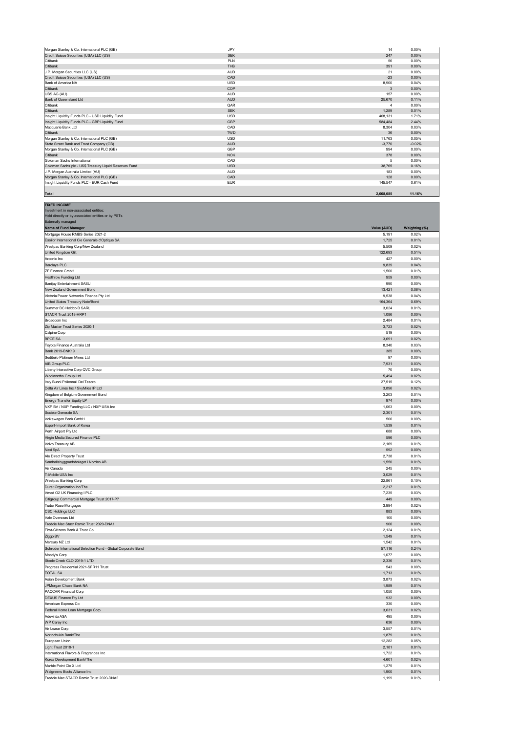| | | | |
|---|---|---|---|
| Morgan Stanley & Co. International PLC (GB) | JPY | 14 | 0.00% |
| Credit Suisse Securities (USA) LLC (US) | SEK | 247 | 0.00% |
| Citibank | PLN | 56 | 0.00% |
| Citibank | THB | 391 | 0.00% |
| J.P. Morgan Securities LLC (US) | AUD | 21 | 0.00% |
| Credit Suisse Securities (USA) LLC (US) | CAD | -23 | 0.00% |
| Bank of America NA | USD | 8,900 | 0.04% |
| Citibank | COP | 3 | 0.00% |
| UBS AG (AU) | AUD | 157 | 0.00% |
| Bank of Queensland Ltd | AUD | 25,670 | 0.11% |
| Citibank | QAR | 4 | 0.00% |
| Citibank | SEK | 1,289 | 0.01% |
| Insight Liquidity Funds PLC - USD Liquidity Fund | USD | 408,131 | 1.71% |
| Insight Liquidity Funds PLC - GBP Liquidity Fund | GBP | 584,484 | 2.44% |
| Macquarie Bank Ltd | CAD | 8,304 | 0.03% |
| Citibank | TWD | 36 | 0.00% |
| Morgan Stanley & Co. International PLC (GB) | USD | 11,763 | 0.05% |
| State Street Bank and Trust Company (GB) | AUD | -3,770 | -0.02% |
| Morgan Stanley & Co. International PLC (GB) | GBP | 994 | 0.00% |
| Citibank | NOK | 378 | 0.00% |
| Goldman Sachs International | CAD | 5 | 0.00% |
| Goldman Sachs plc - US$ Treasury Liquid Reserves Fund | USD | 38,765 | 0.16% |
| J.P. Morgan Australia Limited (AU) | AUD | 183 | 0.00% |
| Morgan Stanley & Co. International PLC (GB) | CAD | 128 | 0.00% |
| Insight Liquidity Funds PLC - EUR Cash Fund | EUR | 145,547 | 0.61% |
| **Total** | | **2,668,085** | **11.16%** |

**FIXED INCOME**
Investment in non-associated entities;
Held directly or by associated entities or by PSTs
Externally managed

| Name of Fund Manager | Value (AUD) | Weighting (%) |
|---|---|---|
| Mortgage House RMBS Series 2021-2 | 5,191 | 0.02% |
| Essilor International Cie Generale d'Optique SA | 1,725 | 0.01% |
| Westpac Banking Corp/New Zealand | 5,509 | 0.02% |
| United Kingdom Gilt | 122,693 | 0.51% |
| Arconic Inc | 427 | 0.00% |
| Barclays PLC | 9,839 | 0.04% |
| ZF Finance GmbH | 1,500 | 0.01% |
| Heathrow Funding Ltd | 959 | 0.00% |
| Banijay Entertainment SASU | 990 | 0.00% |
| New Zealand Government Bond | 13,421 | 0.06% |
| Victoria Power Networks Finance Pty Ltd | 9,538 | 0.04% |
| United States Treasury Note/Bond | 164,364 | 0.69% |
| Summer BC Holdco B SARL | 3,024 | 0.01% |
| STACR Trust 2018-HRP1 | 1,086 | 0.00% |
| Broadcom Inc | 2,484 | 0.01% |
| Zip Master Trust Series 2020-1 | 3,723 | 0.02% |
| Calpine Corp | 519 | 0.00% |
| BPCE SA | 3,691 | 0.02% |
| Toyota Finance Australia Ltd | 8,340 | 0.03% |
| Bank 2019-BNK19 | 385 | 0.00% |
| Sedibelo Platinum Mines Ltd | 97 | 0.00% |
| AIB Group PLC | 7,931 | 0.03% |
| Liberty Interactive Corp QVC Group | 70 | 0.00% |
| Woolworths Group Ltd | 5,494 | 0.02% |
| Italy Buoni Poliennali Del Tesoro | 27,515 | 0.12% |
| Delta Air Lines Inc / SkyMiles IP Ltd | 3,896 | 0.02% |
| Kingdom of Belgium Government Bond | 3,203 | 0.01% |
| Energy Transfer Equity LP | 974 | 0.00% |
| NXP BV / NXP Funding LLC / NXP USA Inc | 1,063 | 0.00% |
| Societe Generale SA | 2,301 | 0.01% |
| Volkswagen Bank GmbH | 506 | 0.00% |
| Export-Import Bank of Korea | 1,539 | 0.01% |
| Perth Airport Pty Ltd | 688 | 0.00% |
| Virgin Media Secured Finance PLC | 596 | 0.00% |
| Volvo Treasury AB | 2,169 | 0.01% |
| Nexi SpA | 592 | 0.00% |
| Ale Direct Property Trust | 2,738 | 0.01% |
| Samhallsbyggnadsbolaget i Norden AB | 1,550 | 0.01% |
| Air Canada | 245 | 0.00% |
| T-Mobile USA Inc | 3,029 | 0.01% |
| Westpac Banking Corp | 22,861 | 0.10% |
| Durst Organization Inc/The | 2,217 | 0.01% |
| Vmed O2 UK Financing I PLC | 7,235 | 0.03% |
| Citigroup Commercial Mortgage Trust 2017-P7 | 449 | 0.00% |
| Tudor Rose Mortgages | 3,994 | 0.02% |
| CSC Holdings LLC | 883 | 0.00% |
| Vale Overseas Ltd | 100 | 0.00% |
| Freddie Mac Stacr Remic Trust 2020-DNA1 | 906 | 0.00% |
| First-Citizens Bank & Trust Co | 2,124 | 0.01% |
| Ziggo BV | 1,549 | 0.01% |
| Mercury NZ Ltd | 1,542 | 0.01% |
| Schroder International Selection Fund - Global Corporate Bond | 57,116 | 0.24% |
| Moody's Corp | 1,077 | 0.00% |
| Steele Creek CLO 2019-1 LTD | 2,336 | 0.01% |
| Progress Residential 2021-SFR11 Trust | 543 | 0.00% |
| TOTAL SA | 1,713 | 0.01% |
| Asian Development Bank | 3,873 | 0.02% |
| JPMorgan Chase Bank NA | 1,989 | 0.01% |
| PACCAR Financial Corp | 1,050 | 0.00% |
| DEXUS Finance Pty Ltd | 932 | 0.00% |
| American Express Co | 330 | 0.00% |
| Federal Home Loan Mortgage Corp | 3,631 | 0.02% |
| Adevinta ASA | 495 | 0.00% |
| WP Carey Inc | 636 | 0.00% |
| Air Lease Corp | 3,557 | 0.01% |
| Norinchukin Bank/The | 1,879 | 0.01% |
| European Union | 12,282 | 0.05% |
| Light Trust 2018-1 | 2,181 | 0.01% |
| International Flavors & Fragrances Inc | 1,722 | 0.01% |
| Korea Development Bank/The | 4,601 | 0.02% |
| Marble Point Clo X Ltd | 1,275 | 0.01% |
| Walgreens Boots Alliance Inc | 1,900 | 0.01% |
| Freddie Mac STACR Remic Trust 2020-DNA2 | 1,199 | 0.01% |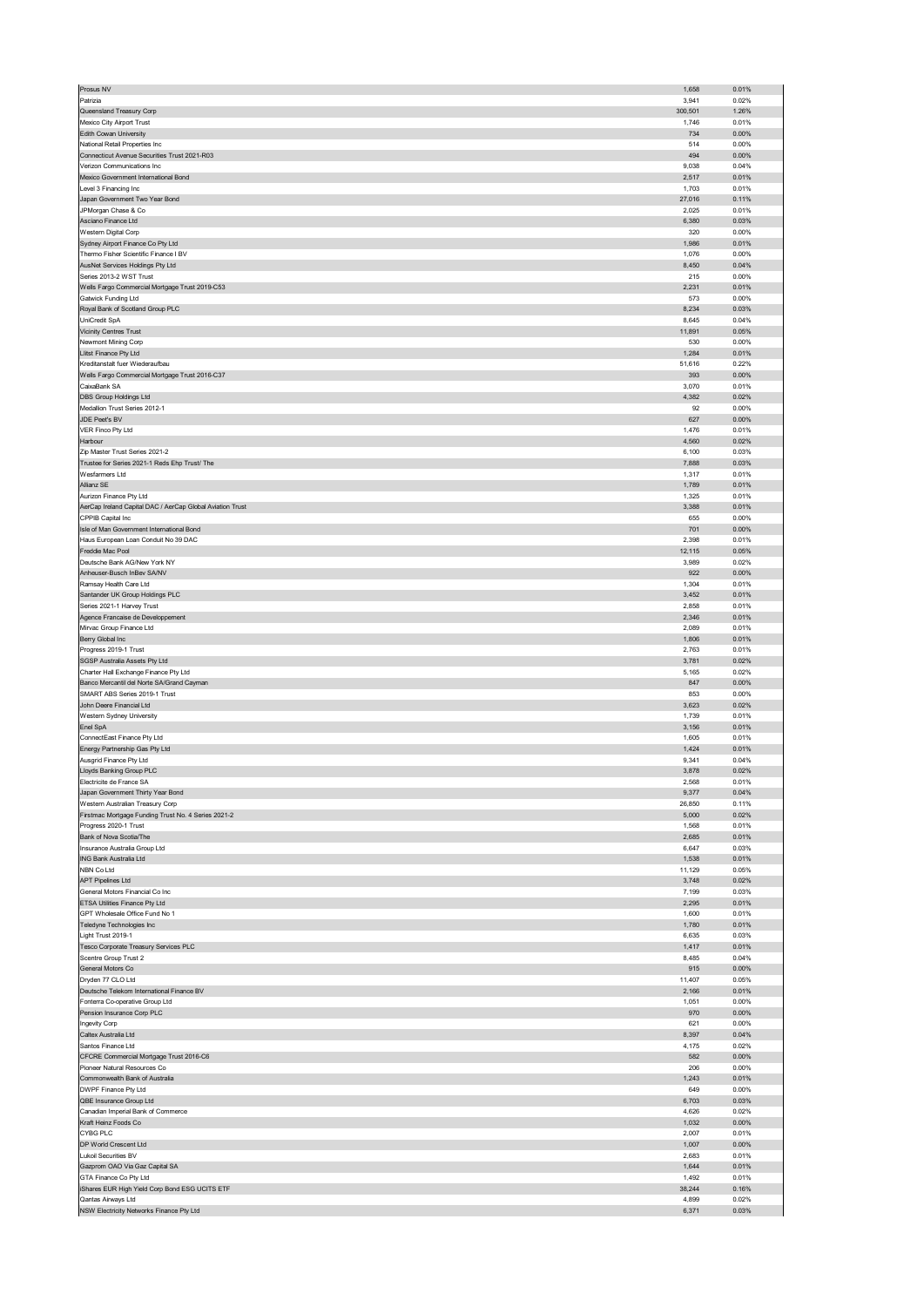| | | |
|---|---|---|
| Prosus NV | 1,658 | 0.01% |
| Patrizia | 3,941 | 0.02% |
| Queensland Treasury Corp | 300,501 | 1.26% |
| Mexico City Airport Trust | 1,746 | 0.01% |
| Edith Cowan University | 734 | 0.00% |
| National Retail Properties Inc | 514 | 0.00% |
| Connecticut Avenue Securities Trust 2021-R03 | 494 | 0.00% |
| Verizon Communications Inc | 9,038 | 0.04% |
| Mexico Government International Bond | 2,517 | 0.01% |
| Level 3 Financing Inc | 1,703 | 0.01% |
| Japan Government Two Year Bond | 27,016 | 0.11% |
| JPMorgan Chase & Co | 2,025 | 0.01% |
| Asciano Finance Ltd | 6,380 | 0.03% |
| Western Digital Corp | 320 | 0.00% |
| Sydney Airport Finance Co Pty Ltd | 1,986 | 0.01% |
| Thermo Fisher Scientific Finance I BV | 1,076 | 0.00% |
| AusNet Services Holdings Pty Ltd | 8,450 | 0.04% |
| Series 2013-2 WST Trust | 215 | 0.00% |
| Wells Fargo Commercial Mortgage Trust 2019-C53 | 2,231 | 0.01% |
| Gatwick Funding Ltd | 573 | 0.00% |
| Royal Bank of Scotland Group PLC | 8,234 | 0.03% |
| UniCredit SpA | 8,645 | 0.04% |
| Vicinity Centres Trust | 11,891 | 0.05% |
| Newmont Mining Corp | 530 | 0.00% |
| Llitst Finance Pty Ltd | 1,284 | 0.01% |
| Kreditanstalt fuer Wiederaufbau | 51,616 | 0.22% |
| Wells Fargo Commercial Mortgage Trust 2016-C37 | 393 | 0.00% |
| CaixaBank SA | 3,070 | 0.01% |
| DBS Group Holdings Ltd | 4,382 | 0.02% |
| Medallion Trust Series 2012-1 | 92 | 0.00% |
| JDE Peet's BV | 627 | 0.00% |
| VER Finco Pty Ltd | 1,476 | 0.01% |
| Harbour | 4,560 | 0.02% |
| Zip Master Trust Series 2021-2 | 6,100 | 0.03% |
| Trustee for Series 2021-1 Reds Ehp Trust/ The | 7,888 | 0.03% |
| Wesfarmers Ltd | 1,317 | 0.01% |
| Allianz SE | 1,789 | 0.01% |
| Aurizon Finance Pty Ltd | 1,325 | 0.01% |
| AerCap Ireland Capital DAC / AerCap Global Aviation Trust | 3,388 | 0.01% |
| CPPIB Capital Inc | 655 | 0.00% |
| Isle of Man Government International Bond | 701 | 0.00% |
| Haus European Loan Conduit No 39 DAC | 2,398 | 0.01% |
| Freddie Mac Pool | 12,115 | 0.05% |
| Deutsche Bank AG/New York NY | 3,989 | 0.02% |
| Anheuser-Busch InBev SA/NV | 922 | 0.00% |
| Ramsay Health Care Ltd | 1,304 | 0.01% |
| Santander UK Group Holdings PLC | 3,452 | 0.01% |
| Series 2021-1 Harvey Trust | 2,858 | 0.01% |
| Agence Francaise de Developpement | 2,346 | 0.01% |
| Mirvac Group Finance Ltd | 2,089 | 0.01% |
| Berry Global Inc | 1,806 | 0.01% |
| Progress 2019-1 Trust | 2,763 | 0.01% |
| SGSP Australia Assets Pty Ltd | 3,781 | 0.02% |
| Charter Hall Exchange Finance Pty Ltd | 5,165 | 0.02% |
| Banco Mercantil del Norte SA/Grand Cayman | 847 | 0.00% |
| SMART ABS Series 2019-1 Trust | 853 | 0.00% |
| John Deere Financial Ltd | 3,623 | 0.02% |
| Western Sydney University | 1,739 | 0.01% |
| Enel SpA | 3,156 | 0.01% |
| ConnectEast Finance Pty Ltd | 1,605 | 0.01% |
| Energy Partnership Gas Pty Ltd | 1,424 | 0.01% |
| Ausgrid Finance Pty Ltd | 9,341 | 0.04% |
| Lloyds Banking Group PLC | 3,878 | 0.02% |
| Electricite de France SA | 2,568 | 0.01% |
| Japan Government Thirty Year Bond | 9,377 | 0.04% |
| Western Australian Treasury Corp | 26,850 | 0.11% |
| Firstmac Mortgage Funding Trust No. 4 Series 2021-2 | 5,000 | 0.02% |
| Progress 2020-1 Trust | 1,568 | 0.01% |
| Bank of Nova Scotia/The | 2,685 | 0.01% |
| Insurance Australia Group Ltd | 6,647 | 0.03% |
| ING Bank Australia Ltd | 1,538 | 0.01% |
| NBN Co Ltd | 11,129 | 0.05% |
| APT Pipelines Ltd | 3,748 | 0.02% |
| General Motors Financial Co Inc | 7,199 | 0.03% |
| ETSA Utilities Finance Pty Ltd | 2,295 | 0.01% |
| GPT Wholesale Office Fund No 1 | 1,600 | 0.01% |
| Teledyne Technologies Inc | 1,780 | 0.01% |
| Light Trust 2019-1 | 6,635 | 0.03% |
| Tesco Corporate Treasury Services PLC | 1,417 | 0.01% |
| Scentre Group Trust 2 | 8,485 | 0.04% |
| General Motors Co | 915 | 0.00% |
| Dryden 77 CLO Ltd | 11,407 | 0.05% |
| Deutsche Telekom International Finance BV | 2,166 | 0.01% |
| Fonterra Co-operative Group Ltd | 1,051 | 0.00% |
| Pension Insurance Corp PLC | 970 | 0.00% |
| Ingevity Corp | 621 | 0.00% |
| Caltex Australia Ltd | 8,397 | 0.04% |
| Santos Finance Ltd | 4,175 | 0.02% |
| CFCRE Commercial Mortgage Trust 2016-C6 | 582 | 0.00% |
| Pioneer Natural Resources Co | 206 | 0.00% |
| Commonwealth Bank of Australia | 1,243 | 0.01% |
| DWPF Finance Pty Ltd | 649 | 0.00% |
| QBE Insurance Group Ltd | 6,703 | 0.03% |
| Canadian Imperial Bank of Commerce | 4,626 | 0.02% |
| Kraft Heinz Foods Co | 1,032 | 0.00% |
| CYBG PLC | 2,007 | 0.01% |
| DP World Crescent Ltd | 1,007 | 0.00% |
| Lukoil Securities BV | 2,683 | 0.01% |
| Gazprom OAO Via Gaz Capital SA | 1,644 | 0.01% |
| GTA Finance Co Pty Ltd | 1,492 | 0.01% |
| iShares EUR High Yield Corp Bond ESG UCITS ETF | 38,244 | 0.16% |
| Qantas Airways Ltd | 4,899 | 0.02% |
| NSW Electricity Networks Finance Pty Ltd | 6,371 | 0.03% |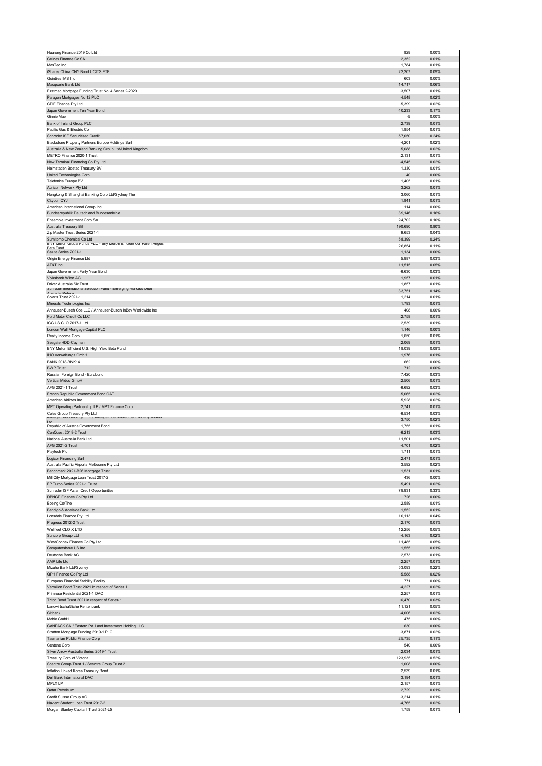| | | |
|---|---|---|
| Huarong Finance 2019 Co Ltd | 829 | 0.00% |
| Cellnex Finance Co SA | 2,352 | 0.01% |
| MasTec Inc | 1,784 | 0.01% |
| iShares China CNY Bond UCITS ETF | 22,207 | 0.09% |
| Quintiles IMS Inc | 603 | 0.00% |
| Macquarie Bank Ltd | 14,717 | 0.06% |
| Firstmac Mortgage Funding Trust No. 4 Series 2-2020 | 3,507 | 0.01% |
| Paragon Mortgages No 12 PLC | 4,548 | 0.02% |
| CPIF Finance Pty Ltd | 5,399 | 0.02% |
| Japan Government Ten Year Bond | 40,233 | 0.17% |
| Ginnie Mae | -5 | 0.00% |
| Bank of Ireland Group PLC | 2,739 | 0.01% |
| Pacific Gas & Electric Co | 1,854 | 0.01% |
| Schroder ISF Securitised Credit | 57,050 | 0.24% |
| Blackstone Property Partners Europe Holdings Sarl | 4,201 | 0.02% |
| Australia & New Zealand Banking Group Ltd/United Kingdom | 5,088 | 0.02% |
| METRO Finance 2020-1 Trust | 2,131 | 0.01% |
| New Terminal Financing Co Pty Ltd | 4,545 | 0.02% |
| Heimstaden Bostad Treasury BV | 1,330 | 0.01% |
| United Technologies Corp | 40 | 0.00% |
| Telefonica Europe BV | 1,405 | 0.01% |
| Aurizon Network Pty Ltd | 3,262 | 0.01% |
| Hongkong & Shanghai Banking Corp Ltd/Sydney The | 3,060 | 0.01% |
| Citycon OYJ | 1,841 | 0.01% |
| American International Group Inc | 114 | 0.00% |
| Bundesrepublik Deutschland Bundesanleihe | 39,146 | 0.16% |
| Ensemble Investment Corp SA | 24,702 | 0.10% |
| Australia Treasury Bill | 190,690 | 0.80% |
| Zip Master Trust Series 2021-1 | 9,653 | 0.04% |
| Sumitomo Chemical Co Ltd | 58,399 | 0.24% |
| BNY Mellon Global Funds PLC - BNY Mellon Efficient US Fallen Angels Beta Fund | 26,854 | 0.11% |
| Salute Series 2021-1 | 1,134 | 0.00% |
| Origin Energy Finance Ltd | 5,987 | 0.03% |
| AT&T Inc | 11,515 | 0.05% |
| Japan Government Forty Year Bond | 6,630 | 0.03% |
| Volksbank Wien AG | 1,957 | 0.01% |
| Driver Australia Six Trust | 1,857 | 0.01% |
| Schroder International Selection Fund - Emerging Markets Debt Absolute Return | 33,751 | 0.14% |
| Solaris Trust 2021-1 | 1,214 | 0.01% |
| Minerals Technologies Inc | 1,793 | 0.01% |
| Anheuser-Busch Cos LLC / Anheuser-Busch InBev Worldwide Inc | 408 | 0.00% |
| Ford Motor Credit Co LLC | 2,758 | 0.01% |
| ICG US CLO 2017-1 Ltd | 2,539 | 0.01% |
| London Wall Mortgage Capital PLC | 1,146 | 0.00% |
| Realty Income Corp | 1,650 | 0.01% |
| Seagate HDD Cayman | 2,069 | 0.01% |
| BNY Mellon Efficient U.S. High Yield Beta Fund | 18,039 | 0.08% |
| IHO Verwaltungs GmbH | 1,976 | 0.01% |
| BANK 2018-BNK14 | 662 | 0.00% |
| BWP Trust | 712 | 0.00% |
| Russian Foreign Bond - Eurobond | 7,420 | 0.03% |
| Vertical Midco GmbH | 2,506 | 0.01% |
| AFG 2021-1 Trust | 6,692 | 0.03% |
| French Republic Government Bond OAT | 5,065 | 0.02% |
| American Airlines Inc | 5,928 | 0.02% |
| MPT Operating Partnership LP / MPT Finance Corp | 2,741 | 0.01% |
| Coles Group Treasury Pty Ltd | 6,534 | 0.03% |
| Mileage Plus Holdings LLC / Mileage Plus Intellectual Property Assets Ltd | 3,750 | 0.02% |
| Republic of Austria Government Bond | 1,755 | 0.01% |
| ConQuest 2019-2 Trust | 6,213 | 0.03% |
| National Australia Bank Ltd | 11,501 | 0.05% |
| AFG 2021-2 Trust | 4,701 | 0.02% |
| Playtech Plc | 1,711 | 0.01% |
| Logicor Financing Sarl | 2,471 | 0.01% |
| Australia Pacific Airports Melbourne Pty Ltd | 3,592 | 0.02% |
| Benchmark 2021-B26 Mortgage Trust | 1,531 | 0.01% |
| Mill City Mortgage Loan Trust 2017-2 | 436 | 0.00% |
| FP Turbo Series 2021-1 Trust | 5,491 | 0.02% |
| Schroder ISF Asian Credit Opportunities | 79,931 | 0.33% |
| DBNGP Finance Co Pty Ltd | 726 | 0.00% |
| Boeing Co/The | 2,589 | 0.01% |
| Bendigo & Adelaide Bank Ltd | 1,552 | 0.01% |
| Lonsdale Finance Pty Ltd | 10,113 | 0.04% |
| Progress 2012-2 Trust | 2,170 | 0.01% |
| Wellfleet CLO X LTD | 12,256 | 0.05% |
| Suncorp Group Ltd | 4,163 | 0.02% |
| WestConnex Finance Co Pty Ltd | 11,485 | 0.05% |
| Computershare US Inc | 1,555 | 0.01% |
| Deutsche Bank AG | 2,573 | 0.01% |
| AMP Life Ltd | 2,257 | 0.01% |
| Mizuho Bank Ltd/Sydney | 53,093 | 0.22% |
| QPH Finance Co Pty Ltd | 5,588 | 0.02% |
| European Financial Stability Facility | 771 | 0.00% |
| Vermilion Bond Trust 2021 in respect of Series 1 | 4,227 | 0.02% |
| Primrose Residential 2021-1 DAC | 2,257 | 0.01% |
| Triton Bond Trust 2021 in respect of Series 1 | 6,470 | 0.03% |
| Landwirtschaftliche Rentenbank | 11,121 | 0.05% |
| Citibank | 4,006 | 0.02% |
| Mahle GmbH | 475 | 0.00% |
| CANPACK SA / Eastern PA Land Investment Holding LLC | 630 | 0.00% |
| Stratton Mortgage Funding 2019-1 PLC | 3,871 | 0.02% |
| Tasmanian Public Finance Corp | 25,735 | 0.11% |
| Centene Corp | 540 | 0.00% |
| Silver Arrow Australia Series 2019-1 Trust | 2,034 | 0.01% |
| Treasury Corp of Victoria | 123,935 | 0.52% |
| Scentre Group Trust 1 / Scentre Group Trust 2 | 1,008 | 0.00% |
| Inflation Linked Korea Treasury Bond | 2,539 | 0.01% |
| Dell Bank International DAC | 3,194 | 0.01% |
| MPLX LP | 2,157 | 0.01% |
| Qatar Petroleum | 2,729 | 0.01% |
| Credit Suisse Group AG | 3,214 | 0.01% |
| Navient Student Loan Trust 2017-2 | 4,765 | 0.02% |
| Morgan Stanley Capital I Trust 2021-L5 | 1,759 | 0.01% |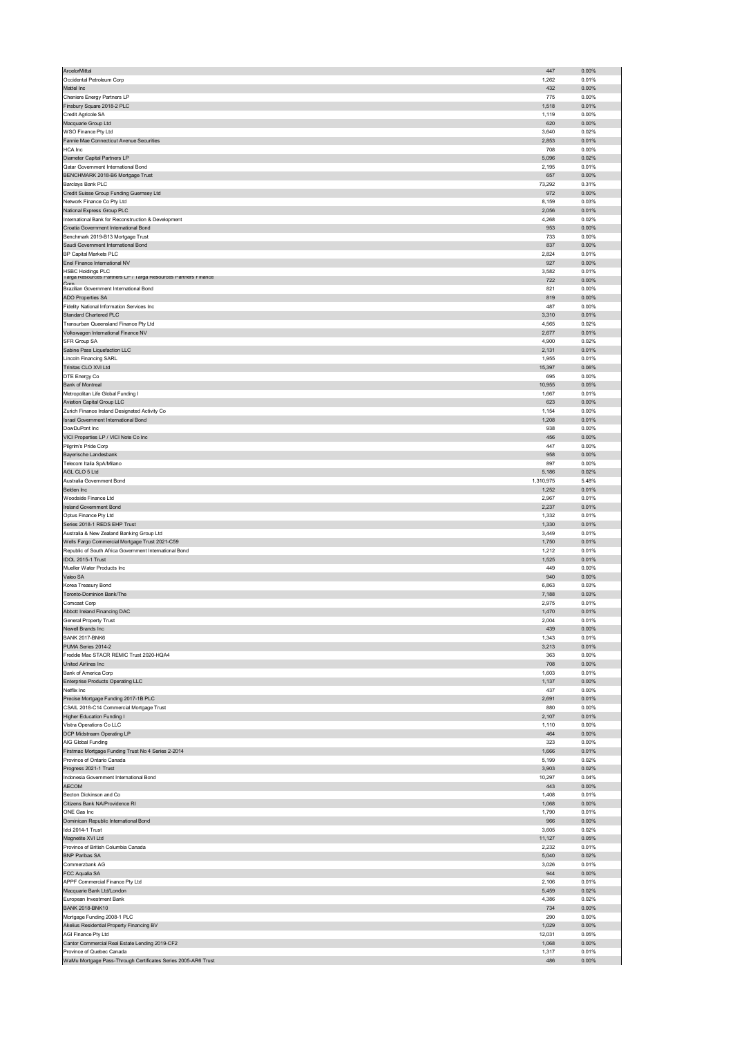| | | |
|---|---|---|
| ArcelorMittal | 447 | 0.00% |
| Occidental Petroleum Corp | 1,262 | 0.01% |
| Mattel Inc | 432 | 0.00% |
| Cheniere Energy Partners LP | 775 | 0.00% |
| Finsbury Square 2018-2 PLC | 1,518 | 0.01% |
| Credit Agricole SA | 1,119 | 0.00% |
| Macquarie Group Ltd | 620 | 0.00% |
| WSO Finance Pty Ltd | 3,640 | 0.02% |
| Fannie Mae Connecticut Avenue Securities | 2,853 | 0.01% |
| HCA Inc | 708 | 0.00% |
| Diameter Capital Partners LP | 5,096 | 0.02% |
| Qatar Government International Bond | 2,195 | 0.01% |
| BENCHMARK 2018-B6 Mortgage Trust | 657 | 0.00% |
| Barclays Bank PLC | 73,292 | 0.31% |
| Credit Suisse Group Funding Guernsey Ltd | 972 | 0.00% |
| Network Finance Co Pty Ltd | 8,159 | 0.03% |
| National Express Group PLC | 2,056 | 0.01% |
| International Bank for Reconstruction & Development | 4,268 | 0.02% |
| Croatia Government International Bond | 953 | 0.00% |
| Benchmark 2019-B13 Mortgage Trust | 733 | 0.00% |
| Saudi Government International Bond | 837 | 0.00% |
| BP Capital Markets PLC | 2,824 | 0.01% |
| Enel Finance International NV | 927 | 0.00% |
| HSBC Holdings PLC | 3,582 | 0.01% |
| Targa Resources Partners LP / Targa Resources Partners Finance Corp | 722 | 0.00% |
| Brazilian Government International Bond | 821 | 0.00% |
| ADO Properties SA | 819 | 0.00% |
| Fidelity National Information Services Inc | 487 | 0.00% |
| Standard Chartered PLC | 3,310 | 0.01% |
| Transurban Queensland Finance Pty Ltd | 4,565 | 0.02% |
| Volkswagen International Finance NV | 2,677 | 0.01% |
| SFR Group SA | 4,900 | 0.02% |
| Sabine Pass Liquefaction LLC | 2,131 | 0.01% |
| Lincoln Financing SARL | 1,955 | 0.01% |
| Trinitas CLO XVI Ltd | 15,397 | 0.06% |
| DTE Energy Co | 695 | 0.00% |
| Bank of Montreal | 10,955 | 0.05% |
| Metropolitan Life Global Funding I | 1,667 | 0.01% |
| Aviation Capital Group LLC | 623 | 0.00% |
| Zurich Finance Ireland Designated Activity Co | 1,154 | 0.00% |
| Israel Government International Bond | 1,208 | 0.01% |
| DowDuPont Inc | 938 | 0.00% |
| VICI Properties LP / VICI Note Co Inc | 456 | 0.00% |
| Pilgrim's Pride Corp | 447 | 0.00% |
| Bayerische Landesbank | 958 | 0.00% |
| Telecom Italia SpA/Milano | 897 | 0.00% |
| AGL CLO 5 Ltd | 5,186 | 0.02% |
| Australia Government Bond | 1,310,975 | 5.48% |
| Belden Inc | 1,252 | 0.01% |
| Woodside Finance Ltd | 2,967 | 0.01% |
| Ireland Government Bond | 2,237 | 0.01% |
| Optus Finance Pty Ltd | 1,332 | 0.01% |
| Series 2018-1 REDS EHP Trust | 1,330 | 0.01% |
| Australia & New Zealand Banking Group Ltd | 3,449 | 0.01% |
| Wells Fargo Commercial Mortgage Trust 2021-C59 | 1,750 | 0.01% |
| Republic of South Africa Government International Bond | 1,212 | 0.01% |
| IDOL 2015-1 Trust | 1,525 | 0.01% |
| Mueller Water Products Inc | 449 | 0.00% |
| Valeo SA | 940 | 0.00% |
| Korea Treasury Bond | 6,863 | 0.03% |
| Toronto-Dominion Bank/The | 7,188 | 0.03% |
| Comcast Corp | 2,975 | 0.01% |
| Abbott Ireland Financing DAC | 1,470 | 0.01% |
| General Property Trust | 2,004 | 0.01% |
| Newell Brands Inc | 439 | 0.00% |
| BANK 2017-BNK6 | 1,343 | 0.01% |
| PUMA Series 2014-2 | 3,213 | 0.01% |
| Freddie Mac STACR REMIC Trust 2020-HQA4 | 363 | 0.00% |
| United Airlines Inc | 708 | 0.00% |
| Bank of America Corp | 1,603 | 0.01% |
| Enterprise Products Operating LLC | 1,137 | 0.00% |
| Netflix Inc | 437 | 0.00% |
| Precise Mortgage Funding 2017-1B PLC | 2,691 | 0.01% |
| CSAIL 2018-C14 Commercial Mortgage Trust | 880 | 0.00% |
| Higher Education Funding I | 2,107 | 0.01% |
| Vistra Operations Co LLC | 1,110 | 0.00% |
| DCP Midstream Operating LP | 464 | 0.00% |
| AIG Global Funding | 323 | 0.00% |
| Firstmac Mortgage Funding Trust No 4 Series 2-2014 | 1,666 | 0.01% |
| Province of Ontario Canada | 5,199 | 0.02% |
| Progress 2021-1 Trust | 3,903 | 0.02% |
| Indonesia Government International Bond | 10,297 | 0.04% |
| AECOM | 443 | 0.00% |
| Becton Dickinson and Co | 1,408 | 0.01% |
| Citizens Bank NA/Providence RI | 1,068 | 0.00% |
| ONE Gas Inc | 1,790 | 0.01% |
| Dominican Republic International Bond | 966 | 0.00% |
| Idol 2014-1 Trust | 3,605 | 0.02% |
| Magnetite XVI Ltd | 11,127 | 0.05% |
| Province of British Columbia Canada | 2,232 | 0.01% |
| BNP Paribas SA | 5,040 | 0.02% |
| Commerzbank AG | 3,026 | 0.01% |
| FCC Aqualia SA | 944 | 0.00% |
| APPF Commercial Finance Pty Ltd | 2,106 | 0.01% |
| Macquarie Bank Ltd/London | 5,459 | 0.02% |
| European Investment Bank | 4,386 | 0.02% |
| BANK 2018-BNK10 | 734 | 0.00% |
| Mortgage Funding 2008-1 PLC | 290 | 0.00% |
| Akelius Residential Property Financing BV | 1,029 | 0.00% |
| AGI Finance Pty Ltd | 12,031 | 0.05% |
| Cantor Commercial Real Estate Lending 2019-CF2 | 1,068 | 0.00% |
| Province of Quebec Canada | 1,317 | 0.01% |
| WaMu Mortgage Pass-Through Certificates Series 2005-AR6 Trust | 486 | 0.00% |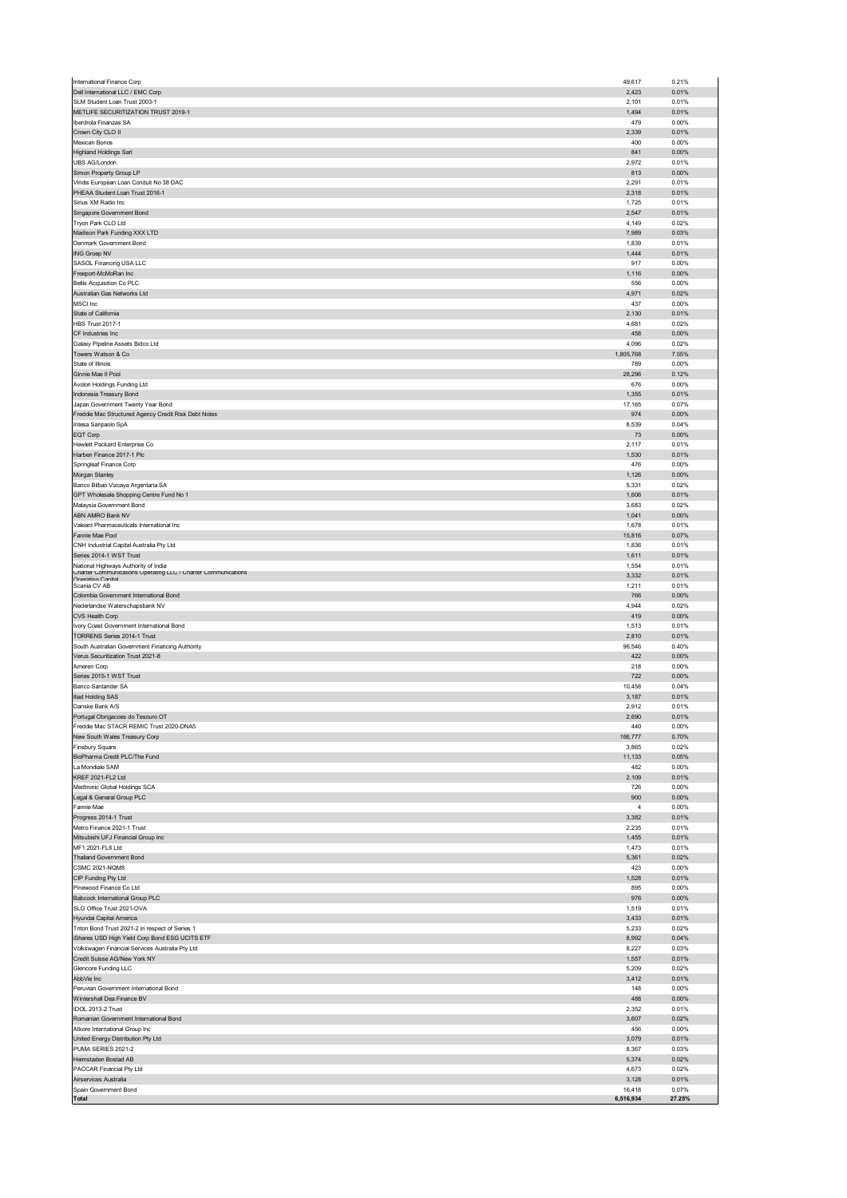| | | |
|---|---|---|
| International Finance Corp | 49,617 | 0.21% |
| Dell International LLC / EMC Corp | 2,423 | 0.01% |
| SLM Student Loan Trust 2003-1 | 2,101 | 0.01% |
| METLIFE SECURITIZATION TRUST 2019-1 | 1,494 | 0.01% |
| Iberdrola Finanzas SA | 479 | 0.00% |
| Crown City CLO II | 2,339 | 0.01% |
| Mexican Bonos | 400 | 0.00% |
| Highland Holdings Sarl | 841 | 0.00% |
| UBS AG/London | 2,972 | 0.01% |
| Simon Property Group LP | 813 | 0.00% |
| Viridis European Loan Conduit No 38 DAC | 2,291 | 0.01% |
| PHEAA Student Loan Trust 2016-1 | 2,318 | 0.01% |
| Sirius XM Radio Inc | 1,725 | 0.01% |
| Singapore Government Bond | 2,547 | 0.01% |
| Tryon Park CLO Ltd | 4,149 | 0.02% |
| Madison Park Funding XXX LTD | 7,989 | 0.03% |
| Denmark Government Bond | 1,839 | 0.01% |
| ING Groep NV | 1,444 | 0.01% |
| SASOL Financing USA LLC | 917 | 0.00% |
| Freeport-McMoRan Inc | 1,116 | 0.00% |
| Bellis Acquisition Co PLC | 556 | 0.00% |
| Australian Gas Networks Ltd | 4,971 | 0.02% |
| MSCI Inc | 437 | 0.00% |
| State of California | 2,130 | 0.01% |
| HBS Trust 2017-1 | 4,681 | 0.02% |
| CF Industries Inc | 458 | 0.00% |
| Galaxy Pipeline Assets Bidco Ltd | 4,096 | 0.02% |
| Towers Watson & Co | 1,805,768 | 7.55% |
| State of Illinois | 789 | 0.00% |
| Ginnie Mae II Pool | 28,296 | 0.12% |
| Avolon Holdings Funding Ltd | 676 | 0.00% |
| Indonesia Treasury Bond | 1,355 | 0.01% |
| Japan Government Twenty Year Bond | 17,165 | 0.07% |
| Freddie Mac Structured Agency Credit Risk Debt Notes | 974 | 0.00% |
| Intesa Sanpaolo SpA | 8,539 | 0.04% |
| EQT Corp | 73 | 0.00% |
| Hewlett Packard Enterprise Co | 2,117 | 0.01% |
| Harben Finance 2017-1 Plc | 1,530 | 0.01% |
| Springleaf Finance Corp | 476 | 0.00% |
| Morgan Stanley | 1,126 | 0.00% |
| Banco Bilbao Vizcaya Argentaria SA | 5,331 | 0.02% |
| GPT Wholesale Shopping Centre Fund No 1 | 1,606 | 0.01% |
| Malaysia Government Bond | 3,683 | 0.02% |
| ABN AMRO Bank NV | 1,041 | 0.00% |
| Valeant Pharmaceuticals International Inc | 1,678 | 0.01% |
| Fannie Mae Pool | 15,816 | 0.07% |
| CNH Industrial Capital Australia Pty Ltd | 1,836 | 0.01% |
| Series 2014-1 WST Trust | 1,611 | 0.01% |
| National Highways Authority of India | 1,554 | 0.01% |
| Charter Communications Operating LLC / Charter Communications Operating Capital | 3,332 | 0.01% |
| Scania CV AB | 1,211 | 0.01% |
| Colombia Government International Bond | 766 | 0.00% |
| Nederlandse Waterschapsbank NV | 4,944 | 0.02% |
| CVS Health Corp | 419 | 0.00% |
| Ivory Coast Government International Bond | 1,513 | 0.01% |
| TORRENS Series 2014-1 Trust | 2,810 | 0.01% |
| South Australian Government Financing Authority | 96,546 | 0.40% |
| Verus Securitization Trust 2021-8 | 422 | 0.00% |
| Ameren Corp | 218 | 0.00% |
| Series 2015-1 WST Trust | 722 | 0.00% |
| Banco Santander SA | 10,458 | 0.04% |
| Iliad Holding SAS | 3,187 | 0.01% |
| Danske Bank A/S | 2,912 | 0.01% |
| Portugal Obrigacoes do Tesouro OT | 2,690 | 0.01% |
| Freddie Mac STACR REMIC Trust 2020-DNA5 | 440 | 0.00% |
| New South Wales Treasury Corp | 166,777 | 0.70% |
| Finsbury Square | 3,865 | 0.02% |
| BioPharma Credit PLC/The Fund | 11,133 | 0.05% |
| La Mondiale SAM | 482 | 0.00% |
| KREF 2021-FL2 Ltd | 2,109 | 0.01% |
| Medtronic Global Holdings SCA | 726 | 0.00% |
| Legal & General Group PLC | 900 | 0.00% |
| Fannie Mae | 4 | 0.00% |
| Progress 2014-1 Trust | 3,382 | 0.01% |
| Metro Finance 2021-1 Trust | 2,235 | 0.01% |
| Mitsubishi UFJ Financial Group Inc | 1,455 | 0.01% |
| MF1 2021-FL6 Ltd | 1,473 | 0.01% |
| Thailand Government Bond | 5,361 | 0.02% |
| CSMC 2021-NQM8 | 423 | 0.00% |
| CIP Funding Pty Ltd | 1,528 | 0.01% |
| Pinewood Finance Co Ltd | 895 | 0.00% |
| Babcock International Group PLC | 976 | 0.00% |
| SLG Office Trust 2021-OVA | 1,519 | 0.01% |
| Hyundai Capital America | 3,433 | 0.01% |
| Triton Bond Trust 2021-2 in respect of Series 1 | 5,233 | 0.02% |
| iShares USD High Yield Corp Bond ESG UCITS ETF | 8,992 | 0.04% |
| Volkswagen Financial Services Australia Pty Ltd | 8,227 | 0.03% |
| Credit Suisse AG/New York NY | 1,557 | 0.01% |
| Glencore Funding LLC | 5,209 | 0.02% |
| AbbVie Inc | 3,412 | 0.01% |
| Peruvian Government International Bond | 148 | 0.00% |
| Wintershall Dea Finance BV | 488 | 0.00% |
| IDOL 2013-2 Trust | 2,352 | 0.01% |
| Romanian Government International Bond | 3,607 | 0.02% |
| Atkore International Group Inc | 456 | 0.00% |
| United Energy Distribution Pty Ltd | 3,079 | 0.01% |
| PUMA SERIES 2021-2 | 8,367 | 0.03% |
| Heimstaden Bostad AB | 5,374 | 0.02% |
| PACCAR Financial Pty Ltd | 4,673 | 0.02% |
| Airservices Australia | 3,128 | 0.01% |
| Spain Government Bond | 16,418 | 0.07% |
| **Total** | **6,516,934** | **27.25%** |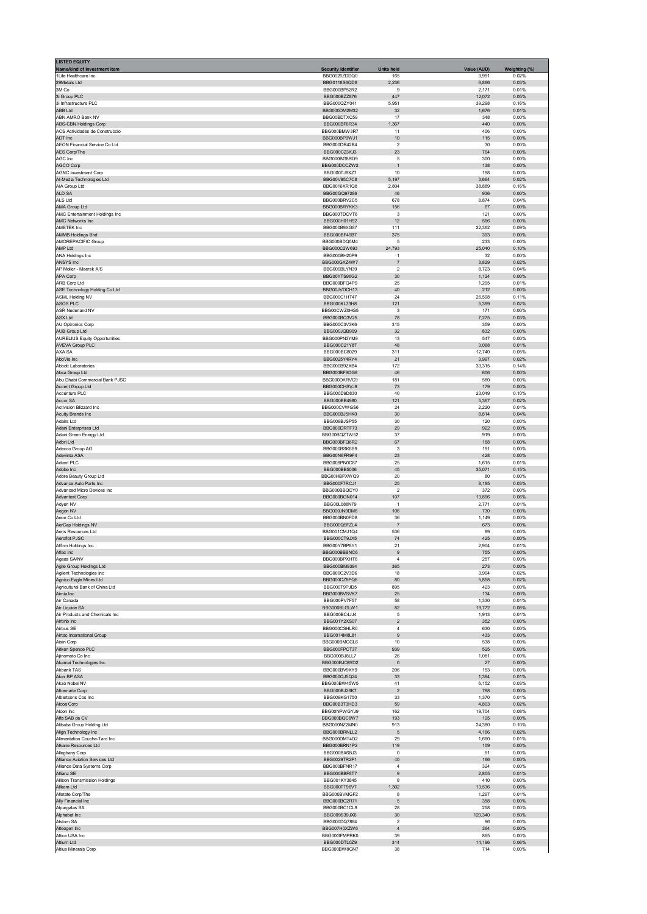| LISTED EQUITY | | | | |
|---|---|---|---|---|
| Name/kind of investment item | Security Identifier | Units held | Value (AUD) | Weighting (%) |
| 1Life Healthcare Inc | BBG0026ZDDQ0 | 165 | 3,991 | 0.02% |
| 29Metals Ltd | BBG0118S6QD8 | 2,236 | 6,866 | 0.03% |
| 3M Co | BBG000BP52R2 | 9 | 2,171 | 0.01% |
| 3i Group PLC | BBG000BZZ876 | 447 | 12,072 | 0.05% |
| 3i Infrastructure PLC | BBG000QZY041 | 5,951 | 39,298 | 0.16% |
| ABB Ltd | BBG000DM2M32 | 32 | 1,676 | 0.01% |
| ABN AMRO Bank NV | BBG00B0TXC59 | 17 | 348 | 0.00% |
| ABS-CBN Holdings Corp | BBG000BF6R34 | 1,367 | 440 | 0.00% |
| ACS Actividades de Construccio | BBG000BMW3R7 | 11 | 406 | 0.00% |
| ADT Inc | BBG000BP9WJ1 | 10 | 115 | 0.00% |
| AEON Financial Service Co Ltd | BBG000DR42B4 | 2 | 30 | 0.00% |
| AES Corp/The | BBG000C23KJ3 | 23 | 764 | 0.00% |
| AGC Inc | BBG000BG8RD9 | 5 | 300 | 0.00% |
| AGCO Corp | BBG000DCCZW2 | 1 | 138 | 0.00% |
| AGNC Investment Corp | BBG000TJ8XZ7 | 10 | 198 | 0.00% |
| AI-Media Technologies Ltd | BBG00V95C7C8 | 5,197 | 3,664 | 0.02% |
| AIA Group Ltd | BBG0016XR1Q8 | 2,804 | 38,889 | 0.16% |
| ALD SA | BBG00GQ97286 | 46 | 936 | 0.00% |
| ALS Ltd | BBG000BRV2C5 | 678 | 8,874 | 0.04% |
| AMA Group Ltd | BBG000BRYKK3 | 156 | 67 | 0.00% |
| AMC Entertainment Holdings Inc | BBG000TDCVT6 | 3 | 121 | 0.00% |
| AMC Networks Inc | BBG000H01H92 | 12 | 566 | 0.00% |
| AMETEK Inc | BBG000B9XG87 | 111 | 22,362 | 0.09% |
| AMMB Holdings Bhd | BBG000BF49B7 | 375 | 393 | 0.00% |
| AMOREPACIFIC Group | BBG000BDQ5M4 | 5 | 233 | 0.00% |
| AMP Ltd | BBG000CZW693 | 24,793 | 25,040 | 0.10% |
| ANA Holdings Inc | BBG000BH20P9 | 1 | 32 | 0.00% |
| ANSYS Inc | BBG000GXZ4W7 | 7 | 3,829 | 0.02% |
| AP Moller - Maersk A/S | BBG000BLYN39 | 2 | 8,723 | 0.04% |
| APA Corp | BBG00YTS96G2 | 30 | 1,124 | 0.00% |
| ARB Corp Ltd | BBG000BFQ4P9 | 25 | 1,295 | 0.01% |
| ASE Technology Holding Co Ltd | BBG00JVDCH13 | 40 | 212 | 0.00% |
| ASML Holding NV | BBG000C1HT47 | 24 | 26,598 | 0.11% |
| ASOS PLC | BBG000KL73H8 | 121 | 5,399 | 0.02% |
| ASR Nederland NV | BBG00CWZ0HG5 | 3 | 171 | 0.00% |
| ASX Ltd | BBG000BQ3V25 | 78 | 7,275 | 0.03% |
| AU Optronics Corp | BBG000C3V3K6 | 315 | 359 | 0.00% |
| AUB Group Ltd | BBG000JQB909 | 32 | 832 | 0.00% |
| AURELIUS Equity Opportunities | BBG000PN3YM9 | 13 | 547 | 0.00% |
| AVEVA Group PLC | BBG000C21Y87 | 48 | 3,068 | 0.01% |
| AXA SA | BBG000BC8029 | 311 | 12,740 | 0.05% |
| AbbVie Inc | BBG0025Y4RY4 | 21 | 3,997 | 0.02% |
| Abbott Laboratories | BBG000B9ZXB4 | 172 | 33,315 | 0.14% |
| Absa Group Ltd | BBG000BF9DG8 | 46 | 606 | 0.00% |
| Abu Dhabi Commercial Bank PJSC | BBG000DKRVC9 | 181 | 580 | 0.00% |
| Accent Group Ltd | BBG000CHSVJ9 | 73 | 179 | 0.00% |
| Accenture PLC | BBG000D9D830 | 40 | 23,049 | 0.10% |
| Accor SA | BBG000BB4980 | 121 | 5,367 | 0.02% |
| Activision Blizzard Inc | BBG000CVWGS6 | 24 | 2,220 | 0.01% |
| Acuity Brands Inc | BBG000BJ5HK0 | 30 | 8,814 | 0.04% |
| Adairs Ltd | BBG009BJSP55 | 30 | 120 | 0.00% |
| Adani Enterprises Ltd | BBG000DRTF73 | 29 | 922 | 0.00% |
| Adani Green Energy Ltd | BBG00BQZTW52 | 37 | 919 | 0.00% |
| Adbri Ltd | BBG000BFQ6R2 | 67 | 188 | 0.00% |
| Adecco Group AG | BBG000BSK6S9 | 3 | 191 | 0.00% |
| Adevinta ASA | BBG00N6FR9F4 | 23 | 428 | 0.00% |
| Adient PLC | BBG009PN0C87 | 25 | 1,615 | 0.01% |
| Adobe Inc | BBG000BB5006 | 45 | 35,071 | 0.15% |
| Adore Beauty Group Ltd | BBG00HBPXWQ9 | 20 | 80 | 0.00% |
| Advance Auto Parts Inc | BBG000F7RCJ1 | 25 | 8,185 | 0.03% |
| Advanced Micro Devices Inc | BBG000BBQCY0 | 2 | 372 | 0.00% |
| Advantest Corp | BBG000BGN014 | 107 | 13,896 | 0.06% |
| Adyen NV | BBG00L088N79 | 1 | 2,771 | 0.01% |
| Aegon NV | BBG000JN9DM6 | 106 | 730 | 0.00% |
| Aeon Co Ltd | BBG000BN0FD8 | 36 | 1,149 | 0.00% |
| AerCap Holdings NV | BBG000Q9FZL4 | 7 | 673 | 0.00% |
| Aeris Resources Ltd | BBG001CMJ1Q4 | 536 | 89 | 0.00% |
| Aeroflot PJSC | BBG000CT9JX5 | 74 | 425 | 0.00% |
| Affirm Holdings Inc | BBG00Y7BP8Y1 | 21 | 2,904 | 0.01% |
| Aflac Inc | BBG000BBBNC6 | 9 | 755 | 0.00% |
| Ageas SA/NV | BBG000BPXHT6 | 4 | 257 | 0.00% |
| Agile Group Holdings Ltd | BBG000BM9384 | 365 | 273 | 0.00% |
| Agilent Technologies Inc | BBG000C2V3D6 | 18 | 3,904 | 0.02% |
| Agnico Eagle Mines Ltd | BBG000CZ8PQ6 | 80 | 5,858 | 0.02% |
| Agricultural Bank of China Ltd | BBG000T9PJD5 | 895 | 423 | 0.00% |
| Aimia Inc | BBG000BVSVK7 | 25 | 134 | 0.00% |
| Air Canada | BBG000PV7F57 | 58 | 1,330 | 0.01% |
| Air Liquide SA | BBG000BLGLW1 | 82 | 19,772 | 0.08% |
| Air Products and Chemicals Inc | BBG000BC4JJ4 | 5 | 1,913 | 0.01% |
| Airbnb Inc | BBG001Y2XS07 | 2 | 352 | 0.00% |
| Airbus SE | BBG000CSHLR0 | 4 | 630 | 0.00% |
| Airtac International Group | BBG0014M8L81 | 9 | 433 | 0.00% |
| Aisin Corp | BBG000BMCGL6 | 10 | 538 | 0.00% |
| Aitken Spence PLC | BBG000FPCT37 | 939 | 525 | 0.00% |
| Ajinomoto Co Inc | BBG000BJ8LL7 | 26 | 1,081 | 0.00% |
| Akamai Technologies Inc | BBG000BJQWD2 | 0 | 27 | 0.00% |
| Akbank TAS | BBG000BV9XY9 | 206 | 153 | 0.00% |
| Aker BP ASA | BBG000QJ5Q24 | 33 | 1,394 | 0.01% |
| Akzo Nobel NV | BBG000BW45W5 | 41 | 6,152 | 0.03% |
| Albemarle Corp | BBG000BJ26K7 | 2 | 798 | 0.00% |
| Albertsons Cos Inc | BBG009KG1750 | 33 | 1,370 | 0.01% |
| Alcoa Corp | BBG00B3T3HD3 | 59 | 4,803 | 0.02% |
| Alcon Inc | BBG00NPWGYJ9 | 162 | 19,704 | 0.08% |
| Alfa SAB de CV | BBG000BQC6W7 | 193 | 195 | 0.00% |
| Alibaba Group Holding Ltd | BBG000NZ2MN0 | 913 | 24,380 | 0.10% |
| Align Technology Inc | BBG000BRNLL2 | 5 | 4,166 | 0.02% |
| Alimentation Couche-Tard Inc | BBG000DMT4D2 | 29 | 1,660 | 0.01% |
| Alkane Resources Ltd | BBG000BRN1P2 | 119 | 109 | 0.00% |
| Alleghany Corp | BBG000BX6BJ3 | 0 | 91 | 0.00% |
| Alliance Aviation Services Ltd | BBG0029TR2P1 | 40 | 166 | 0.00% |
| Alliance Data Systems Corp | BBG000BFNR17 | 4 | 324 | 0.00% |
| Allianz SE | BBG000BBF8T7 | 9 | 2,805 | 0.01% |
| Allison Transmission Holdings | BBG001KY3845 | 8 | 410 | 0.00% |
| Allkem Ltd | BBG000TT96V7 | 1,302 | 13,536 | 0.06% |
| Allstate Corp/The | BBG000BVMGF2 | 8 | 1,297 | 0.01% |
| Ally Financial Inc | BBG000BC2R71 | 5 | 358 | 0.00% |
| Alpargatas SA | BBG000BC1CL9 | 28 | 258 | 0.00% |
| Alphabet Inc | BBG009S39JX6 | 30 | 120,340 | 0.50% |
| Alstom SA | BBG000DQ7884 | 2 | 96 | 0.00% |
| Alteogen Inc | BBG007H0XZW6 | 4 | 364 | 0.00% |
| Altice USA Inc | BBG00GFMPRK0 | 39 | 865 | 0.00% |
| Altium Ltd | BBG000DTL0Z9 | 314 | 14,196 | 0.06% |
| Altius Minerals Corp | BBG000BW8GN7 | 38 | 714 | 0.00% |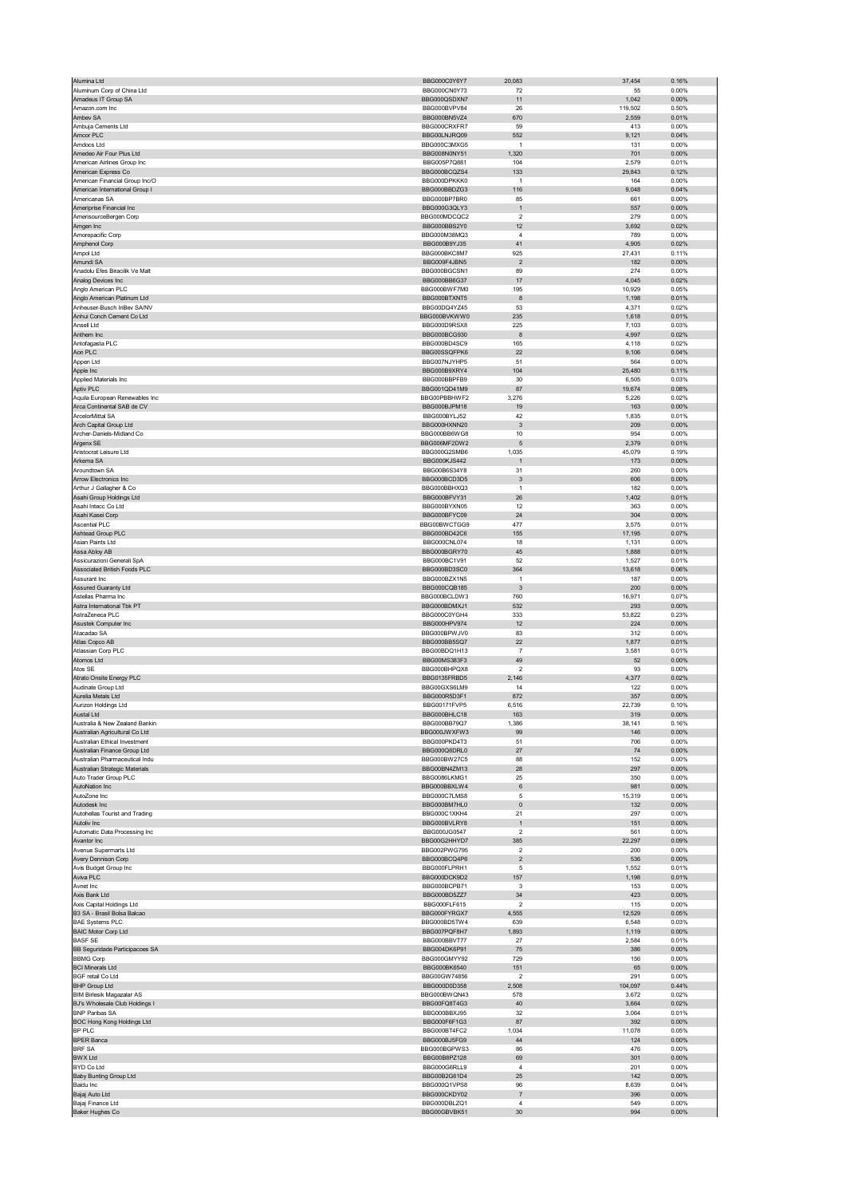| | | | | |
|---|---|---|---|---|
| Alumina Ltd | BBG000C0Y6Y7 | 20,083 | 37,454 | 0.16% |
| Aluminum Corp of China Ltd | BBG000CN0Y73 | 72 | 55 | 0.00% |
| Amadeus IT Group SA | BBG000QSDXN7 | 11 | 1,042 | 0.00% |
| Amazon.com Inc | BBG000BVPV84 | 26 | 119,502 | 0.50% |
| Ambev SA | BBG000BN5VZ4 | 670 | 2,559 | 0.01% |
| Ambuja Cements Ltd | BBG000CRXFR7 | 59 | 413 | 0.00% |
| Amcor PLC | BBG00LNJRQ09 | 552 | 9,121 | 0.04% |
| Amdocs Ltd | BBG000C3MXG5 | 1 | 131 | 0.00% |
| Amedeo Air Four Plus Ltd | BBG008N0NY51 | 1,320 | 701 | 0.00% |
| American Airlines Group Inc | BBG005P7Q881 | 104 | 2,579 | 0.01% |
| American Express Co | BBG000BCQZS4 | 133 | 29,843 | 0.12% |
| American Financial Group Inc/O | BBG000DPKKK0 | 1 | 164 | 0.00% |
| American International Group I | BBG000BBDZG3 | 116 | 9,048 | 0.04% |
| Americanas SA | BBG000BP7BR0 | 85 | 661 | 0.00% |
| Ameriprise Financial Inc | BBG000G3QLY3 | 1 | 557 | 0.00% |
| AmerisourceBergen Corp | BBG000MDCQC2 | 2 | 279 | 0.00% |
| Amgen Inc | BBG000BBS2Y0 | 12 | 3,692 | 0.02% |
| Amorepacific Corp | BBG000M38MQ3 | 4 | 789 | 0.00% |
| Amphenol Corp | BBG000B9YJ35 | 41 | 4,905 | 0.02% |
| Ampol Ltd | BBG000BKC8M7 | 925 | 27,431 | 0.11% |
| Amundi SA | BBG009F4JBN5 | 2 | 182 | 0.00% |
| Anadolu Efes Biracilik Ve Malt | BBG000BGCSN1 | 89 | 274 | 0.00% |
| Analog Devices Inc | BBG000BB6G37 | 17 | 4,045 | 0.02% |
| Anglo American PLC | BBG000BWF7M0 | 195 | 10,929 | 0.05% |
| Anglo American Platinum Ltd | BBG000BTXNT5 | 8 | 1,198 | 0.01% |
| Anheuser-Busch InBev SA/NV | BBG00DQ4YZ45 | 53 | 4,371 | 0.02% |
| Anhui Conch Cement Co Ltd | BBG000BVKWW0 | 235 | 1,618 | 0.01% |
| Ansell Ltd | BBG000D9RSX8 | 225 | 7,103 | 0.03% |
| Anthem Inc | BBG000BCG930 | 8 | 4,997 | 0.02% |
| Antofagasta PLC | BBG000BD4SC9 | 165 | 4,118 | 0.02% |
| Aon PLC | BBG00SSQFPK6 | 22 | 9,106 | 0.04% |
| Appen Ltd | BBG007NJYHP5 | 51 | 564 | 0.00% |
| Apple Inc | BBG000B9XRY4 | 104 | 25,480 | 0.11% |
| Applied Materials Inc | BBG000BBPFB9 | 30 | 6,505 | 0.03% |
| Aptiv PLC | BBG001QD41M9 | 87 | 19,674 | 0.08% |
| Aquila European Renewables Inc | BBG00PBBHWF2 | 3,276 | 5,226 | 0.02% |
| Arca Continental SAB de CV | BBG000BJPM18 | 19 | 163 | 0.00% |
| ArcelorMittal SA | BBG000BYLJ52 | 42 | 1,835 | 0.01% |
| Arch Capital Group Ltd | BBG000HXNN20 | 3 | 209 | 0.00% |
| Archer-Daniels-Midland Co | BBG000BB6WG8 | 10 | 954 | 0.00% |
| Argenx SE | BBG006MF2DW2 | 5 | 2,379 | 0.01% |
| Aristocrat Leisure Ltd | BBG000G2SMB6 | 1,035 | 45,079 | 0.19% |
| Arkema SA | BBG000KJS442 | 1 | 173 | 0.00% |
| Aroundtown SA | BBG00B6S34Y8 | 31 | 260 | 0.00% |
| Arrow Electronics Inc | BBG000BCD3D5 | 3 | 606 | 0.00% |
| Arthur J Gallagher & Co | BBG000BBHXQ3 | 1 | 182 | 0.00% |
| Asahi Group Holdings Ltd | BBG000BFVY31 | 26 | 1,402 | 0.01% |
| Asahi Intecc Co Ltd | BBG000BYXN05 | 12 | 363 | 0.00% |
| Asahi Kasei Corp | BBG000BFYC09 | 24 | 304 | 0.00% |
| Ascential PLC | BBG00BWCTGG9 | 477 | 3,575 | 0.01% |
| Ashtead Group PLC | BBG000BD42C6 | 155 | 17,195 | 0.07% |
| Asian Paints Ltd | BBG000CNL074 | 18 | 1,131 | 0.00% |
| Assa Abloy AB | BBG000BGRY70 | 45 | 1,888 | 0.01% |
| Assicurazioni Generali SpA | BBG000BC1V91 | 52 | 1,527 | 0.01% |
| Associated British Foods PLC | BBG000BD3SC0 | 364 | 13,618 | 0.06% |
| Assurant Inc | BBG000BZX1N5 | 1 | 187 | 0.00% |
| Assured Guaranty Ltd | BBG000CQB185 | 3 | 200 | 0.00% |
| Astellas Pharma Inc | BBG000BCLDW3 | 760 | 16,971 | 0.07% |
| Astra International Tbk PT | BBG000BDMXJ1 | 532 | 293 | 0.00% |
| AstraZeneca PLC | BBG000C0YGH4 | 333 | 53,822 | 0.23% |
| Asustek Computer Inc | BBG000HPV974 | 12 | 224 | 0.00% |
| Atacadao SA | BBG000BPWJV0 | 83 | 312 | 0.00% |
| Atlas Copco AB | BBG000BB5SQ7 | 22 | 1,877 | 0.01% |
| Atlassian Corp PLC | BBG00BDQ1H13 | 7 | 3,581 | 0.01% |
| Atomos Ltd | BBG00MS383F3 | 49 | 52 | 0.00% |
| Atos SE | BBG000BHPQX8 | 2 | 93 | 0.00% |
| Atrato Onsite Energy PLC | BBG0135FRBD5 | 2,146 | 4,377 | 0.02% |
| Audinate Group Ltd | BBG00GXS6LM9 | 14 | 122 | 0.00% |
| Aurelia Metals Ltd | BBG000R5D3F1 | 872 | 357 | 0.00% |
| Aurizon Holdings Ltd | BBG00171FVP5 | 6,516 | 22,739 | 0.10% |
| Austal Ltd | BBG000BHLC18 | 163 | 319 | 0.00% |
| Australia & New Zealand Bankin | BBG000BB79Q7 | 1,386 | 38,141 | 0.16% |
| Australian Agricultural Co Ltd | BBG000JWXFW3 | 99 | 146 | 0.00% |
| Australian Ethical Investment | BBG000PKD4T3 | 51 | 706 | 0.00% |
| Australian Finance Group Ltd | BBG000Q8DRL0 | 27 | 74 | 0.00% |
| Australian Pharmaceutical Indu | BBG000BW27C5 | 88 | 152 | 0.00% |
| Australian Strategic Materials | BBG000BN4ZM13 | 28 | 297 | 0.00% |
| Auto Trader Group PLC | BBG0086LKMG1 | 25 | 350 | 0.00% |
| AutoNation Inc | BBG000BBXLW4 | 6 | 981 | 0.00% |
| AutoZone Inc | BBG000C7LMS8 | 5 | 15,319 | 0.06% |
| Autodesk Inc | BBG000BM7HL0 | 0 | 132 | 0.00% |
| Autohellas Tourist and Trading | BBG000C1XKH4 | 21 | 297 | 0.00% |
| Autoliv Inc | BBG000BVLRY8 | 1 | 151 | 0.00% |
| Automatic Data Processing Inc | BBG000JG0547 | 2 | 561 | 0.00% |
| Avantor Inc | BBG00G2HHYD7 | 385 | 22,297 | 0.09% |
| Avenue Supermarts Ltd | BBG002PWG795 | 2 | 200 | 0.00% |
| Avery Dennison Corp | BBG000BCQ4P6 | 2 | 536 | 0.00% |
| Avis Budget Group Inc | BBG000FLPRH1 | 5 | 1,552 | 0.01% |
| Aviva PLC | BBG000DCK9D2 | 157 | 1,198 | 0.01% |
| Avnet Inc | BBG000BCPB71 | 3 | 153 | 0.00% |
| Axis Bank Ltd | BBG000BD5ZZ7 | 34 | 423 | 0.00% |
| Axis Capital Holdings Ltd | BBG000FLF615 | 2 | 115 | 0.00% |
| B3 SA - Brasil Bolsa Balcao | BBG000FYRGX7 | 4,555 | 12,529 | 0.05% |
| BAE Systems PLC | BBG000BD5TW4 | 639 | 6,548 | 0.03% |
| BAIC Motor Corp Ltd | BBG007PQF8H7 | 1,893 | 1,119 | 0.00% |
| BASF SE | BBG000BBVT77 | 27 | 2,584 | 0.01% |
| BB Seguridade Participacoes SA | BBG004DK6P91 | 75 | 386 | 0.00% |
| BBMG Corp | BBG000GMYY92 | 729 | 156 | 0.00% |
| BCI Minerals Ltd | BBG000BK6540 | 151 | 65 | 0.00% |
| BGF retail Co Ltd | BBG00GW74856 | 2 | 291 | 0.00% |
| BHP Group Ltd | BBG000D0D358 | 2,508 | 104,097 | 0.44% |
| BIM Birlesik Magazalar AS | BBG000BWQN43 | 578 | 3,672 | 0.02% |
| BJ's Wholesale Club Holdings I | BBG00FQ8T4G3 | 40 | 3,664 | 0.02% |
| BNP Paribas SA | BBG000BBXJ95 | 32 | 3,064 | 0.01% |
| BOC Hong Kong Holdings Ltd | BBG000F6F1G3 | 87 | 392 | 0.00% |
| BP PLC | BBG000BT4FC2 | 1,034 | 11,078 | 0.05% |
| BPER Banca | BBG000BJ5FG9 | 44 | 124 | 0.00% |
| BRF SA | BBG000BGPWS3 | 86 | 476 | 0.00% |
| BWX Ltd | BBG00B8PZ128 | 69 | 301 | 0.00% |
| BYD Co Ltd | BBG000G6RLL9 | 4 | 201 | 0.00% |
| Baby Bunting Group Ltd | BBG00B2G61D4 | 25 | 142 | 0.00% |
| Baidu Inc | BBG000Q1VPS8 | 96 | 8,639 | 0.04% |
| Bajaj Auto Ltd | BBG000CKDY02 | 7 | 396 | 0.00% |
| Bajaj Finance Ltd | BBG000DBLZQ1 | 4 | 549 | 0.00% |
| Baker Hughes Co | BBG00GBVBK51 | 30 | 994 | 0.00% |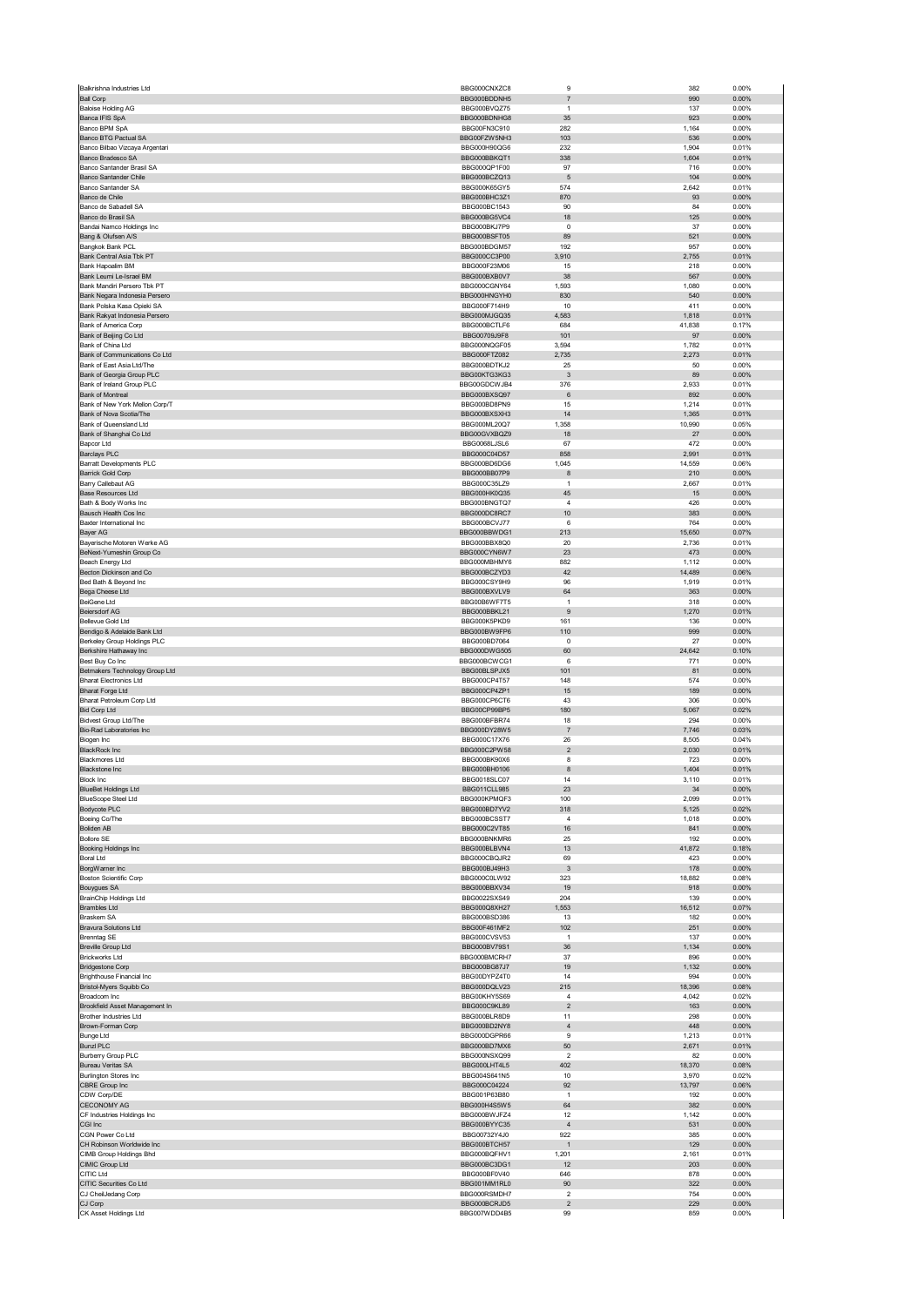| | | | | |
|---|---|---|---|---|
| Balkrishna Industries Ltd | BBG000CNXZC8 | 9 | 382 | 0.00% |
| Ball Corp | BBG000BDDNH5 | 7 | 990 | 0.00% |
| Baloise Holding AG | BBG000BVQZ75 | 1 | 137 | 0.00% |
| Banca IFIS SpA | BBG000BDNHG8 | 35 | 923 | 0.00% |
| Banco BPM SpA | BBG00FN3C910 | 282 | 1,164 | 0.00% |
| Banco BTG Pactual SA | BBG00FZW5NH3 | 103 | 536 | 0.00% |
| Banco Bilbao Vizcaya Argentari | BBG000H90QG6 | 232 | 1,904 | 0.01% |
| Banco Bradesco SA | BBG000BBKQT1 | 338 | 1,604 | 0.01% |
| Banco Santander Brasil SA | BBG000QP1F00 | 97 | 716 | 0.00% |
| Banco Santander Chile | BBG000BCZQ13 | 5 | 104 | 0.00% |
| Banco Santander SA | BBG000K65GY5 | 574 | 2,642 | 0.01% |
| Banco de Chile | BBG000BHC3Z1 | 870 | 93 | 0.00% |
| Banco de Sabadell SA | BBG000BC1543 | 90 | 84 | 0.00% |
| Banco do Brasil SA | BBG000BG5VC4 | 18 | 125 | 0.00% |
| Bandai Namco Holdings Inc | BBG000BKJ7P9 | 0 | 37 | 0.00% |
| Bang & Olufsen A/S | BBG000BSFT05 | 89 | 521 | 0.00% |
| Bangkok Bank PCL | BBG000BDGM57 | 192 | 957 | 0.00% |
| Bank Central Asia Tbk PT | BBG000CC3P00 | 3,910 | 2,755 | 0.01% |
| Bank Hapoalim BM | BBG000F23M06 | 15 | 218 | 0.00% |
| Bank Leumi Le-Israel BM | BBG000BXB0V7 | 38 | 567 | 0.00% |
| Bank Mandiri Persero Tbk PT | BBG000CGNY64 | 1,593 | 1,080 | 0.00% |
| Bank Negara Indonesia Persero | BBG000HNGYH0 | 830 | 540 | 0.00% |
| Bank Polska Kasa Opieki SA | BBG000F714H9 | 10 | 411 | 0.00% |
| Bank Rakyat Indonesia Persero | BBG000MJGQ35 | 4,583 | 1,818 | 0.01% |
| Bank of America Corp | BBG000BCTLF6 | 684 | 41,838 | 0.17% |
| Bank of Beijing Co Ltd | BBG00709J9F8 | 101 | 97 | 0.00% |
| Bank of China Ltd | BBG000NQGF05 | 3,594 | 1,782 | 0.01% |
| Bank of Communications Co Ltd | BBG000FTZ082 | 2,735 | 2,273 | 0.01% |
| Bank of East Asia Ltd/The | BBG000BDTKJ2 | 25 | 50 | 0.00% |
| Bank of Georgia Group PLC | BBG00KTG3KG3 | 3 | 89 | 0.00% |
| Bank of Ireland Group PLC | BBG00GDCWJB4 | 376 | 2,933 | 0.01% |
| Bank of Montreal | BBG000BXSQ97 | 6 | 892 | 0.00% |
| Bank of New York Mellon Corp/T | BBG000BD8PN9 | 15 | 1,214 | 0.01% |
| Bank of Nova Scotia/The | BBG000BXSXH3 | 14 | 1,365 | 0.01% |
| Bank of Queensland Ltd | BBG000ML20Q7 | 1,358 | 10,990 | 0.05% |
| Bank of Shanghai Co Ltd | BBG00GVXBQZ9 | 18 | 27 | 0.00% |
| Bapcor Ltd | BBG0068LJSL6 | 67 | 472 | 0.00% |
| Barclays PLC | BBG000C04D57 | 858 | 2,991 | 0.01% |
| Barratt Developments PLC | BBG000BD6DG6 | 1,045 | 14,559 | 0.06% |
| Barrick Gold Corp | BBG000BB07P9 | 8 | 210 | 0.00% |
| Barry Callebaut AG | BBG000C35LZ9 | 1 | 2,667 | 0.01% |
| Base Resources Ltd | BBG000HK0Q35 | 45 | 15 | 0.00% |
| Bath & Body Works Inc | BBG000BNGTQ7 | 4 | 426 | 0.00% |
| Bausch Health Cos Inc | BBG000DC8RC7 | 10 | 383 | 0.00% |
| Baxter International Inc | BBG000BCVJ77 | 6 | 764 | 0.00% |
| Bayer AG | BBG000BBWDG1 | 213 | 15,650 | 0.07% |
| Bayerische Motoren Werke AG | BBG000BBX8Q0 | 20 | 2,736 | 0.01% |
| BeNext-Yumeshin Group Co | BBG000CYN6W7 | 23 | 473 | 0.00% |
| Beach Energy Ltd | BBG000MBHMY6 | 882 | 1,112 | 0.00% |
| Becton Dickinson and Co | BBG000BCZYD3 | 42 | 14,489 | 0.06% |
| Bed Bath & Beyond Inc | BBG000CSY9H9 | 96 | 1,919 | 0.01% |
| Bega Cheese Ltd | BBG000BXVLV9 | 64 | 363 | 0.00% |
| BeiGene Ltd | BBG00B6WF7T5 | 1 | 318 | 0.00% |
| Beiersdorf AG | BBG000BBKL21 | 9 | 1,270 | 0.01% |
| Bellevue Gold Ltd | BBG000K5FKD9 | 161 | 136 | 0.00% |
| Bendigo & Adelaide Bank Ltd | BBG000BW9FP6 | 110 | 999 | 0.00% |
| Berkeley Group Holdings PLC | BBG000BD7064 | 0 | 27 | 0.00% |
| Berkshire Hathaway Inc | BBG000DWG505 | 60 | 24,642 | 0.10% |
| Best Buy Co Inc | BBG000BCWCG1 | 6 | 771 | 0.00% |
| Betmakers Technology Group Ltd | BBG00BLSPJX5 | 101 | 81 | 0.00% |
| Bharat Electronics Ltd | BBG000CP4T57 | 148 | 574 | 0.00% |
| Bharat Forge Ltd | BBG000CP4ZP1 | 15 | 189 | 0.00% |
| Bharat Petroleum Corp Ltd | BBG000CP6CT6 | 43 | 306 | 0.00% |
| Bid Corp Ltd | BBG00CP99BP5 | 180 | 5,067 | 0.02% |
| Bidvest Group Ltd/The | BBG000BFBR74 | 18 | 294 | 0.00% |
| Bio-Rad Laboratories Inc | BBG000DY28W5 | 7 | 7,746 | 0.03% |
| Biogen Inc | BBG000C17X76 | 26 | 8,505 | 0.04% |
| BlackRock Inc | BBG000C2PW58 | 2 | 2,030 | 0.01% |
| Blackmores Ltd | BBG000BK90X6 | 8 | 723 | 0.00% |
| Blackstone Inc | BBG000BH0106 | 8 | 1,404 | 0.01% |
| Block Inc | BBG0018SLC07 | 14 | 3,110 | 0.01% |
| BlueBet Holdings Ltd | BBG011CLL985 | 23 | 34 | 0.00% |
| BlueScope Steel Ltd | BBG000KPMQF3 | 100 | 2,099 | 0.01% |
| Bodycote PLC | BBG000BD7YV2 | 318 | 5,125 | 0.02% |
| Boeing Co/The | BBG000BCSST7 | 4 | 1,018 | 0.00% |
| Boliden AB | BBG000C2VT85 | 16 | 841 | 0.00% |
| Bollore SE | BBG000BNKMR6 | 25 | 192 | 0.00% |
| Booking Holdings Inc | BBG000BLBVN4 | 13 | 41,872 | 0.18% |
| Boral Ltd | BBG000CBQJR2 | 69 | 423 | 0.00% |
| BorgWarner Inc | BBG000BJ49H3 | 3 | 178 | 0.00% |
| Boston Scientific Corp | BBG000C0LW92 | 323 | 18,882 | 0.08% |
| Bouygues SA | BBG000BBXV34 | 19 | 918 | 0.00% |
| BrainChip Holdings Ltd | BBG0022SXS49 | 204 | 139 | 0.00% |
| Brambles Ltd | BBG000Q8XH27 | 1,553 | 16,512 | 0.07% |
| Braskem SA | BBG000BSD386 | 13 | 182 | 0.00% |
| Bravura Solutions Ltd | BBG00F461MF2 | 102 | 251 | 0.00% |
| Brenntag SE | BBG000CVSV53 | 1 | 137 | 0.00% |
| Breville Group Ltd | BBG000BV79S1 | 36 | 1,134 | 0.00% |
| Brickworks Ltd | BBG000BMCRH7 | 37 | 896 | 0.00% |
| Bridgestone Corp | BBG000BG87J7 | 19 | 1,132 | 0.00% |
| Brighthouse Financial Inc | BBG00DYPZ4T0 | 14 | 994 | 0.00% |
| Bristol-Myers Squibb Co | BBG000DQLV23 | 215 | 18,396 | 0.08% |
| Broadcom Inc | BBG00KHY5S69 | 4 | 4,042 | 0.02% |
| Brookfield Asset Management In | BBG000C9KL89 | 2 | 163 | 0.00% |
| Brother Industries Ltd | BBG000BLR8D9 | 11 | 298 | 0.00% |
| Brown-Forman Corp | BBG000BD2NY8 | 4 | 448 | 0.00% |
| Bunge Ltd | BBG000DGPR66 | 9 | 1,213 | 0.01% |
| Bunzl PLC | BBG000BD7MX6 | 50 | 2,671 | 0.01% |
| Burberry Group PLC | BBG000NSXQ99 | 2 | 82 | 0.00% |
| Bureau Veritas SA | BBG000LHT4L5 | 402 | 18,370 | 0.08% |
| Burlington Stores Inc | BBG004S641N5 | 10 | 3,970 | 0.02% |
| CBRE Group Inc | BBG000C04224 | 92 | 13,797 | 0.06% |
| CDW Corp/DE | BBG001P63B80 | 1 | 192 | 0.00% |
| CECONOMY AG | BBG000H4S5W5 | 64 | 382 | 0.00% |
| CF Industries Holdings Inc | BBG000BWJFZ4 | 12 | 1,142 | 0.00% |
| CGI Inc | BBG000BYYC35 | 4 | 531 | 0.00% |
| CGN Power Co Ltd | BBG00732Y4J0 | 922 | 385 | 0.00% |
| CH Robinson Worldwide Inc | BBG000BTCH57 | 1 | 129 | 0.00% |
| CIMB Group Holdings Bhd | BBG000BQFHV1 | 1,201 | 2,161 | 0.01% |
| CIMIC Group Ltd | BBG000BC3DG1 | 12 | 203 | 0.00% |
| CITIC Ltd | BBG000BF0V40 | 646 | 878 | 0.00% |
| CITIC Securities Co Ltd | BBG001MM1RL0 | 90 | 322 | 0.00% |
| CJ CheilJedang Corp | BBG000RSMDH7 | 2 | 754 | 0.00% |
| CJ Corp | BBG000BCRJD5 | 2 | 229 | 0.00% |
| CK Asset Holdings Ltd | BBG007WDD4B5 | 99 | 859 | 0.00% |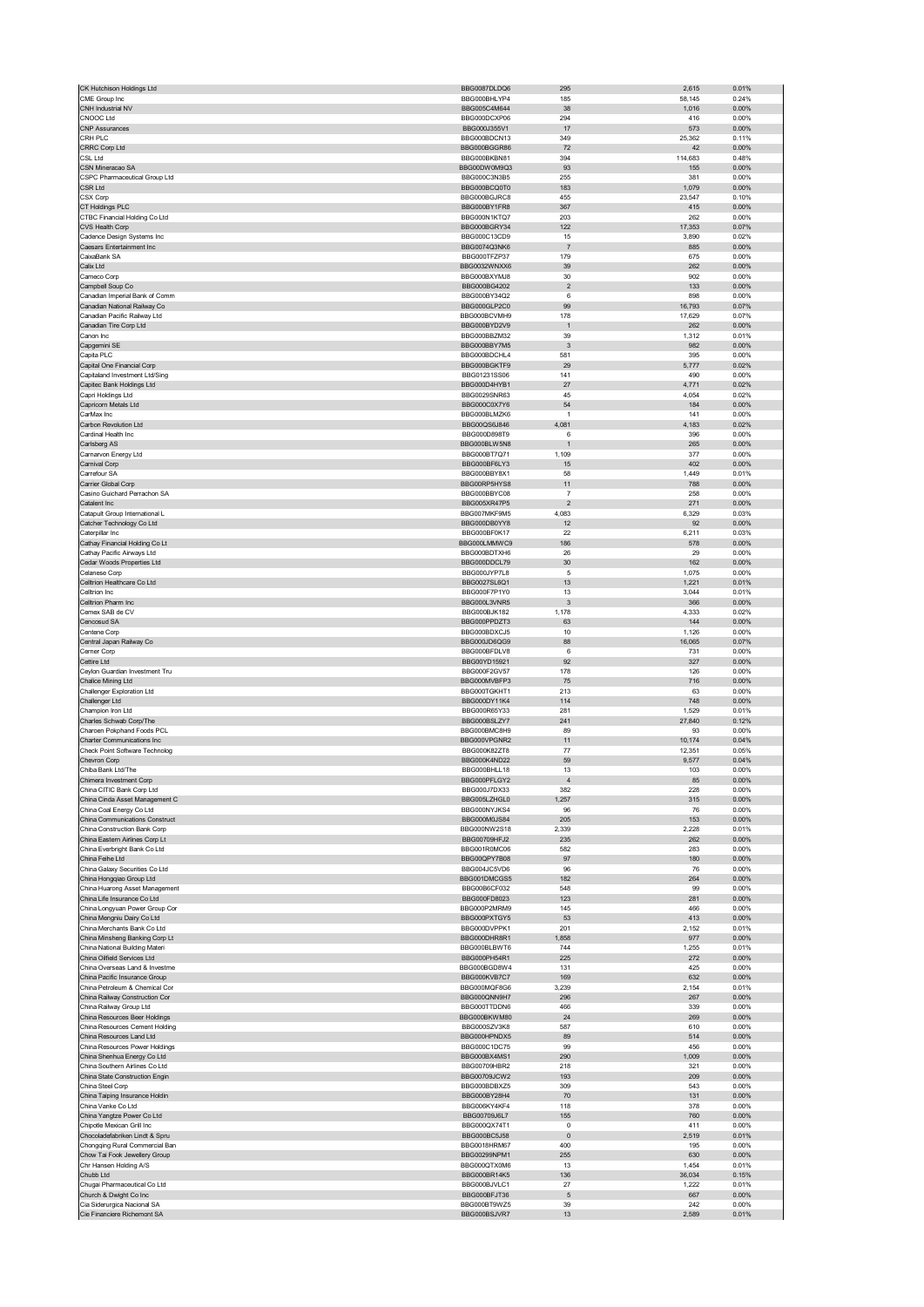| | | | | |
|---|---|---|---|---|
| CK Hutchison Holdings Ltd | BBG0087DLDQ6 | 295 | 2,615 | 0.01% |
| CME Group Inc | BBG000BHLYP4 | 185 | 58,145 | 0.24% |
| CNH Industrial NV | BBG005C4M644 | 38 | 1,016 | 0.00% |
| CNOOC Ltd | BBG000DCXP06 | 294 | 416 | 0.00% |
| CNP Assurances | BBG000J355V1 | 17 | 573 | 0.00% |
| CRH PLC | BBG000BDCN13 | 349 | 25,362 | 0.11% |
| CRRC Corp Ltd | BBG000BGGR86 | 72 | 42 | 0.00% |
| CSL Ltd | BBG000BKBN81 | 394 | 114,683 | 0.48% |
| CSN Mineracao SA | BBG00DW0M9Q3 | 93 | 155 | 0.00% |
| CSPC Pharmaceutical Group Ltd | BBG000C3N3B5 | 255 | 381 | 0.00% |
| CSR Ltd | BBG000BCQ0T0 | 183 | 1,079 | 0.00% |
| CSX Corp | BBG000BGJRC8 | 455 | 23,547 | 0.10% |
| CT Holdings PLC | BBG000BY1FR8 | 367 | 415 | 0.00% |
| CTBC Financial Holding Co Ltd | BBG000N1KTQ7 | 203 | 262 | 0.00% |
| CVS Health Corp | BBG000BGRY34 | 122 | 17,353 | 0.07% |
| Cadence Design Systems Inc | BBG000C13CD9 | 15 | 3,890 | 0.02% |
| Caesars Entertainment Inc | BBG0074Q3NK6 | 7 | 885 | 0.00% |
| CaixaBank SA | BBG000TFZP37 | 179 | 675 | 0.00% |
| Calix Ltd | BBG0032WNXX6 | 39 | 262 | 0.00% |
| Cameco Corp | BBG000BXYMJ8 | 30 | 902 | 0.00% |
| Campbell Soup Co | BBG000BG4202 | 2 | 133 | 0.00% |
| Canadian Imperial Bank of Comm | BBG000BY34Q2 | 6 | 898 | 0.00% |
| Canadian National Railway Co | BBG000GLP2C0 | 99 | 16,793 | 0.07% |
| Canadian Pacific Railway Ltd | BBG000BCVMH9 | 178 | 17,629 | 0.07% |
| Canadian Tire Corp Ltd | BBG000BYD2V9 | 1 | 262 | 0.00% |
| Canon Inc | BBG000BBZM32 | 39 | 1,312 | 0.01% |
| Capgemini SE | BBG000BBY7M5 | 3 | 982 | 0.00% |
| Capita PLC | BBG000BDCHL4 | 581 | 395 | 0.00% |
| Capital One Financial Corp | BBG000BGKTF9 | 29 | 5,777 | 0.02% |
| Capitaland Investment Ltd/Sing | BBG01231SS06 | 141 | 490 | 0.00% |
| Capitec Bank Holdings Ltd | BBG000D4HYB1 | 27 | 4,771 | 0.02% |
| Capri Holdings Ltd | BBG0029SNR63 | 45 | 4,054 | 0.02% |
| Capricorn Metals Ltd | BBG000C0X7Y6 | 54 | 184 | 0.00% |
| CarMax Inc | BBG000BLMZK6 | 1 | 141 | 0.00% |
| Carbon Revolution Ltd | BBG00QS6J846 | 4,081 | 4,183 | 0.02% |
| Cardinal Health Inc | BBG000D898T9 | 6 | 396 | 0.00% |
| Carlsberg AS | BBG000BLW5N8 | 1 | 265 | 0.00% |
| Carnarvon Energy Ltd | BBG000BT7Q71 | 1,109 | 377 | 0.00% |
| Carnival Corp | BBG000BF6LY3 | 15 | 402 | 0.00% |
| Carrefour SA | BBG000BBY8X1 | 58 | 1,449 | 0.01% |
| Carrier Global Corp | BBG00RP5HYS8 | 11 | 788 | 0.00% |
| Casino Guichard Perrachon SA | BBG000BBYC08 | 7 | 258 | 0.00% |
| Catalent Inc | BBG005XR47P5 | 2 | 271 | 0.00% |
| Catapult Group International L | BBG007MKF9M5 | 4,083 | 6,329 | 0.03% |
| Catcher Technology Co Ltd | BBG000DB0YY8 | 12 | 92 | 0.00% |
| Caterpillar Inc | BBG000BF0K17 | 22 | 6,211 | 0.03% |
| Cathay Financial Holding Co Lt | BBG000LMMWC9 | 186 | 578 | 0.00% |
| Cathay Pacific Airways Ltd | BBG000BDTXH6 | 26 | 29 | 0.00% |
| Cedar Woods Properties Ltd | BBG000DDCL79 | 30 | 162 | 0.00% |
| Celanese Corp | BBG000JYP7L8 | 5 | 1,075 | 0.00% |
| Celltrion Healthcare Co Ltd | BBG0027SL6Q1 | 13 | 1,221 | 0.01% |
| Celltrion Inc | BBG000F7P1Y0 | 13 | 3,044 | 0.01% |
| Celltrion Pharm Inc | BBG000L3VNR5 | 3 | 366 | 0.00% |
| Cemex SAB de CV | BBG000BJK182 | 1,178 | 4,333 | 0.02% |
| Cencosud SA | BBG000PPDZT3 | 63 | 144 | 0.00% |
| Centene Corp | BBG000BDXCJ5 | 10 | 1,126 | 0.00% |
| Central Japan Railway Co | BBG000JD6QG9 | 88 | 16,065 | 0.07% |
| Cerner Corp | BBG000BFDLV8 | 6 | 731 | 0.00% |
| Cettire Ltd | BBG00YD15921 | 92 | 327 | 0.00% |
| Ceylon Guardian Investment Tru | BBG000F2GV57 | 178 | 126 | 0.00% |
| Chalice Mining Ltd | BBG000MVBFP3 | 75 | 716 | 0.00% |
| Challenger Exploration Ltd | BBG000TGKHT1 | 213 | 63 | 0.00% |
| Challenger Ltd | BBG000DY11K4 | 114 | 748 | 0.00% |
| Champion Iron Ltd | BBG000R65Y33 | 281 | 1,529 | 0.01% |
| Charles Schwab Corp/The | BBG000BSLZY7 | 241 | 27,840 | 0.12% |
| Charoen Pokphand Foods PCL | BBG000BMC8H9 | 89 | 93 | 0.00% |
| Charter Communications Inc | BBG000VPGNR2 | 11 | 10,174 | 0.04% |
| Check Point Software Technolog | BBG000K82ZT8 | 77 | 12,351 | 0.05% |
| Chevron Corp | BBG000K4ND22 | 59 | 9,577 | 0.04% |
| Chiba Bank Ltd/The | BBG000BHLL18 | 13 | 103 | 0.00% |
| Chimera Investment Corp | BBG000PFLGY2 | 4 | 85 | 0.00% |
| China CITIC Bank Corp Ltd | BBG000J7DX33 | 382 | 228 | 0.00% |
| China Cinda Asset Management C | BBG005LZHGL0 | 1,257 | 315 | 0.00% |
| China Coal Energy Co Ltd | BBG000NYJKS4 | 96 | 76 | 0.00% |
| China Communications Construct | BBG000M0JS84 | 205 | 153 | 0.00% |
| China Construction Bank Corp | BBG000NW2S18 | 2,339 | 2,228 | 0.01% |
| China Eastern Airlines Corp Lt | BBG00709HFJ2 | 235 | 262 | 0.00% |
| China Everbright Bank Co Ltd | BBG001R0MC06 | 582 | 283 | 0.00% |
| China Feihe Ltd | BBG00QPY7B08 | 97 | 180 | 0.00% |
| China Galaxy Securities Co Ltd | BBG004JC5VD6 | 96 | 76 | 0.00% |
| China Hongqiao Group Ltd | BBG001DMCGS5 | 182 | 264 | 0.00% |
| China Huarong Asset Management | BBG00B6CF032 | 548 | 99 | 0.00% |
| China Life Insurance Co Ltd | BBG000FD8023 | 123 | 281 | 0.00% |
| China Longyuan Power Group Cor | BBG000P2MRM9 | 145 | 466 | 0.00% |
| China Mengniu Dairy Co Ltd | BBG000PXTGY5 | 53 | 413 | 0.00% |
| China Merchants Bank Co Ltd | BBG000DVPPK1 | 201 | 2,152 | 0.01% |
| China Minsheng Banking Corp Lt | BBG000DHR8R1 | 1,858 | 977 | 0.00% |
| China National Building Materi | BBG000BLBWT6 | 744 | 1,255 | 0.01% |
| China Oilfield Services Ltd | BBG000PH54R1 | 225 | 272 | 0.00% |
| China Overseas Land & Investme | BBG000BGD8W4 | 131 | 425 | 0.00% |
| China Pacific Insurance Group | BBG000KVB7C7 | 169 | 632 | 0.00% |
| China Petroleum & Chemical Cor | BBG000MQF8G6 | 3,239 | 2,154 | 0.01% |
| China Railway Construction Cor | BBG000QNN9H7 | 296 | 267 | 0.00% |
| China Railway Group Ltd | BBG000TTDDN6 | 466 | 339 | 0.00% |
| China Resources Beer Holdings | BBG000BKWM80 | 24 | 269 | 0.00% |
| China Resources Cement Holding | BBG000SZV3K8 | 587 | 610 | 0.00% |
| China Resources Land Ltd | BBG000HPNDX5 | 89 | 514 | 0.00% |
| China Resources Power Holdings | BBG000C1DC75 | 99 | 456 | 0.00% |
| China Shenhua Energy Co Ltd | BBG000BX4MS1 | 290 | 1,009 | 0.00% |
| China Southern Airlines Co Ltd | BBG00709HBR2 | 218 | 321 | 0.00% |
| China State Construction Engin | BBG00709JCW2 | 193 | 209 | 0.00% |
| China Steel Corp | BBG000BDBXZ5 | 309 | 543 | 0.00% |
| China Taiping Insurance Holdin | BBG000BY28H4 | 70 | 131 | 0.00% |
| China Vanke Co Ltd | BBG006KY4KF4 | 118 | 378 | 0.00% |
| China Yangtze Power Co Ltd | BBG00709J6L7 | 155 | 760 | 0.00% |
| Chipotle Mexican Grill Inc | BBG000QX74T1 | 0 | 411 | 0.00% |
| Chocoladefabriken Lindt & Spru | BBG000BC5J58 | 0 | 2,519 | 0.01% |
| Chongqing Rural Commercial Ban | BBG0018HRM67 | 400 | 195 | 0.00% |
| Chow Tai Fook Jewellery Group | BBG00299NPM1 | 255 | 630 | 0.00% |
| Chr Hansen Holding A/S | BBG000QTX0M6 | 13 | 1,454 | 0.01% |
| Chubb Ltd | BBG000BR14K5 | 136 | 36,034 | 0.15% |
| Chugai Pharmaceutical Co Ltd | BBG000BJVLC1 | 27 | 1,222 | 0.01% |
| Church & Dwight Co Inc | BBG000BFJT36 | 5 | 667 | 0.00% |
| Cia Siderurgica Nacional SA | BBG000BT9WZ5 | 39 | 242 | 0.00% |
| Cie Financiere Richemont SA | BBG000BSJVR7 | 13 | 2,589 | 0.01% |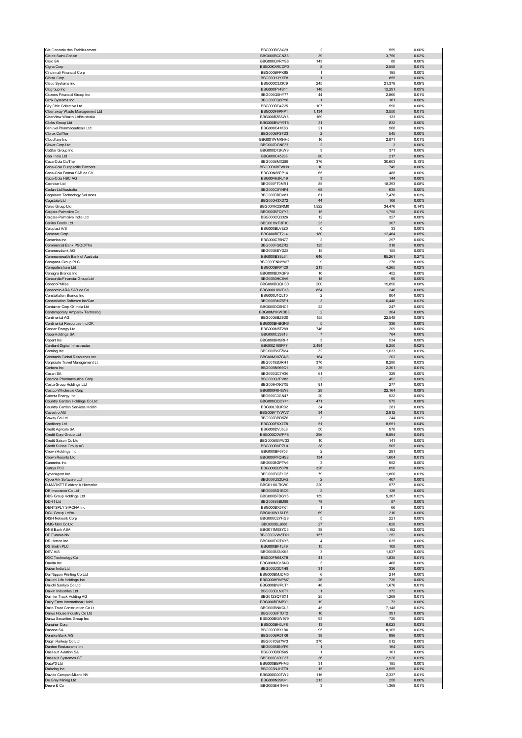| | | | | |
|---|---|---|---|---|
| Cie Generale des Etablissement | BBG000BC84V9 | 2 | 559 | 0.00% |
| Cie de Saint-Gobain | BBG000BCCNZ8 | 39 | 3,750 | 0.02% |
| Cielo SA | BBG000QVRYS8 | 143 | 80 | 0.00% |
| Cigna Corp | BBG00KXRCDP0 | 8 | 2,558 | 0.01% |
| Cincinnati Financial Corp | BBG000BFPK65 | 1 | 195 | 0.00% |
| Cintas Corp | BBG000H3YXF8 | 1 | 855 | 0.00% |
| Cisco Systems Inc | BBG000C3J3C9 | 245 | 21,379 | 0.09% |
| Citigroup Inc | BBG000FY4S11 | 148 | 12,291 | 0.05% |
| Citizens Financial Group Inc | BBG006Q0HY77 | 44 | 2,860 | 0.01% |
| Citrix Systems Inc | BBG000FQ6PY6 | 1 | 161 | 0.00% |
| City Chic Collective Ltd | BBG000BD42V5 | 107 | 590 | 0.00% |
| Cleanaway Waste Management Ltd | BBG000F6PFP1 | 1,134 | 3,550 | 0.01% |
| ClearView Wealth Ltd/Australia | BBG000BZ6SW6 | 169 | 133 | 0.00% |
| Clicks Group Ltd | BBG000BWY9T8 | 31 | 832 | 0.00% |
| Clinuvel Pharmaceuticals Ltd | BBG000C41K83 | 21 | 568 | 0.00% |
| Clorox Co/The | BBG000BFS7D3 | 2 | 545 | 0.00% |
| Cloudflare Inc | BBG001WMKHH5 | 16 | 2,871 | 0.01% |
| Clover Corp Ltd | BBG000DGNF37 | 2 | 3 | 0.00% |
| CoStar Group Inc | BBG000D7JKW9 | 3 | 371 | 0.00% |
| Coal India Ltd | BBG000C45298 | 80 | 217 | 0.00% |
| Coca-Cola Co/The | BBG000BMX289 | 376 | 30,603 | 0.13% |
| Coca-Cola Europacific Partners | BBG00B6BFWH9 | 10 | 749 | 0.00% |
| Coca-Cola Femsa SAB de CV | BBG00N86FP14 | 65 | 488 | 0.00% |
| Coca-Cola HBC AG | BBG004HJRJ19 | 3 | 144 | 0.00% |
| Cochlear Ltd | BBG000FT0MR1 | 85 | 18,393 | 0.08% |
| Codan Ltd/Australia | BBG000C0YHF4 | 68 | 635 | 0.00% |
| Cognizant Technology Solutions | BBG000BBDV81 | 61 | 7,478 | 0.03% |
| Cogstate Ltd | BBG000H3XD72 | 44 | 106 | 0.00% |
| Coles Group Ltd | BBG00MK2SRM0 | 1,922 | 34,476 | 0.14% |
| Colgate-Palmolive Co | BBG000BFQYY3 | 15 | 1,758 | 0.01% |
| Colgate-Palmolive India Ltd | BBG000CQ3326 | 12 | 327 | 0.00% |
| Collins Foods Ltd | BBG001WF3F10 | 23 | 307 | 0.00% |
| Coloplast A/S | BBG000BLV8Z0 | 0 | 33 | 0.00% |
| Comcast Corp | BBG000BFT2L4 | 180 | 12,464 | 0.05% |
| Comerica Inc | BBG000C75N77 | 2 | 297 | 0.00% |
| Commercial Bank PSQC/The | BBG000FG8ZR2 | 125 | 318 | 0.00% |
| Commerzbank AG | BBG000BBYDZ8 | 15 | 155 | 0.00% |
| Commonwealth Bank of Australia | BBG000BS8L64 | 646 | 65,261 | 0.27% |
| Compass Group PLC | BBG000FNNYW7 | 9 | 278 | 0.00% |
| Computershare Ltd | BBG000BKP120 | 213 | 4,265 | 0.02% |
| Conagra Brands Inc | BBG000BDXGP9 | 10 | 452 | 0.00% |
| Concordia Financial Group Ltd | BBG00B0HC6V6 | 18 | 90 | 0.00% |
| ConocoPhillips | BBG000BQQH30 | 200 | 19,890 | 0.08% |
| Consorcio ARA SAB de CV | BBG000LXWD18 | 854 | 246 | 0.00% |
| Constellation Brands Inc | BBG000J1QLT0 | 2 | 804 | 0.00% |
| Constellation Software Inc/Can | BBG000BMZ5P1 | 3 | 6,448 | 0.03% |
| Container Corp Of India Ltd | BBG000DC6HC1 | 22 | 247 | 0.00% |
| Contemporary Amperex Technolog | BBG00MYKWDB3 | 2 | 304 | 0.00% |
| Continental AG | BBG000BBZ9D0 | 155 | 22,548 | 0.09% |
| Continental Resources Inc/OK | BBG000BHBGN6 | 5 | 336 | 0.00% |
| Cooper Energy Ltd | BBG000M5T289 | 746 | 209 | 0.00% |
| Copa Holdings SA | BBG000C29813 | 7 | 784 | 0.00% |
| Copart Inc | BBG000BM9RH1 | 3 | 534 | 0.00% |
| Cordiant Digital Infrastructur | BBG00Z160FF7 | 2,494 | 5,250 | 0.02% |
| Corning Inc | BBG000BKFZM4 | 32 | 1,633 | 0.01% |
| Coronado Global Resources Inc | BBG00M30ZGN8 | 164 | 203 | 0.00% |
| Corporate Travel Management Lt | BBG00192DRH1 | 376 | 8,280 | 0.03% |
| Corteva Inc | BBG00BN969C1 | 35 | 2,301 | 0.01% |
| Cosan SA | BBG000QC7H36 | 61 | 329 | 0.00% |
| Cosmos Pharmaceutical Corp | BBG000Q2PV82 | 2 | 492 | 0.00% |
| Costa Group Holdings Ltd | BBG009HXK7X5 | 91 | 277 | 0.00% |
| Costco Wholesale Corp | BBG000F6H8W8 | 28 | 22,164 | 0.09% |
| Coterra Energy Inc | BBG000C3GN47 | 20 | 522 | 0.00% |
| Country Garden Holdings Co Ltd | BBG000QQCY41 | 471 | 575 | 0.00% |
| Country Garden Services Holdin | BBG00L3B3R02 | 34 | 281 | 0.00% |
| Covestro AG | BBG009YTYWV7 | 34 | 2,912 | 0.01% |
| Coway Co Ltd | BBG000DBD5Z6 | 3 | 244 | 0.00% |
| Credicorp Ltd | BBG000FKX7Z8 | 51 | 8,551 | 0.04% |
| Credit Agricole SA | BBG000DVJ6L9 | 50 | 978 | 0.00% |
| Credit Corp Group Ltd | BBG000C0WPF8 | 296 | 9,894 | 0.04% |
| Credit Saison Co Ltd | BBG000BGVW33 | 10 | 141 | 0.00% |
| Credit Suisse Group AG | BBG000BVPZL0 | 38 | 505 | 0.00% |
| Crown Holdings Inc | BBG000BF6756 | 2 | 291 | 0.00% |
| Crown Resorts Ltd | BBG000PFQHS2 | 134 | 1,604 | 0.01% |
| Cummins Inc | BBG000BGPTV6 | 3 | 952 | 0.00% |
| Currys PLC | BBG000Q950P8 | 326 | 696 | 0.00% |
| CyberAgent Inc | BBG000BQZ1C5 | 79 | 1,806 | 0.01% |
| CyberArk Software Ltd | BBG006Q52QV2 | 2 | 407 | 0.00% |
| D-MARKET Elektronik Hizmetler | BBG0118LTKW0 | 220 | 577 | 0.00% |
| DB Insurance Co Ltd | BBG000BD1BC9 | 2 | 136 | 0.00% |
| DBS Group Holdings Ltd | BBG000BFDGY6 | 159 | 5,307 | 0.02% |
| DDH1 Ltd | BBG009S5BM89 | 78 | 87 | 0.00% |
| DENTSPLY SIRONA Inc | BBG000BX57K1 | 1 | 66 | 0.00% |
| DGL Group Ltd/Au | BBG010W1SLP6 | 69 | 216 | 0.00% |
| DISH Network Corp | BBG000C2YHG9 | 5 | 221 | 0.00% |
| DMG Mori Co Ltd | BBG000BLJ688 | 27 | 629 | 0.00% |
| DNB Bank ASA | BBG011M0SYC3 | 38 | 1,192 | 0.00% |
| DP Eurasia NV | BBG00GVW8TX1 | 157 | 252 | 0.00% |
| DR Horton Inc | BBG000DQTXY6 | 4 | 635 | 0.00% |
| DS Smith PLC | BBG000BF1LF9 | 15 | 108 | 0.00% |
| DSV A/S | BBG000BSNXK5 | 3 | 1,037 | 0.00% |
| DXC Technology Co | BBG00FN64XT9 | 41 | 1,835 | 0.01% |
| DaVita Inc | BBG000MQ1SN9 | 3 | 468 | 0.00% |
| Dabur India Ltd | BBG000D3C4H8 | 31 | 336 | 0.00% |
| Dai Nippon Printing Co Ltd | BBG000BMJDM5 | 6 | 214 | 0.00% |
| Dai-ichi Life Holdings Inc | BBG000HRVPM7 | 26 | 730 | 0.00% |
| Daiichi Sankyo Co Ltd | BBG000BWPLT1 | 48 | 1,676 | 0.01% |
| Daikin Industries Ltd | BBG000BLNXT1 | 1 | 372 | 0.00% |
| Daimler Truck Holding AG | BBG012SQ7SX1 | 25 | 1,269 | 0.01% |
| Dairy Farm International Holdi | BBG000BRMBY1 | 19 | 73 | 0.00% |
| Daito Trust Construction Co Lt | BBG000BNKQL3 | 45 | 7,148 | 0.03% |
| Daiwa House Industry Co Ltd | BBG000BFTDT2 | 10 | 391 | 0.00% |
| Daiwa Securities Group Inc | BBG000BGW979 | 93 | 720 | 0.00% |
| Danaher Corp | BBG000BH3JF8 | 13 | 6,023 | 0.03% |
| Danone SA | BBG000BBY1B0 | 95 | 8,105 | 0.03% |
| Danske Bank A/S | BBG000BR5TK6 | 38 | 896 | 0.00% |
| Daqin Railway Co Ltd | BBG00709J7W3 | 370 | 512 | 0.00% |
| Darden Restaurants Inc | BBG000BBNYF6 | 1 | 164 | 0.00% |
| Dassault Aviation SA | BBG000BBR565 | 1 | 101 | 0.00% |
| Dassault Systemes SE | BBG000GVXC37 | 36 | 2,926 | 0.01% |
| Data#3 Ltd | BBG000BBPHM3 | 31 | 185 | 0.00% |
| Datadog Inc | BBG003NJHZT9 | 15 | 3,555 | 0.01% |
| Davide Campari-Milano NV | BBG000G00TW2 | 116 | 2,337 | 0.01% |
| De Grey Mining Ltd | BBG000N29K41 | 213 | 258 | 0.00% |
| Deere & Co | BBG000BH1NH9 | 3 | 1,369 | 0.01% |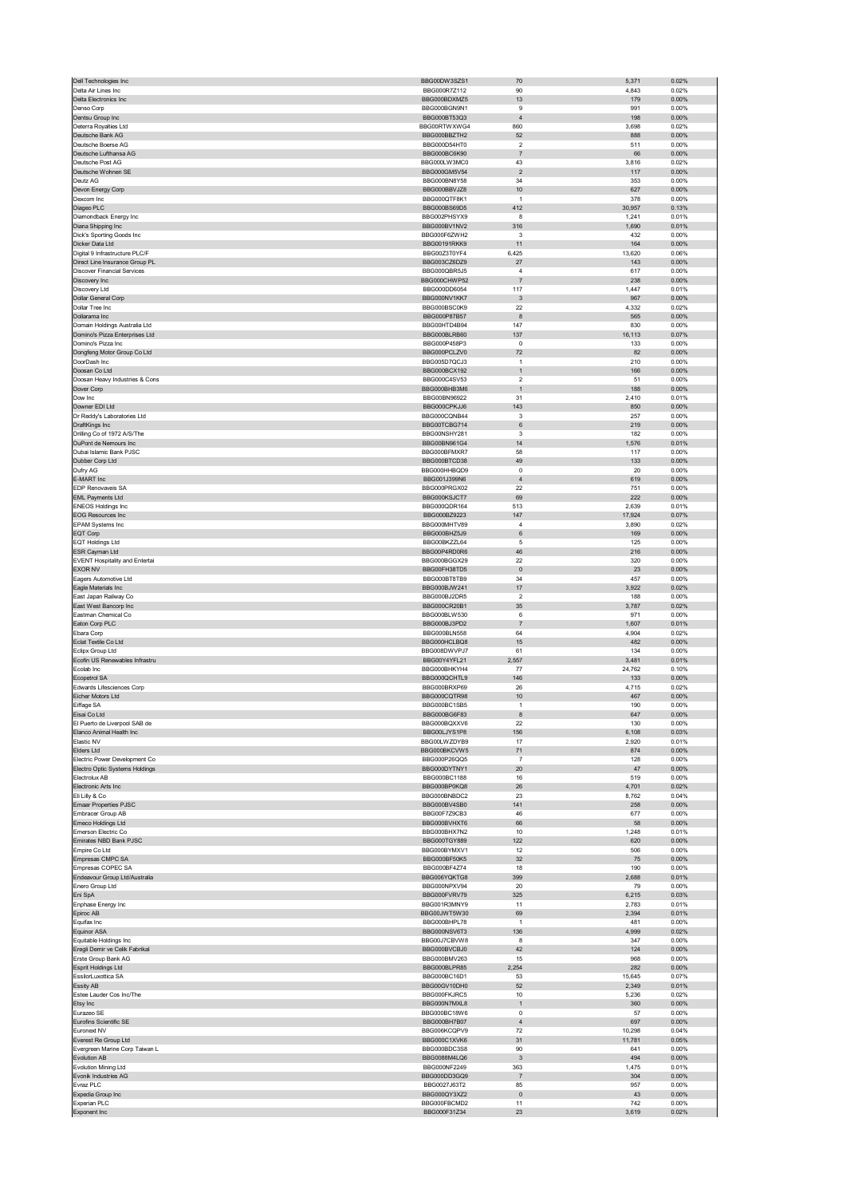| Dell Technologies Inc | BBG00DW3SZS1 | 70 | 5,371 | 0.02% |
|---|---|---|---|---|
| Delta Air Lines Inc | BBG000R7Z112 | 90 | 4,843 | 0.02% |
| Delta Electronics Inc | BBG000BDXMZ5 | 13 | 179 | 0.00% |
| Denso Corp | BBG000BGN9N1 | 9 | 991 | 0.00% |
| Dentsu Group Inc | BBG000BT53Q3 | 4 | 198 | 0.00% |
| Deterra Royalties Ltd | BBG00RTWXWG4 | 860 | 3,698 | 0.02% |
| Deutsche Bank AG | BBG000BBZTH2 | 52 | 888 | 0.00% |
| Deutsche Boerse AG | BBG000D54HT0 | 2 | 511 | 0.00% |
| Deutsche Lufthansa AG | BBG000BC6K90 | 7 | 66 | 0.00% |
| Deutsche Post AG | BBG000LW3MC0 | 43 | 3,816 | 0.02% |
| Deutsche Wohnen SE | BBG000GM5V54 | 2 | 117 | 0.00% |
| Deutz AG | BBG000BN8Y58 | 34 | 353 | 0.00% |
| Devon Energy Corp | BBG000BBVJZ8 | 10 | 627 | 0.00% |
| Dexcom Inc | BBG000QTF8K1 | 1 | 378 | 0.00% |
| Diageo PLC | BBG000BS69D5 | 412 | 30,957 | 0.13% |
| Diamondback Energy Inc | BBG002PHSYX9 | 8 | 1,241 | 0.01% |
| Diana Shipping Inc | BBG000BV1NV2 | 316 | 1,690 | 0.01% |
| Dick's Sporting Goods Inc | BBG000F6ZWH2 | 3 | 432 | 0.00% |
| Dicker Data Ltd | BBG00191RKK9 | 11 | 164 | 0.00% |
| Digital 9 Infrastructure PLC/F | BBG00Z3T0YF4 | 6,425 | 13,620 | 0.06% |
| Direct Line Insurance Group PL | BBG003CZ6DZ9 | 27 | 143 | 0.00% |
| Discover Financial Services | BBG000QBR5J5 | 4 | 617 | 0.00% |
| Discovery Inc | BBG000CHWP52 | 7 | 238 | 0.00% |
| Discovery Ltd | BBG000D0D6054 | 117 | 1,447 | 0.01% |
| Dollar General Corp | BBG000NV1KK7 | 3 | 967 | 0.00% |
| Dollar Tree Inc | BBG000BSC0K9 | 22 | 4,332 | 0.02% |
| Dollarama Inc | BBG000P87B57 | 8 | 565 | 0.00% |
| Domain Holdings Australia Ltd | BBG00HTD4B94 | 147 | 830 | 0.00% |
| Domino's Pizza Enterprises Ltd | BBG000BLRB60 | 137 | 16,113 | 0.07% |
| Domino's Pizza Inc | BBG000P458P3 | 0 | 133 | 0.00% |
| Dongfeng Motor Group Co Ltd | BBG000PCLZV0 | 72 | 82 | 0.00% |
| DoorDash Inc | BBG005D7QCJ3 | 1 | 210 | 0.00% |
| Doosan Co Ltd | BBG000BCX192 | 1 | 166 | 0.00% |
| Doosan Heavy Industries & Cons | BBG000C4SV53 | 2 | 51 | 0.00% |
| Dover Corp | BBG000BHB3M6 | 1 | 188 | 0.00% |
| Dow Inc | BBG00BN96922 | 31 | 2,410 | 0.01% |
| Downer EDI Ltd | BBG000CPKJJ6 | 143 | 850 | 0.00% |
| Dr Reddy's Laboratories Ltd | BBG000CQNB44 | 3 | 257 | 0.00% |
| DraftKings Inc | BBG00TCBG714 | 6 | 219 | 0.00% |
| Drilling Co of 1972 A/S/The | BBG00NSHY281 | 3 | 182 | 0.00% |
| DuPont de Nemours Inc | BBG00BN961G4 | 14 | 1,576 | 0.01% |
| Dubai Islamic Bank PJSC | BBG000BFMXR7 | 58 | 117 | 0.00% |
| Dubber Corp Ltd | BBG000BTCD38 | 49 | 133 | 0.00% |
| Dufry AG | BBG000HHBQD9 | 0 | 20 | 0.00% |
| E-MART Inc | BBG001J399N6 | 4 | 619 | 0.00% |
| EDP Renovaveis SA | BBG000PRGX02 | 22 | 751 | 0.00% |
| EML Payments Ltd | BBG000KSJCT7 | 69 | 222 | 0.00% |
| ENEOS Holdings Inc | BBG000QDR164 | 513 | 2,639 | 0.01% |
| EOG Resources Inc | BBG000BZ9223 | 147 | 17,924 | 0.07% |
| EPAM Systems Inc | BBG000MHTV89 | 4 | 3,890 | 0.02% |
| EQT Corp | BBG000BHZ5J9 | 6 | 169 | 0.00% |
| EQT Holdings Ltd | BBG00BKZZL64 | 5 | 125 | 0.00% |
| ESR Cayman Ltd | BBG00P4RD0R6 | 46 | 216 | 0.00% |
| EVENT Hospitality and Entertai | BBG000BGGX29 | 22 | 320 | 0.00% |
| EXOR NV | BBG00FH38TD5 | 0 | 23 | 0.00% |
| Eagers Automotive Ltd | BBG000BT8TB9 | 34 | 457 | 0.00% |
| Eagle Materials Inc | BBG000BJW241 | 17 | 3,922 | 0.02% |
| East Japan Railway Co | BBG000BJ2DR5 | 2 | 188 | 0.00% |
| East West Bancorp Inc | BBG000CR20B1 | 35 | 3,787 | 0.02% |
| Eastman Chemical Co | BBG000BLW530 | 6 | 971 | 0.00% |
| Eaton Corp PLC | BBG000BJ3PD2 | 7 | 1,607 | 0.01% |
| Ebara Corp | BBG000BLN558 | 64 | 4,904 | 0.02% |
| Eclat Textile Co Ltd | BBG000HCLBQ8 | 15 | 482 | 0.00% |
| Eclipx Group Ltd | BBG008DWVPJ7 | 61 | 134 | 0.00% |
| Ecofin US Renewables Infrastru | BBG00Y4YFL21 | 2,557 | 3,481 | 0.01% |
| Ecolab Inc | BBG000BHKYH4 | 77 | 24,762 | 0.10% |
| Ecopetrol SA | BBG000QCHTL9 | 146 | 133 | 0.00% |
| Edwards Lifesciences Corp | BBG000BRXP69 | 26 | 4,715 | 0.02% |
| Eicher Motors Ltd | BBG000CQTR98 | 10 | 467 | 0.00% |
| Eiffage SA | BBG000BC15B5 | 1 | 190 | 0.00% |
| Eisai Co Ltd | BBG000BG6F83 | 8 | 647 | 0.00% |
| El Puerto de Liverpool SAB de | BBG000BQXXV6 | 22 | 130 | 0.00% |
| Elanco Animal Health Inc | BBG00LJYS1P8 | 156 | 6,108 | 0.03% |
| Elastic NV | BBG00LWZDYB9 | 17 | 2,920 | 0.01% |
| Elders Ltd | BBG000BKCVW5 | 71 | 874 | 0.00% |
| Electric Power Development Co | BBG000P26QQ5 | 7 | 128 | 0.00% |
| Electro Optic Systems Holdings | BBG000DYTNY1 | 20 | 47 | 0.00% |
| Electrolux AB | BBG000BC1188 | 16 | 519 | 0.00% |
| Electronic Arts Inc | BBG000BP0KQ8 | 26 | 4,701 | 0.02% |
| Eli Lilly & Co | BBG000BNBDC2 | 23 | 8,762 | 0.04% |
| Emaar Properties PJSC | BBG000BV4SB0 | 141 | 258 | 0.00% |
| Embracer Group AB | BBG00F7Z9CB3 | 46 | 677 | 0.00% |
| Emeco Holdings Ltd | BBG000BVHXT6 | 66 | 58 | 0.00% |
| Emerson Electric Co | BBG000BHX7N2 | 10 | 1,248 | 0.01% |
| Emirates NBD Bank PJSC | BBG000TGY889 | 122 | 620 | 0.00% |
| Empire Co Ltd | BBG000BYMXV1 | 12 | 506 | 0.00% |
| Empresas CMPC SA | BBG000BF50K5 | 32 | 75 | 0.00% |
| Empresas COPEC SA | BBG000BF4Z74 | 18 | 190 | 0.00% |
| Endeavour Group Ltd/Australia | BBG006YQKTG8 | 399 | 2,688 | 0.01% |
| Enero Group Ltd | BBG000NPXV94 | 20 | 79 | 0.00% |
| Eni SpA | BBG000FVRV79 | 325 | 6,215 | 0.03% |
| Enphase Energy Inc | BBG001R3MNY9 | 11 | 2,783 | 0.01% |
| Epiroc AB | BBG00JWT5W30 | 69 | 2,394 | 0.01% |
| Equifax Inc | BBG000BHPL78 | 1 | 481 | 0.00% |
| Equinor ASA | BBG000NSV6T3 | 136 | 4,999 | 0.02% |
| Equitable Holdings Inc | BBG00J7CBVW8 | 8 | 347 | 0.00% |
| Eregli Demir ve Celik Fabrikal | BBG000BVCBJ0 | 42 | 124 | 0.00% |
| Erste Group Bank AG | BBG000BMV263 | 15 | 968 | 0.00% |
| Esprit Holdings Ltd | BBG000BLPR85 | 2,254 | 282 | 0.00% |
| EssilorLuxottica SA | BBG000BC16D1 | 53 | 15,645 | 0.07% |
| Essity AB | BBG00GV10DH0 | 52 | 2,349 | 0.01% |
| Estee Lauder Cos Inc/The | BBG000FKJRC5 | 10 | 5,236 | 0.02% |
| Etsy Inc | BBG000N7MXL8 | 1 | 360 | 0.00% |
| Eurazeo SE | BBG000BC18W6 | 0 | 57 | 0.00% |
| Eurofins Scientific SE | BBG000BH7B07 | 4 | 697 | 0.00% |
| Euronext NV | BBG006KCQPV9 | 72 | 10,298 | 0.04% |
| Everest Re Group Ltd | BBG000C1XVK6 | 31 | 11,781 | 0.05% |
| Evergreen Marine Corp Taiwan L | BBG000BDC3S8 | 90 | 641 | 0.00% |
| Evolution AB | BBG0088M4LQ6 | 3 | 494 | 0.00% |
| Evolution Mining Ltd | BBG000NF2249 | 363 | 1,475 | 0.01% |
| Evonik Industries AG | BBG000DD3GQ9 | 7 | 304 | 0.00% |
| Evraz PLC | BBG0027J63T2 | 85 | 957 | 0.00% |
| Expedia Group Inc | BBG000QY3XZ2 | 0 | 43 | 0.00% |
| Experian PLC | BBG000FBCMD2 | 11 | 742 | 0.00% |
| Exponent Inc | BBG000F31Z34 | 23 | 3,619 | 0.02% |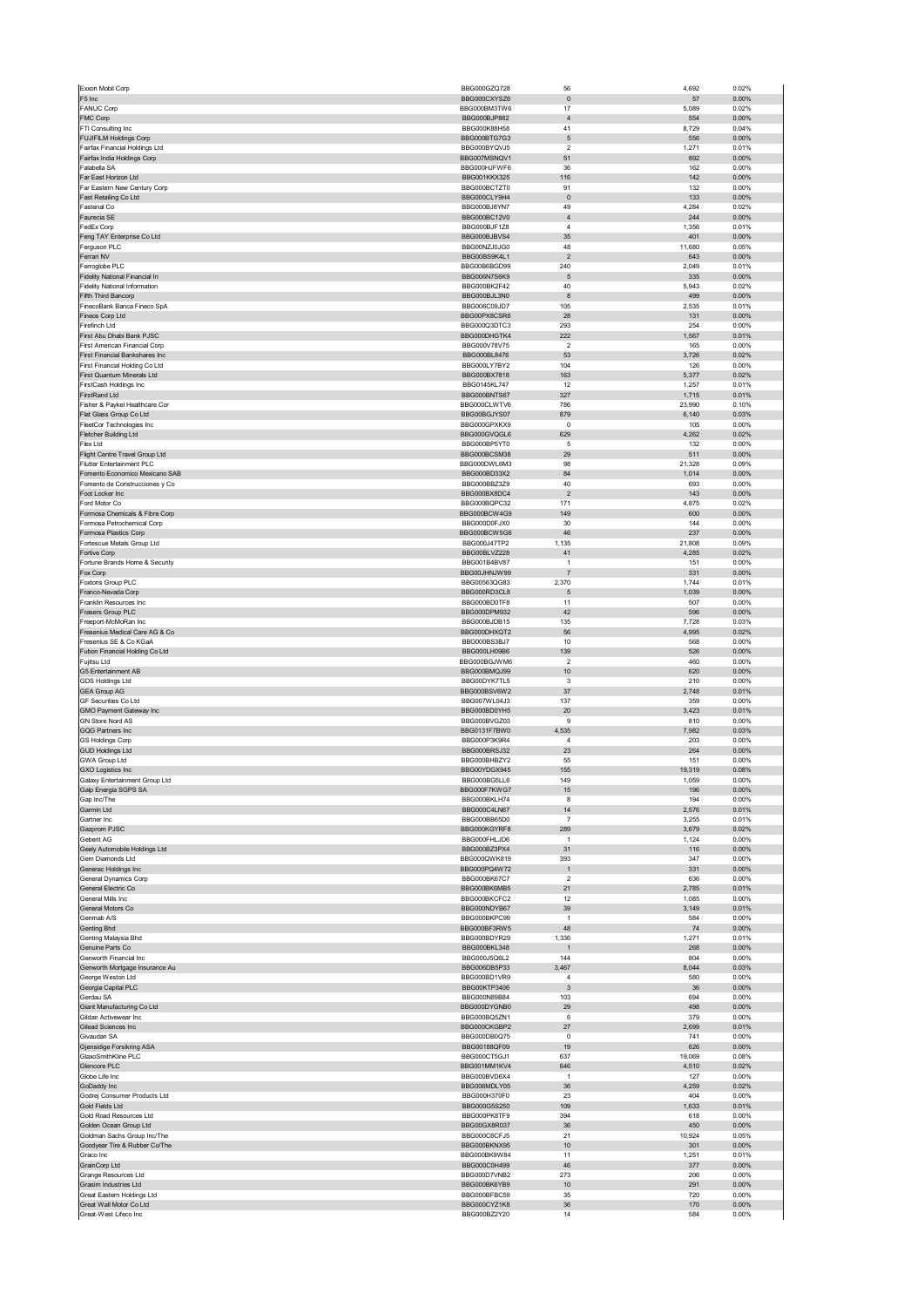| | | | | |
|---|---|---|---|---|
| Exxon Mobil Corp | BBG000GZQ728 | 56 | 4,692 | 0.02% |
| F5 Inc | BBG000CXYSZ6 | 0 | 57 | 0.00% |
| FANUC Corp | BBG000BM3TW6 | 17 | 5,089 | 0.02% |
| FMC Corp | BBG000BJP882 | 4 | 554 | 0.00% |
| FTI Consulting Inc | BBG000K88H58 | 41 | 8,729 | 0.04% |
| FUJIFILM Holdings Corp | BBG000BTG7G3 | 5 | 556 | 0.00% |
| Fairfax Financial Holdings Ltd | BBG000BYQVJ5 | 2 | 1,271 | 0.01% |
| Fairfax India Holdings Corp | BBG007MSNQV1 | 51 | 892 | 0.00% |
| Falabella SA | BBG000HJFWF6 | 36 | 162 | 0.00% |
| Far East Horizon Ltd | BBG001KKX325 | 116 | 142 | 0.00% |
| Far Eastern New Century Corp | BBG000BCTZT0 | 91 | 132 | 0.00% |
| Fast Retailing Co Ltd | BBG000CLY9H4 | 0 | 133 | 0.00% |
| Fastenal Co | BBG000BJ8YN7 | 49 | 4,284 | 0.02% |
| Faurecia SE | BBG000BC12V0 | 4 | 244 | 0.00% |
| FedEx Corp | BBG000BJF1Z8 | 4 | 1,356 | 0.01% |
| Feng TAY Enterprise Co Ltd | BBG000BJBVS4 | 35 | 401 | 0.00% |
| Ferguson PLC | BBG00NZJ0JG0 | 48 | 11,680 | 0.05% |
| Ferrari NV | BBG00BS9K4L1 | 2 | 643 | 0.00% |
| Ferroglobe PLC | BBG00B6BGD99 | 240 | 2,049 | 0.01% |
| Fidelity National Financial In | BBG006N7S6K9 | 5 | 335 | 0.00% |
| Fidelity National Information | BBG000BK2F42 | 40 | 5,943 | 0.02% |
| Fifth Third Bancorp | BBG000BJL3N0 | 8 | 499 | 0.00% |
| FinecoBank Banca Fineco SpA | BBG006C09JD7 | 105 | 2,535 | 0.01% |
| Fineos Corp Ltd | BBG00PX8CSR6 | 28 | 131 | 0.00% |
| Firefinch Ltd | BBG000Q3DTC3 | 293 | 254 | 0.00% |
| First Abu Dhabi Bank PJSC | BBG000DHGTK4 | 222 | 1,567 | 0.01% |
| First American Financial Corp | BBG000V78V75 | 2 | 165 | 0.00% |
| First Financial Bankshares Inc | BBG000BL8476 | 53 | 3,726 | 0.02% |
| First Financial Holding Co Ltd | BBG000LY7BY2 | 104 | 126 | 0.00% |
| First Quantum Minerals Ltd | BBG000BX7818 | 163 | 5,377 | 0.02% |
| FirstCash Holdings Inc | BBG0145KL747 | 12 | 1,257 | 0.01% |
| FirstRand Ltd | BBG000BNTS67 | 327 | 1,715 | 0.01% |
| Fisher & Paykel Healthcare Cor | BBG000CLWTV6 | 786 | 23,990 | 0.10% |
| Flat Glass Group Co Ltd | BBG00BGJYS07 | 879 | 6,140 | 0.03% |
| FleetCor Technologies Inc | BBG000GPXKX9 | 0 | 105 | 0.00% |
| Fletcher Building Ltd | BBG000GVQGL6 | 629 | 4,262 | 0.02% |
| Flex Ltd | BBG000BP5YT0 | 5 | 132 | 0.00% |
| Flight Centre Travel Group Ltd | BBG000BCSM38 | 29 | 511 | 0.00% |
| Flutter Entertainment PLC | BBG000DWL6M3 | 98 | 21,328 | 0.09% |
| Fomento Economico Mexicano SAB | BBG000BD33X2 | 84 | 1,014 | 0.00% |
| Fomento de Construcciones y Co | BBG000BBZ3Z9 | 40 | 693 | 0.00% |
| Foot Locker Inc | BBG000BX8DC4 | 2 | 143 | 0.00% |
| Ford Motor Co | BBG000BQPC32 | 171 | 4,875 | 0.02% |
| Formosa Chemicals & Fibre Corp | BBG000BCW4G9 | 149 | 600 | 0.00% |
| Formosa Petrochemical Corp | BBG000D0FJX0 | 30 | 144 | 0.00% |
| Formosa Plastics Corp | BBG000BCW5G6 | 46 | 237 | 0.00% |
| Fortescue Metals Group Ltd | BBG000J47TP2 | 1,135 | 21,808 | 0.09% |
| Fortive Corp | BBG00BLVZ228 | 41 | 4,285 | 0.02% |
| Fortune Brands Home & Security | BBG001B4BV87 | 1 | 151 | 0.00% |
| Fox Corp | BBG00JHNJW99 | 7 | 331 | 0.00% |
| Foxtons Group PLC | BBG00563QG83 | 2,370 | 1,744 | 0.01% |
| Franco-Nevada Corp | BBG000RD3CL8 | 5 | 1,039 | 0.00% |
| Franklin Resources Inc | BBG000BD0TF8 | 11 | 507 | 0.00% |
| Frasers Group PLC | BBG000DPM932 | 42 | 596 | 0.00% |
| Freeport-McMoRan Inc | BBG000BJDB15 | 135 | 7,728 | 0.03% |
| Fresenius Medical Care AG & Co | BBG000DHXQT2 | 56 | 4,995 | 0.02% |
| Fresenius SE & Co KGaA | BBG000BS3BJ7 | 10 | 568 | 0.00% |
| Fubon Financial Holding Co Ltd | BBG000LH09B6 | 139 | 526 | 0.00% |
| Fujitsu Ltd | BBG000BGJWM6 | 2 | 460 | 0.00% |
| G5 Entertainment AB | BBG000BMQJ99 | 10 | 620 | 0.00% |
| GDS Holdings Ltd | BBG00DYK7TL5 | 3 | 210 | 0.00% |
| GEA Group AG | BBG000BSV6W2 | 37 | 2,748 | 0.01% |
| GF Securities Co Ltd | BBG007WL04J3 | 137 | 359 | 0.00% |
| GMO Payment Gateway Inc | BBG000BD0YH5 | 20 | 3,423 | 0.01% |
| GN Store Nord AS | BBG000BVGZ03 | 9 | 810 | 0.00% |
| GQG Partners Inc | BBG0131F7BW0 | 4,535 | 7,982 | 0.03% |
| GS Holdings Corp | BBG000P3K9R4 | 4 | 203 | 0.00% |
| GUD Holdings Ltd | BBG000BRSJ32 | 23 | 264 | 0.00% |
| GWA Group Ltd | BBG000BHBZY2 | 55 | 151 | 0.00% |
| GXO Logistics Inc | BBG00YDGX945 | 155 | 19,319 | 0.08% |
| Galaxy Entertainment Group Ltd | BBG000BG5LL6 | 149 | 1,059 | 0.00% |
| Galp Energia SGPS SA | BBG000F7KWG7 | 15 | 196 | 0.00% |
| Gap Inc/The | BBG000BKLH74 | 8 | 194 | 0.00% |
| Garmin Ltd | BBG000C4LN67 | 14 | 2,576 | 0.01% |
| Gartner Inc | BBG000BB65D0 | 7 | 3,255 | 0.01% |
| Gazprom PJSC | BBG000KGYRF8 | 289 | 3,679 | 0.02% |
| Geberit AG | BBG000FHLJD6 | 1 | 1,124 | 0.00% |
| Geely Automobile Holdings Ltd | BBG000BZ3PX4 | 31 | 116 | 0.00% |
| Gem Diamonds Ltd | BBG000QWK819 | 393 | 347 | 0.00% |
| Generac Holdings Inc | BBG000PQ4W72 | 1 | 331 | 0.00% |
| General Dynamics Corp | BBG000BK67C7 | 2 | 636 | 0.00% |
| General Electric Co | BBG000BK6MB5 | 21 | 2,785 | 0.01% |
| General Mills Inc | BBG000BKCFC2 | 12 | 1,085 | 0.00% |
| General Motors Co | BBG000NDYB67 | 39 | 3,149 | 0.01% |
| Genmab A/S | BBG000BKPC99 | 1 | 584 | 0.00% |
| Genting Bhd | BBG000BF3RW5 | 48 | 74 | 0.00% |
| Genting Malaysia Bhd | BBG000BDYR29 | 1,336 | 1,271 | 0.01% |
| Genuine Parts Co | BBG000BKL348 | 1 | 268 | 0.00% |
| Genworth Financial Inc | BBG000J5Q6L2 | 144 | 804 | 0.00% |
| Genworth Mortgage Insurance Au | BBG006DB5P33 | 3,467 | 8,044 | 0.03% |
| George Weston Ltd | BBG000BD1VR9 | 4 | 580 | 0.00% |
| Georgia Capital PLC | BBG00KTP3406 | 3 | 36 | 0.00% |
| Gerdau SA | BBG000N89884 | 103 | 694 | 0.00% |
| Giant Manufacturing Co Ltd | BBG000DYGNB0 | 29 | 498 | 0.00% |
| Gildan Activewear Inc | BBG000BQ5ZN1 | 6 | 379 | 0.00% |
| Gilead Sciences Inc | BBG000CKGBP2 | 27 | 2,699 | 0.01% |
| Givaudan SA | BBG000DBQ75 | 0 | 741 | 0.00% |
| Gjensidige Forsikring ASA | BBG0018BQF09 | 19 | 626 | 0.00% |
| GlaxoSmithKline PLC | BBG000CT5GJ1 | 637 | 19,069 | 0.08% |
| Glencore PLC | BBG001MM1KV4 | 646 | 4,510 | 0.02% |
| Globe Life Inc | BBG000BVD6X4 | 1 | 127 | 0.00% |
| GoDaddy Inc | BBG006MDLY05 | 36 | 4,259 | 0.02% |
| Godrej Consumer Products Ltd | BBG000H370F0 | 23 | 404 | 0.00% |
| Gold Fields Ltd | BBG000G5S250 | 109 | 1,633 | 0.01% |
| Gold Road Resources Ltd | BBG000PK8TF9 | 394 | 618 | 0.00% |
| Golden Ocean Group Ltd | BBG00GX8R037 | 36 | 450 | 0.00% |
| Goldman Sachs Group Inc/The | BBG000C6CFJ5 | 21 | 10,924 | 0.05% |
| Goodyear Tire & Rubber Co/The | BBG000BKNX95 | 10 | 301 | 0.00% |
| Graco Inc | BBG000BK9W84 | 11 | 1,251 | 0.01% |
| GrainCorp Ltd | BBG000C0H499 | 46 | 377 | 0.00% |
| Grange Resources Ltd | BBG000D7VNB2 | 273 | 206 | 0.00% |
| Grasim Industries Ltd | BBG000BK6YB9 | 10 | 291 | 0.00% |
| Great Eastern Holdings Ltd | BBG000BFBC59 | 35 | 720 | 0.00% |
| Great Wall Motor Co Ltd | BBG000CYZ1K8 | 36 | 170 | 0.00% |
| Great-West Lifeco Inc | BBG000BZ2Y20 | 14 | 584 | 0.00% |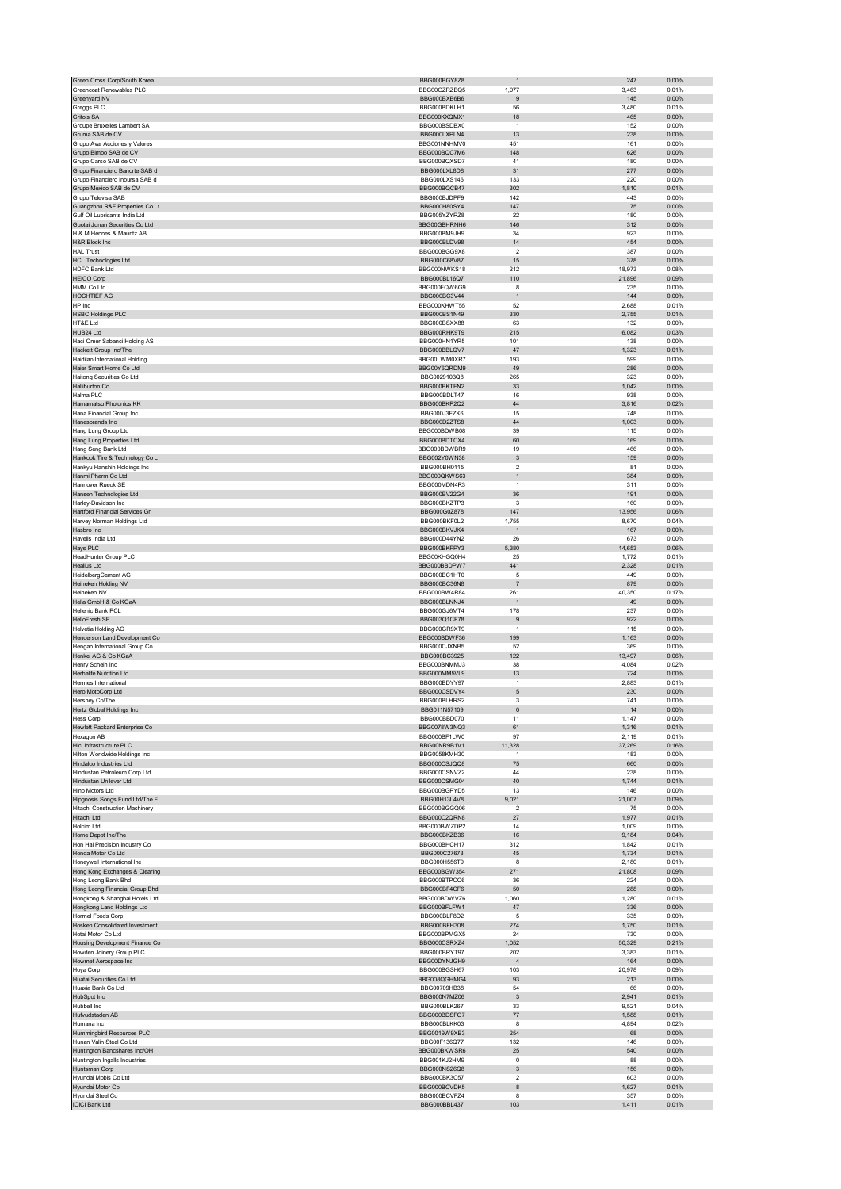| | | | | |
|---|---|---|---|---|
| Green Cross Corp/South Korea | BBG000BGY8Z8 | 1 | 247 | 0.00% |
| Greencoat Renewables PLC | BBG00GZRZBQ5 | 1,977 | 3,463 | 0.01% |
| Greenyard NV | BBG000BXB6B6 | 9 | 145 | 0.00% |
| Greggs PLC | BBG000BDKLH1 | 56 | 3,480 | 0.01% |
| Grifols SA | BBG000KXQMX1 | 18 | 465 | 0.00% |
| Groupe Bruxelles Lambert SA | BBG000BSDBX0 | 1 | 152 | 0.00% |
| Gruma SAB de CV | BBG000LXPLN4 | 13 | 238 | 0.00% |
| Grupo Aval Acciones y Valores | BBG001NNHMV0 | 451 | 161 | 0.00% |
| Grupo Bimbo SAB de CV | BBG000BQC7M6 | 148 | 626 | 0.00% |
| Grupo Carso SAB de CV | BBG000BQXSD7 | 41 | 180 | 0.00% |
| Grupo Financiero Banorte SAB d | BBG000LXL8D8 | 31 | 277 | 0.00% |
| Grupo Financiero Inbursa SAB d | BBG000LXS146 | 133 | 220 | 0.00% |
| Grupo Mexico SAB de CV | BBG000BQCB47 | 302 | 1,810 | 0.01% |
| Grupo Televisa SAB | BBG000BJDPF9 | 142 | 443 | 0.00% |
| Guangzhou R&F Properties Co Lt | BBG000H80SY4 | 147 | 75 | 0.00% |
| Gulf Oil Lubricants India Ltd | BBG005YZYRZ8 | 22 | 180 | 0.00% |
| Guotai Junan Securities Co Ltd | BBG00GBHRNH6 | 146 | 312 | 0.00% |
| H & M Hennes & Mauritz AB | BBG000BM9JH9 | 34 | 923 | 0.00% |
| H&R Block Inc | BBG000BLDV98 | 14 | 454 | 0.00% |
| HAL Trust | BBG000BGG9X8 | 2 | 387 | 0.00% |
| HCL Technologies Ltd | BBG000C68V87 | 15 | 378 | 0.00% |
| HDFC Bank Ltd | BBG000NWKS18 | 212 | 18,973 | 0.08% |
| HEICO Corp | BBG000BL16Q7 | 110 | 21,896 | 0.09% |
| HMM Co Ltd | BBG000FQW6G9 | 8 | 235 | 0.00% |
| HOCHTIEF AG | BBG000BC3V44 | 1 | 144 | 0.00% |
| HP Inc | BBG000KHWT55 | 52 | 2,688 | 0.01% |
| HSBC Holdings PLC | BBG000BS1N49 | 330 | 2,755 | 0.01% |
| HT&E Ltd | BBG000BSXX88 | 63 | 132 | 0.00% |
| HUB24 Ltd | BBG000RHK9T9 | 215 | 6,082 | 0.03% |
| Haci Omer Sabanci Holding AS | BBG000HN1YR5 | 101 | 138 | 0.00% |
| Hackett Group Inc/The | BBG000BBLQV7 | 47 | 1,323 | 0.01% |
| Haidilao International Holding | BBG00LWM0XR7 | 193 | 599 | 0.00% |
| Haier Smart Home Co Ltd | BBG00Y6QRDM9 | 49 | 286 | 0.00% |
| Haitong Securities Co Ltd | BBG0029103Q8 | 265 | 323 | 0.00% |
| Halliburton Co | BBG000BKTFN2 | 33 | 1,042 | 0.00% |
| Halma PLC | BBG000BDLT47 | 16 | 938 | 0.00% |
| Hamamatsu Photonics KK | BBG000BKP2Q2 | 44 | 3,816 | 0.02% |
| Hana Financial Group Inc | BBG000J3FZK6 | 15 | 748 | 0.00% |
| Hanesbrands Inc | BBG000D2ZTS8 | 44 | 1,003 | 0.00% |
| Hang Lung Group Ltd | BBG000BDWB08 | 39 | 115 | 0.00% |
| Hang Lung Properties Ltd | BBG000BDTCX4 | 60 | 169 | 0.00% |
| Hang Seng Bank Ltd | BBG000BDWBR9 | 19 | 466 | 0.00% |
| Hankook Tire & Technology Co L | BBG002Y0WN38 | 3 | 159 | 0.00% |
| Hankyu Hanshin Holdings Inc | BBG000BH0115 | 2 | 81 | 0.00% |
| Hanmi Pharm Co Ltd | BBG000QKWS63 | 1 | 384 | 0.00% |
| Hannover Rueck SE | BBG000MDN4R3 | 1 | 311 | 0.00% |
| Hansen Technologies Ltd | BBG000BV22G4 | 36 | 191 | 0.00% |
| Harley-Davidson Inc | BBG000BKZTP3 | 3 | 160 | 0.00% |
| Hartford Financial Services Gr | BBG000G0Z878 | 147 | 13,956 | 0.06% |
| Harvey Norman Holdings Ltd | BBG000BKF0L2 | 1,755 | 8,670 | 0.04% |
| Hasbro Inc | BBG000BKVJK4 | 1 | 167 | 0.00% |
| Havells India Ltd | BBG000D44YN2 | 26 | 673 | 0.00% |
| Hays PLC | BBG000BKFPY3 | 5,380 | 14,653 | 0.06% |
| HeadHunter Group PLC | BBG00KHGQ0H4 | 25 | 1,772 | 0.01% |
| Healius Ltd | BBG000BBDPW7 | 441 | 2,328 | 0.01% |
| HeidelbergCement AG | BBG000BC1HT0 | 5 | 449 | 0.00% |
| Heineken Holding NV | BBG000BC36N8 | 7 | 879 | 0.00% |
| Heineken NV | BBG000BW4R84 | 261 | 40,350 | 0.17% |
| Hella GmbH & Co KGaA | BBG000BLNNJ4 | 1 | 49 | 0.00% |
| Hellenic Bank PCL | BBG000GJ6MT4 | 178 | 237 | 0.00% |
| HelloFresh SE | BBG003Q1CF78 | 9 | 922 | 0.00% |
| Helvetia Holding AG | BBG000GR9XT9 | 1 | 115 | 0.00% |
| Henderson Land Development Co | BBG000BDWF36 | 199 | 1,163 | 0.00% |
| Hengan International Group Co | BBG000CJXNB5 | 52 | 369 | 0.00% |
| Henkel AG & Co KGaA | BBG000BC3925 | 122 | 13,497 | 0.06% |
| Henry Schein Inc | BBG000BNMMJ3 | 38 | 4,084 | 0.02% |
| Herbalife Nutrition Ltd | BBG000MM5VL9 | 13 | 724 | 0.00% |
| Hermes International | BBG000BDYY97 | 1 | 2,883 | 0.01% |
| Hero MotoCorp Ltd | BBG000CSDVY4 | 5 | 230 | 0.00% |
| Hershey Co/The | BBG000BLHRS2 | 3 | 741 | 0.00% |
| Hertz Global Holdings Inc | BBG011N57109 | 0 | 14 | 0.00% |
| Hess Corp | BBG000BBD070 | 11 | 1,147 | 0.00% |
| Hewlett Packard Enterprise Co | BBG0078W3NQ3 | 61 | 1,316 | 0.01% |
| Hexagon AB | BBG000BF1LW0 | 97 | 2,119 | 0.01% |
| Hicl Infrastructure PLC | BBG00NR9B1V1 | 11,328 | 37,269 | 0.16% |
| Hilton Worldwide Holdings Inc | BBG0058KMH30 | 1 | 183 | 0.00% |
| Hindalco Industries Ltd | BBG000CSJQQ8 | 75 | 660 | 0.00% |
| Hindustan Petroleum Corp Ltd | BBG000CSNVZ2 | 44 | 238 | 0.00% |
| Hindustan Unilever Ltd | BBG000CSMG04 | 40 | 1,744 | 0.01% |
| Hino Motors Ltd | BBG000BGPYD5 | 13 | 146 | 0.00% |
| Hipgnosis Songs Fund Ltd/The F | BBG00H13L4V8 | 9,021 | 21,007 | 0.09% |
| Hitachi Construction Machinery | BBG000BGGQ06 | 2 | 75 | 0.00% |
| Hitachi Ltd | BBG000C2QRN8 | 27 | 1,977 | 0.01% |
| Holcim Ltd | BBG000BWZDP2 | 14 | 1,009 | 0.00% |
| Home Depot Inc/The | BBG000BKZB36 | 16 | 9,184 | 0.04% |
| Hon Hai Precision Industry Co | BBG000BHCH17 | 312 | 1,842 | 0.01% |
| Honda Motor Co Ltd | BBG000C27673 | 45 | 1,734 | 0.01% |
| Honeywell International Inc | BBG000H556T9 | 8 | 2,180 | 0.01% |
| Hong Kong Exchanges & Clearing | BBG000BGW354 | 271 | 21,808 | 0.09% |
| Hong Leong Bank Bhd | BBG000BTPCC6 | 36 | 224 | 0.00% |
| Hong Leong Financial Group Bhd | BBG000BF4CF6 | 50 | 288 | 0.00% |
| Hongkong & Shanghai Hotels Ltd | BBG000BDWVZ6 | 1,060 | 1,280 | 0.01% |
| Hongkong Land Holdings Ltd | BBG000BFLFW1 | 47 | 336 | 0.00% |
| Hormel Foods Corp | BBG000BLF8D2 | 5 | 335 | 0.00% |
| Hosken Consolidated Investment | BBG000BFH308 | 274 | 1,750 | 0.01% |
| Hotai Motor Co Ltd | BBG000BPMGX5 | 24 | 730 | 0.00% |
| Housing Development Finance Co | BBG000CSRXZ4 | 1,052 | 50,329 | 0.21% |
| Howden Joinery Group PLC | BBG000BRYT97 | 202 | 3,383 | 0.01% |
| Howmet Aerospace Inc | BBG00DYNJGH9 | 4 | 164 | 0.00% |
| Hoya Corp | BBG000BGSH67 | 103 | 20,978 | 0.09% |
| Huatai Securities Co Ltd | BBG008QGHMG4 | 93 | 213 | 0.00% |
| Huaxia Bank Co Ltd | BBG00709HB38 | 54 | 66 | 0.00% |
| HubSpot Inc | BBG000N7MZ06 | 3 | 2,941 | 0.01% |
| Hubbell Inc | BBG000BLK267 | 33 | 9,521 | 0.04% |
| Hufvudstaden AB | BBG000BDSFG7 | 77 | 1,588 | 0.01% |
| Humana Inc | BBG000BLKK03 | 8 | 4,894 | 0.02% |
| Hummingbird Resources PLC | BBG0019W9XB3 | 254 | 68 | 0.00% |
| Hunan Valin Steel Co Ltd | BBG00F136Q77 | 132 | 146 | 0.00% |
| Huntington Bancshares Inc/OH | BBG000BKWSR6 | 25 | 540 | 0.00% |
| Huntington Ingalls Industries | BBG001KJ2HM9 | 0 | 88 | 0.00% |
| Huntsman Corp | BBG000NS26Q8 | 3 | 156 | 0.00% |
| Hyundai Mobis Co Ltd | BBG000BK3C57 | 2 | 603 | 0.00% |
| Hyundai Motor Co | BBG000BCVDK5 | 8 | 1,627 | 0.01% |
| Hyundai Steel Co | BBG000BCVFZ4 | 8 | 357 | 0.00% |
| ICICI Bank Ltd | BBG000BBL437 | 103 | 1,411 | 0.01% |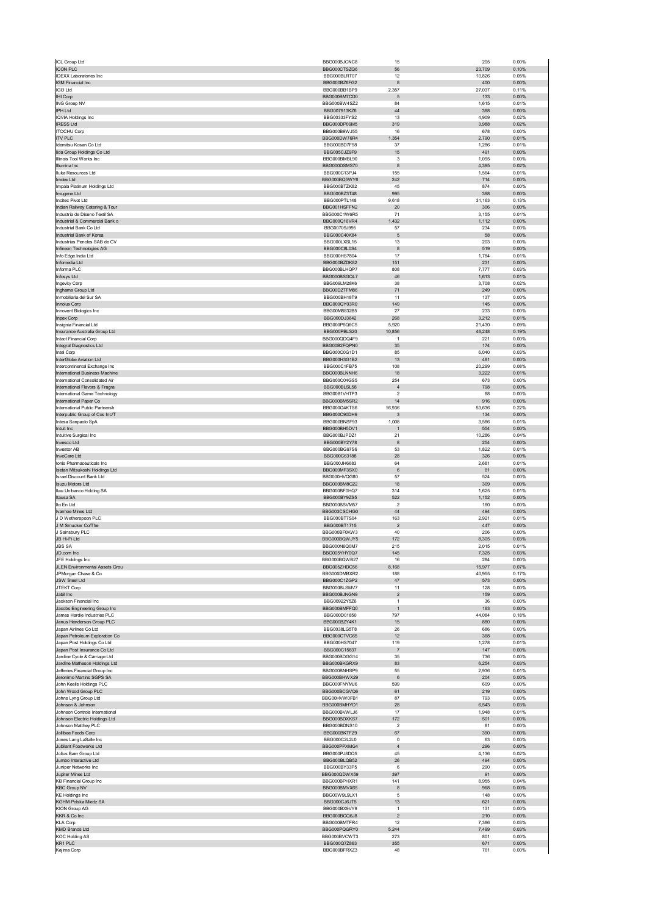| | | | | |
|---|---|---|---|---|
| ICL Group Ltd | BBG000BJCNC8 | 15 | 205 | 0.00% |
| ICON PLC | BBG000CTSZQ6 | 56 | 23,709 | 0.10% |
| IDEXX Laboratories Inc | BBG000BLRT07 | 12 | 10,826 | 0.05% |
| IGM Financial Inc | BBG000BZ6FG2 | 8 | 400 | 0.00% |
| IGO Ltd | BBG000BB1BP9 | 2,357 | 27,037 | 0.11% |
| IHI Corp | BBG000BM7CD0 | 5 | 133 | 0.00% |
| ING Groep NV | BBG000BW4SZ2 | 84 | 1,615 | 0.01% |
| IPH Ltd | BBG007913KZ6 | 44 | 388 | 0.00% |
| IQVIA Holdings Inc | BBG00333FYS2 | 13 | 4,909 | 0.02% |
| IRESS Ltd | BBG000DP09M5 | 319 | 3,988 | 0.02% |
| ITOCHU Corp | BBG000B9WJ55 | 16 | 678 | 0.00% |
| ITV PLC | BBG000DW76R4 | 1,354 | 2,790 | 0.01% |
| Idemitsu Kosan Co Ltd | BBG000BD7F98 | 37 | 1,286 | 0.01% |
| Iida Group Holdings Co Ltd | BBG005CJZ9F9 | 15 | 491 | 0.00% |
| Illinois Tool Works Inc | BBG000BMBL90 | 3 | 1,095 | 0.00% |
| Illumina Inc | BBG000DSMS70 | 8 | 4,395 | 0.02% |
| Iluka Resources Ltd | BBG000C13PJ4 | 155 | 1,564 | 0.01% |
| Imdex Ltd | BBG000BQ5WY6 | 242 | 714 | 0.00% |
| Impala Platinum Holdings Ltd | BBG000BTZK82 | 45 | 874 | 0.00% |
| Imugene Ltd | BBG000BZ3T48 | 995 | 398 | 0.00% |
| Incitec Pivot Ltd | BBG000PTL148 | 9,618 | 31,163 | 0.13% |
| Indian Railway Catering & Tour | BBG001HSFFN2 | 20 | 306 | 0.00% |
| Industria de Diseno Textil SA | BBG000C1W6R5 | 71 | 3,155 | 0.01% |
| Industrial & Commercial Bank o | BBG000Q16VR4 | 1,432 | 1,112 | 0.00% |
| Industrial Bank Co Ltd | BBG00709J995 | 57 | 234 | 0.00% |
| Industrial Bank of Korea | BBG000C40K84 | 5 | 58 | 0.00% |
| Industrias Penoles SAB de CV | BBG000LXSL15 | 13 | 203 | 0.00% |
| Infineon Technologies AG | BBG000C8L0S4 | 8 | 519 | 0.00% |
| Info Edge India Ltd | BBG000HS7804 | 17 | 1,784 | 0.01% |
| Infomedia Ltd | BBG000BZDK82 | 151 | 231 | 0.00% |
| Informa PLC | BBG000BLHQP7 | 808 | 7,777 | 0.03% |
| Infosys Ltd | BBG000BSGQL7 | 46 | 1,613 | 0.01% |
| Ingevity Corp | BBG009LM2BK6 | 38 | 3,708 | 0.02% |
| Inghams Group Ltd | BBG00DZTFM86 | 71 | 249 | 0.00% |
| Inmobiliaria del Sur SA | BBG000BH18T9 | 11 | 137 | 0.00% |
| Innolux Corp | BBG000QY03R0 | 149 | 145 | 0.00% |
| Innovent Biologics Inc | BBG00M8832B5 | 27 | 233 | 0.00% |
| Inpex Corp | BBG000DJ3642 | 268 | 3,212 | 0.01% |
| Insignia Financial Ltd | BBG000P5Q6C5 | 5,920 | 21,430 | 0.09% |
| Insurance Australia Group Ltd | BBG000PBLS20 | 10,856 | 46,248 | 0.19% |
| Intact Financial Corp | BBG000QDQ4F9 | 1 | 221 | 0.00% |
| Integral Diagnostics Ltd | BBG00B2FQPN0 | 35 | 174 | 0.00% |
| Intel Corp | BBG000C0G1D1 | 85 | 6,040 | 0.03% |
| InterGlobe Aviation Ltd | BBG000H3G1B2 | 13 | 481 | 0.00% |
| Intercontinental Exchange Inc | BBG000C1FB75 | 108 | 20,299 | 0.08% |
| International Business Machine | BBG000BLNNH6 | 18 | 3,222 | 0.01% |
| International Consolidated Air | BBG000C04GS5 | 254 | 673 | 0.00% |
| International Flavors & Fragra | BBG000BLSL58 | 4 | 798 | 0.00% |
| International Game Technology | BBG0081VHTP3 | 2 | 88 | 0.00% |
| International Paper Co | BBG000BM5SR2 | 14 | 916 | 0.00% |
| International Public Partnersh | BBG000Q4KTS6 | 16,936 | 53,636 | 0.22% |
| Interpublic Group of Cos Inc/T | BBG000C90DH9 | 3 | 134 | 0.00% |
| Intesa Sanpaolo SpA | BBG000BNSF93 | 1,008 | 3,586 | 0.01% |
| Intuit Inc | BBG000BH5DV1 | 1 | 554 | 0.00% |
| Intuitive Surgical Inc | BBG000BJPDZ1 | 21 | 10,286 | 0.04% |
| Invesco Ltd | BBG000BY2Y78 | 8 | 254 | 0.00% |
| Investor AB | BBG000BG97S6 | 53 | 1,822 | 0.01% |
| InvoCare Ltd | BBG000C63188 | 28 | 326 | 0.00% |
| Ionis Pharmaceuticals Inc | BBG000JH6683 | 64 | 2,681 | 0.01% |
| Isetan Mitsukoshi Holdings Ltd | BBG000MF3SX0 | 6 | 61 | 0.00% |
| Israel Discount Bank Ltd | BBG000HVQG80 | 57 | 524 | 0.00% |
| Isuzu Motors Ltd | BBG000BM8G22 | 18 | 309 | 0.00% |
| Itau Unibanco Holding SA | BBG000BF0HQ7 | 314 | 1,625 | 0.01% |
| Itausa SA | BBG000BY9ZS5 | 522 | 1,152 | 0.00% |
| Ito En Ltd | BBG000BSVM57 | 2 | 160 | 0.00% |
| Ivanhoe Mines Ltd | BBG003CSCHG0 | 44 | 494 | 0.00% |
| J D Wetherspoon PLC | BBG000BT7S04 | 163 | 2,921 | 0.01% |
| J M Smucker Co/The | BBG000BT1715 | 2 | 447 | 0.00% |
| J Sainsbury PLC | BBG000BF0KW3 | 40 | 206 | 0.00% |
| JB Hi-Fi Ltd | BBG000BQWJY5 | 172 | 8,305 | 0.03% |
| JBS SA | BBG000N6Q0M7 | 215 | 2,015 | 0.01% |
| JD.com Inc | BBG005YHY0Q7 | 145 | 7,325 | 0.03% |
| JFE Holdings Inc | BBG000BQWB27 | 16 | 284 | 0.00% |
| JLEN Environmental Assets Grou | BBG005ZHDC56 | 8,168 | 15,977 | 0.07% |
| JPMorgan Chase & Co | BBG000DMBXR2 | 188 | 40,955 | 0.17% |
| JSW Steel Ltd | BBG000C1ZGP2 | 47 | 573 | 0.00% |
| JTEKT Corp | BBG000BLSMV7 | 11 | 128 | 0.00% |
| Jabil Inc | BBG000BJNGN9 | 2 | 159 | 0.00% |
| Jackson Financial Inc | BBG00922Y5Z6 | 1 | 36 | 0.00% |
| Jacobs Engineering Group Inc | BBG000BMFFQ0 | 1 | 163 | 0.00% |
| James Hardie Industries PLC | BBG000D01850 | 797 | 44,084 | 0.18% |
| Janus Henderson Group PLC | BBG000BZY4K1 | 15 | 880 | 0.00% |
| Japan Airlines Co Ltd | BBG0038LG5T8 | 26 | 686 | 0.00% |
| Japan Petroleum Exploration Co | BBG000CTVC65 | 12 | 368 | 0.00% |
| Japan Post Holdings Co Ltd | BBG000HS7047 | 119 | 1,278 | 0.01% |
| Japan Post Insurance Co Ltd | BBG000C15837 | 7 | 147 | 0.00% |
| Jardine Cycle & Carriage Ltd | BBG000BDG514 | 35 | 736 | 0.00% |
| Jardine Matheson Holdings Ltd | BBG000BKGRX9 | 83 | 6,254 | 0.03% |
| Jefferies Financial Group Inc | BBG000BNHSP9 | 55 | 2,936 | 0.01% |
| Jeronimo Martins SGPS SA | BBG000BHWX29 | 6 | 204 | 0.00% |
| John Keells Holdings PLC | BBG000FNYMJ6 | 599 | 609 | 0.00% |
| John Wood Group PLC | BBG000BCGVQ6 | 61 | 219 | 0.00% |
| Johns Lyng Group Ltd | BBG00HVW0FB1 | 87 | 793 | 0.00% |
| Johnson & Johnson | BBG000BMHYD1 | 28 | 6,543 | 0.03% |
| Johnson Controls International | BBG000BVWLJ6 | 17 | 1,948 | 0.01% |
| Johnson Electric Holdings Ltd | BBG000BDXKS7 | 172 | 501 | 0.00% |
| Johnson Matthey PLC | BBG000BDNS10 | 2 | 81 | 0.00% |
| Jollibee Foods Corp | BBG000BKTFZ9 | 67 | 390 | 0.00% |
| Jones Lang LaSalle Inc | BBG000C2L2L0 | 0 | 63 | 0.00% |
| Jubilant Foodworks Ltd | BBG000PPXMG4 | 4 | 296 | 0.00% |
| Julius Baer Group Ltd | BBG000PJ8DQ5 | 45 | 4,136 | 0.02% |
| Jumbo Interactive Ltd | BBG000BLQB52 | 26 | 494 | 0.00% |
| Juniper Networks Inc | BBG000BY33P5 | 6 | 290 | 0.00% |
| Jupiter Mines Ltd | BBG000QDWX59 | 397 | 91 | 0.00% |
| KB Financial Group Inc | BBG000BPHXR1 | 141 | 8,955 | 0.04% |
| KBC Group NV | BBG000BMVX65 | 8 | 968 | 0.00% |
| KE Holdings Inc | BBG00W9L9LX1 | 5 | 148 | 0.00% |
| KGHM Polska Miedz SA | BBG000CJ6JT5 | 13 | 621 | 0.00% |
| KION Group AG | BBG000BX9VY9 | 1 | 131 | 0.00% |
| KKR & Co Inc | BBG000BCQ6J8 | 2 | 210 | 0.00% |
| KLA Corp | BBG000BMTFR4 | 12 | 7,386 | 0.03% |
| KMD Brands Ltd | BBG000PQGRY0 | 5,244 | 7,499 | 0.03% |
| KOC Holding AS | BBG000BVCWT3 | 273 | 801 | 0.00% |
| KR1 PLC | BBG000Q7Z863 | 355 | 671 | 0.00% |
| Kajima Corp | BBG000BFRXZ3 | 48 | 761 | 0.00% |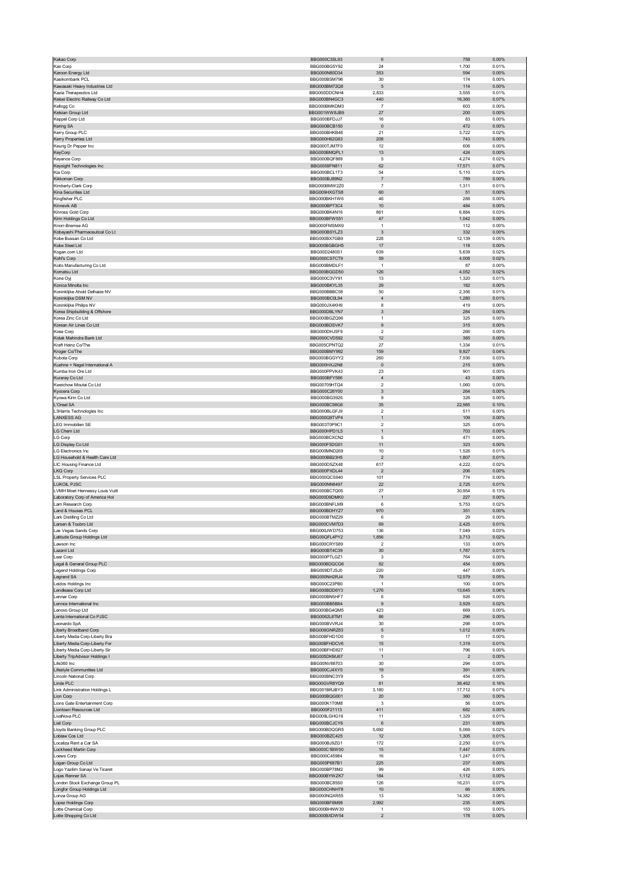| | | | | |
|---|---|---|---|---|
| Kakao Corp | BBG000C3SL93 | 6 | 758 | 0.00% |
| Kao Corp | BBG000BG5Y92 | 24 | 1,700 | 0.01% |
| Karoon Energy Ltd | BBG000N80D34 | 353 | 594 | 0.00% |
| Kasikornbank PCL | BBG000BSM796 | 30 | 174 | 0.00% |
| Kawasaki Heavy Industries Ltd | BBG000BM72Q8 | 5 | 114 | 0.00% |
| Kazia Therapeutics Ltd | BBG000DDCNH4 | 2,833 | 3,555 | 0.01% |
| Keisei Electric Railway Co Ltd | BBG000BN4GC3 | 440 | 16,360 | 0.07% |
| Kellogg Co | BBG000BMKDM3 | 7 | 603 | 0.00% |
| Kelsian Group Ltd | BBG001WW8JB9 | 27 | 200 | 0.00% |
| Keppel Corp Ltd | BBG000BFDJJ7 | 16 | 83 | 0.00% |
| Kering SA | BBG000BCB150 | 0 | 472 | 0.00% |
| Kerry Group PLC | BBG000BHKB48 | 21 | 3,722 | 0.02% |
| Kerry Properties Ltd | BBG000H62G63 | 208 | 743 | 0.00% |
| Keurig Dr Pepper Inc | BBG000TJM7F0 | 12 | 606 | 0.00% |
| KeyCorp | BBG000BMQPL1 | 13 | 424 | 0.00% |
| Keyence Corp | BBG000BQF869 | 5 | 4,274 | 0.02% |
| Keysight Technologies Inc | BBG0059FN811 | 62 | 17,571 | 0.07% |
| Kia Corp | BBG000BCL1T3 | 54 | 5,110 | 0.02% |
| Kikkoman Corp | BBG000BJ89N2 | 7 | 789 | 0.00% |
| Kimberly-Clark Corp | BBG000BMW2Z0 | 7 | 1,311 | 0.01% |
| Kina Securities Ltd | BBG009HXGTS8 | 60 | 51 | 0.00% |
| Kingfisher PLC | BBG000BKH1W6 | 46 | 288 | 0.00% |
| Kinnevik AB | BBG000BP73C4 | 10 | 484 | 0.00% |
| Kinross Gold Corp | BBG000BK4N16 | 861 | 6,884 | 0.03% |
| Kirin Holdings Co Ltd | BBG000BFW551 | 47 | 1,042 | 0.00% |
| Knorr-Bremse AG | BBG000FMSMX9 | 1 | 112 | 0.00% |
| Kobayashi Pharmaceutical Co Lt | BBG000BSYLZ3 | 3 | 332 | 0.00% |
| Kobe Bussan Co Ltd | BBG000BX7GB9 | 228 | 12,139 | 0.05% |
| Kobe Steel Ltd | BBG000BGBGH5 | 17 | 118 | 0.00% |
| Kogan.com Ltd | BBG00D2480S1 | 639 | 5,639 | 0.02% |
| Kohl's Corp | BBG000CS7CT9 | 59 | 4,008 | 0.02% |
| Koito Manufacturing Co Ltd | BBG000BMDLF1 | 1 | 87 | 0.00% |
| Komatsu Ltd | BBG000BGGD50 | 126 | 4,052 | 0.02% |
| Kone Oyj | BBG000C3VY91 | 13 | 1,320 | 0.01% |
| Konica Minolta Inc | BBG000BKYL35 | 29 | 182 | 0.00% |
| Koninklijke Ahold Delhaize NV | BBG000BBBC58 | 50 | 2,356 | 0.01% |
| Koninklijke DSM NV | BBG000BC0L94 | 4 | 1,280 | 0.01% |
| Koninklijke Philips NV | BBG000JX4KH9 | 8 | 419 | 0.00% |
| Korea Shipbuilding & Offshore | BBG000DBLYN7 | 3 | 284 | 0.00% |
| Korea Zinc Co Ltd | BBG000BGZQ96 | 1 | 325 | 0.00% |
| Korean Air Lines Co Ltd | BBG000BDSVK7 | 9 | 315 | 0.00% |
| Kose Corp | BBG000DHJ5F9 | 2 | 266 | 0.00% |
| Kotak Mahindra Bank Ltd | BBG000CVD592 | 12 | 385 | 0.00% |
| Kraft Heinz Co/The | BBG005CPNTQ2 | 27 | 1,334 | 0.01% |
| Kroger Co/The | BBG000BMY992 | 159 | 9,927 | 0.04% |
| Kubota Corp | BBG000BGGYY2 | 260 | 7,936 | 0.03% |
| Kuehne + Nagel International A | BBG000HXJ2N8 | 0 | 215 | 0.00% |
| Kumba Iron Ore Ltd | BBG000PPVK43 | 23 | 901 | 0.00% |
| Kuraray Co Ltd | BBG000BFY586 | 4 | 43 | 0.00% |
| Kweichow Moutai Co Ltd | BBG00709HTQ4 | 2 | 1,060 | 0.00% |
| Kyocera Corp | BBG000C26Y00 | 3 | 264 | 0.00% |
| Kyowa Kirin Co Ltd | BBG000BG3926 | 9 | 326 | 0.00% |
| L'Oreal SA | BBG000BC98G6 | 35 | 22,985 | 0.10% |
| L3Harris Technologies Inc | BBG000BLGFJ9 | 2 | 511 | 0.00% |
| LANXESS AG | BBG000Q9TVP4 | 1 | 109 | 0.00% |
| LEG Immobilien SE | BBG003T0P9C1 | 2 | 325 | 0.00% |
| LG Chem Ltd | BBG000HPD1L5 | 1 | 703 | 0.00% |
| LG Corp | BBG000BCXCN2 | 5 | 471 | 0.00% |
| LG Display Co Ltd | BBG000F5DG01 | 11 | 323 | 0.00% |
| LG Electronics Inc | BBG000MND269 | 10 | 1,526 | 0.01% |
| LG Household & Health Care Ltd | BBG000BB23H5 | 2 | 1,807 | 0.01% |
| LIC Housing Finance Ltd | BBG000DSZX48 | 617 | 4,222 | 0.02% |
| LKQ Corp | BBG000PXDL44 | 2 | 206 | 0.00% |
| LSL Property Services PLC | BBG000QCS940 | 101 | 774 | 0.00% |
| LUKOIL PJSC | BBG000NN8497 | 22 | 2,725 | 0.01% |
| LVMH Moet Hennessy Louis Vuitt | BBG000BC7Q05 | 27 | 30,954 | 0.13% |
| Laboratory Corp of America Hol | BBG000D9DMK0 | 1 | 227 | 0.00% |
| Lam Research Corp | BBG000BNFLM9 | 6 | 5,753 | 0.02% |
| Land & Houses PCL | BBG000BDHYZ7 | 970 | 351 | 0.00% |
| Lark Distilling Co Ltd | BBG000BTMZ29 | 6 | 29 | 0.00% |
| Larsen & Toubro Ltd | BBG000CVM7D3 | 69 | 2,425 | 0.01% |
| Las Vegas Sands Corp | BBG000JWD753 | 136 | 7,049 | 0.03% |
| Latitude Group Holdings Ltd | BBG00QFL4PY2 | 1,856 | 3,713 | 0.02% |
| Lawson Inc | BBG000CRYS89 | 2 | 133 | 0.00% |
| Lazard Ltd | BBG000BT4C39 | 30 | 1,787 | 0.01% |
| Lear Corp | BBG000PTLGZ1 | 3 | 764 | 0.00% |
| Legal & General Group PLC | BBG000BDQCG6 | 82 | 454 | 0.00% |
| Legend Holdings Corp | BBG009DTJSJ0 | 220 | 447 | 0.00% |
| Legrand SA | BBG000NH2RJ4 | 78 | 12,579 | 0.05% |
| Leidos Holdings Inc | BBG000C23PB0 | 1 | 100 | 0.00% |
| Lendlease Corp Ltd | BBG000BDD6Y3 | 1,276 | 13,645 | 0.06% |
| Lennar Corp | BBG000BN5HF7 | 6 | 926 | 0.00% |
| Lennox International Inc | BBG000BB5B84 | 9 | 3,929 | 0.02% |
| Lenovo Group Ltd | BBG000BG4QM5 | 423 | 669 | 0.00% |
| Lenta International Co PJSC | BBG0062L8TM1 | 86 | 296 | 0.00% |
| Leonardo SpA | BBG000BVVRJ4 | 30 | 298 | 0.00% |
| Liberty Broadband Corp | BBG006GNRZ83 | 5 | 1,012 | 0.00% |
| Liberty Media Corp-Liberty Bra | BBG00BFHD1D0 | 0 | 17 | 0.00% |
| Liberty Media Corp-Liberty For | BBG00BFHDCV6 | 15 | 1,319 | 0.01% |
| Liberty Media Corp-Liberty Sir | BBG00BFHD827 | 11 | 796 | 0.00% |
| Liberty TripAdvisor Holdings I | BBG005DKMJ67 | 1 | 2 | 0.00% |
| Life360 Inc | BBG00NV88703 | 30 | 294 | 0.00% |
| Lifestyle Communities Ltd | BBG000CJ4XY0 | 19 | 391 | 0.00% |
| Lincoln National Corp | BBG000BNC3Y9 | 5 | 454 | 0.00% |
| Linde PLC | BBG00GVR8YQ9 | 81 | 38,462 | 0.16% |
| Link Administration Holdings L | BBG001BRJBY3 | 3,180 | 17,712 | 0.07% |
| Lion Corp | BBG000BQG001 | 20 | 360 | 0.00% |
| Lions Gate Entertainment Corp | BBG000K1T0M8 | 3 | 56 | 0.00% |
| Liontown Resources Ltd | BBG000F21113 | 411 | 682 | 0.00% |
| LivaNova PLC | BBG009LGHG16 | 11 | 1,329 | 0.01% |
| Lixil Corp | BBG000BCJCY6 | 6 | 231 | 0.00% |
| Lloyds Banking Group PLC | BBG000BDQGR5 | 5,692 | 5,069 | 0.02% |
| Loblaw Cos Ltd | BBG000BZC425 | 12 | 1,305 | 0.01% |
| Localiza Rent a Car SA | BBG000BJ9ZG1 | 172 | 2,250 | 0.01% |
| Lockheed Martin Corp | BBG000C1BW00 | 15 | 7,447 | 0.03% |
| Loews Corp | BBG000C45984 | 16 | 1,247 | 0.01% |
| Logan Group Co Ltd | BBG005P687B1 | 225 | 237 | 0.00% |
| Logo Yazilim Sanayi Ve Ticaret | BBG000BP78M2 | 99 | 426 | 0.00% |
| Lojas Renner SA | BBG000BYWZK7 | 184 | 1,112 | 0.00% |
| London Stock Exchange Group PL | BBG000BC85S0 | 126 | 16,231 | 0.07% |
| Longfor Group Holdings Ltd | BBG000CHNH78 | 10 | 66 | 0.00% |
| Lonza Group AG | BBG000NQXR55 | 13 | 14,382 | 0.06% |
| Lopez Holdings Corp | BBG000BF6M99 | 2,992 | 235 | 0.00% |
| Lotte Chemical Corp | BBG000BHNW30 | 1 | 153 | 0.00% |
| Lotte Shopping Co Ltd | BBG000BXDW54 | 2 | 178 | 0.00% |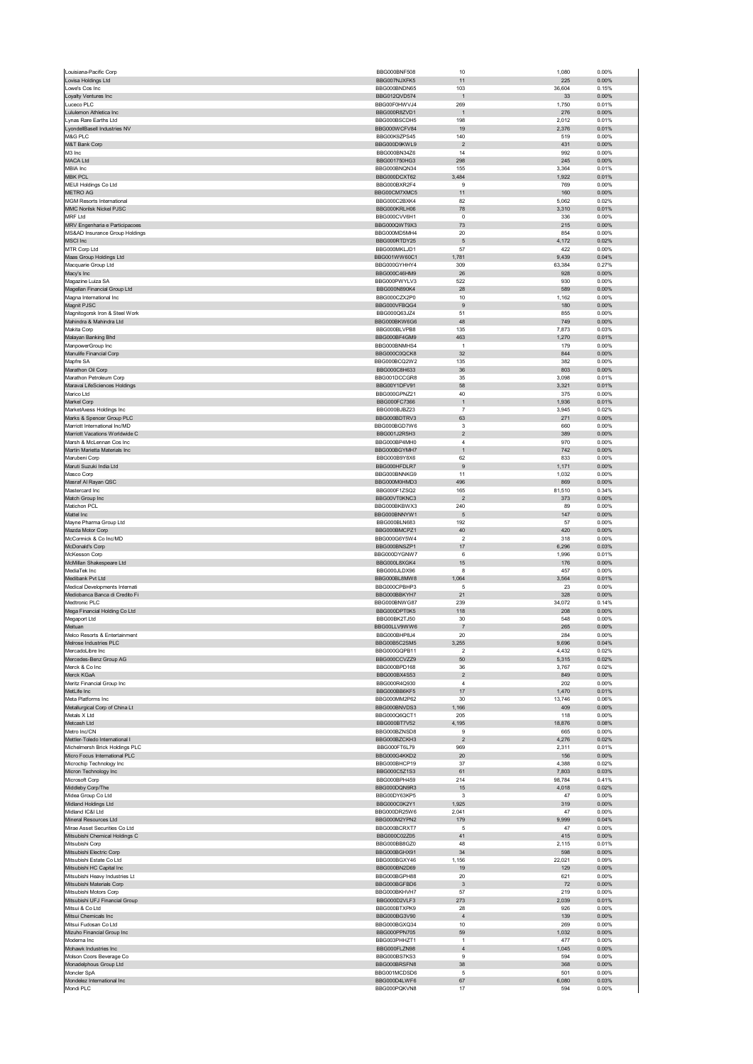| Louisiana-Pacific Corp | BBG000BNF508 | 10 | 1,080 | 0.00% |
|---|---|---|---|---|
| Lovisa Holdings Ltd | BBG007NJXFK5 | 11 | 225 | 0.00% |
| Lowe's Cos Inc | BBG000BNDN65 | 103 | 36,604 | 0.15% |
| Loyalty Ventures Inc | BBG012QVD574 | 1 | 33 | 0.00% |
| Luceco PLC | BBG00F0HWVJ4 | 269 | 1,750 | 0.01% |
| Lululemon Athletica Inc | BBG000R8ZVD1 | 1 | 276 | 0.00% |
| Lynas Rare Earths Ltd | BBG000BSCDH5 | 198 | 2,012 | 0.01% |
| LyondellBasell Industries NV | BBG000WCFV84 | 19 | 2,376 | 0.01% |
| M&G PLC | BBG00K9ZPS45 | 140 | 519 | 0.00% |
| M&T Bank Corp | BBG000D9KWL9 | 2 | 431 | 0.00% |
| M3 Inc | BBG000BN34Z6 | 14 | 992 | 0.00% |
| MACA Ltd | BBG001750HG3 | 298 | 245 | 0.00% |
| MBIA Inc | BBG000BNQN34 | 155 | 3,364 | 0.01% |
| MBK PCL | BBG000DCXT62 | 3,484 | 1,922 | 0.01% |
| MEIJI Holdings Co Ltd | BBG000BXR2F4 | 9 | 769 | 0.00% |
| METRO AG | BBG00CM7XMC5 | 11 | 160 | 0.00% |
| MGM Resorts International | BBG000C2BXK4 | 82 | 5,062 | 0.02% |
| MMC Norilsk Nickel PJSC | BBG000KRLH06 | 78 | 3,310 | 0.01% |
| MRF Ltd | BBG000CVV6H1 | 0 | 336 | 0.00% |
| MRV Engenharia e Participacoes | BBG000QWT9X3 | 73 | 215 | 0.00% |
| MS&AD Insurance Group Holdings | BBG000MD5MH4 | 20 | 854 | 0.00% |
| MSCI Inc | BBG000RTDY25 | 5 | 4,172 | 0.02% |
| MTR Corp Ltd | BBG000MKLJD1 | 57 | 422 | 0.00% |
| Maas Group Holdings Ltd | BBG01WW60C1 | 1,781 | 9,439 | 0.04% |
| Macquarie Group Ltd | BBG000GYHHY4 | 309 | 63,384 | 0.27% |
| Macy's Inc | BBG000C46HM9 | 26 | 928 | 0.00% |
| Magazine Luiza SA | BBG000PWYLV3 | 522 | 930 | 0.00% |
| Magellan Financial Group Ltd | BBG000N89GK4 | 28 | 589 | 0.00% |
| Magna International Inc | BBG000CZX2P0 | 10 | 1,162 | 0.00% |
| Magnit PJSC | BBG000VFBQG4 | 9 | 180 | 0.00% |
| Magnitogorsk Iron & Steel Work | BBG000Q63JZ4 | 51 | 855 | 0.00% |
| Mahindra & Mahindra Ltd | BBG000BKW6G6 | 48 | 749 | 0.00% |
| Makita Corp | BBG000BLVPB8 | 135 | 7,873 | 0.03% |
| Malayan Banking Bhd | BBG000BF4GM9 | 463 | 1,270 | 0.01% |
| ManpowerGroup Inc | BBG000BNMHS4 | 1 | 179 | 0.00% |
| Manulife Financial Corp | BBG000C3QCK8 | 32 | 844 | 0.00% |
| Mapfre SA | BBG000BCQ2W2 | 135 | 382 | 0.00% |
| Marathon Oil Corp | BBG000C8H633 | 36 | 803 | 0.00% |
| Marathon Petroleum Corp | BBG001DCCGR8 | 35 | 3,098 | 0.01% |
| Maravai LifeSciences Holdings | BBG00Y1DFV91 | 58 | 3,321 | 0.01% |
| Marico Ltd | BBG000GPNZ21 | 40 | 375 | 0.00% |
| Markel Corp | BBG000FC7366 | 1 | 1,936 | 0.01% |
| MarketAxess Holdings Inc | BBG000BJBZ23 | 7 | 3,945 | 0.02% |
| Marks & Spencer Group PLC | BBG000BDTRV3 | 63 | 271 | 0.00% |
| Marriott International Inc/MD | BBG000BGD7W6 | 3 | 660 | 0.00% |
| Marriott Vacations Worldwide C | BBG001J2R5H3 | 2 | 389 | 0.00% |
| Marsh & McLennan Cos Inc | BBG000BP4MH0 | 4 | 970 | 0.00% |
| Martin Marietta Materials Inc | BBG000BGYMH7 | 1 | 742 | 0.00% |
| Marubeni Corp | BBG000B9Y8X6 | 62 | 833 | 0.00% |
| Maruti Suzuki India Ltd | BBG000HFDLR7 | 9 | 1,171 | 0.00% |
| Masco Corp | BBG000BNNKG9 | 11 | 1,032 | 0.00% |
| Masraf Al Rayan QSC | BBG000M0HMD3 | 496 | 869 | 0.00% |
| Mastercard Inc | BBG000F1ZSQ2 | 165 | 81,510 | 0.34% |
| Match Group Inc | BBG00VT0KNC3 | 2 | 373 | 0.00% |
| Matichon PCL | BBG000BKBWX3 | 240 | 89 | 0.00% |
| Mattel Inc | BBG000BNNYW1 | 5 | 147 | 0.00% |
| Mayne Pharma Group Ltd | BBG000BLN683 | 192 | 57 | 0.00% |
| Mazda Motor Corp | BBG000BMCPZ1 | 40 | 420 | 0.00% |
| McCormick & Co Inc/MD | BBG000G6Y5W4 | 2 | 318 | 0.00% |
| McDonald's Corp | BBG000BNSZP1 | 17 | 6,296 | 0.03% |
| McKesson Corp | BBG000DYGNW7 | 6 | 1,996 | 0.01% |
| McMillan Shakespeare Ltd | BBG000L8XGK4 | 15 | 176 | 0.00% |
| MediaTek Inc | BBG000JLDX96 | 8 | 457 | 0.00% |
| Medibank Pvt Ltd | BBG000BL8MW8 | 1,064 | 3,564 | 0.01% |
| Medical Developments Internati | BBG000CPBHP3 | 5 | 23 | 0.00% |
| Mediobanca Banca di Credito Fi | BBG000BBKYH7 | 21 | 328 | 0.00% |
| Medtronic PLC | BBG000BNWG87 | 239 | 34,072 | 0.14% |
| Mega Financial Holding Co Ltd | BBG000DPT0K5 | 118 | 208 | 0.00% |
| Megaport Ltd | BBG00BK2TJ50 | 30 | 548 | 0.00% |
| Meituan | BBG00LLV9WW6 | 7 | 265 | 0.00% |
| Melco Resorts & Entertainment | BBG000BHP8J4 | 20 | 284 | 0.00% |
| Melrose Industries PLC | BBG00B5C2SM5 | 3,255 | 9,696 | 0.04% |
| MercadoLibre Inc | BBG000GQPB11 | 2 | 4,432 | 0.02% |
| Mercedes-Benz Group AG | BBG000CCVZZ9 | 50 | 5,315 | 0.02% |
| Merck & Co Inc | BBG000BPD168 | 36 | 3,767 | 0.02% |
| Merck KGaA | BBG000BX4S53 | 2 | 849 | 0.00% |
| Meritz Financial Group Inc | BBG000R4Q930 | 4 | 202 | 0.00% |
| MetLife Inc | BBG000BB6KF5 | 17 | 1,470 | 0.01% |
| Meta Platforms Inc | BBG000MM2P62 | 30 | 13,746 | 0.06% |
| Metallurgical Corp of China Lt | BBG000BNVDS3 | 1,166 | 409 | 0.00% |
| Metals X Ltd | BBG000Q6QCT1 | 205 | 118 | 0.00% |
| Metcash Ltd | BBG000BT7V52 | 4,195 | 18,876 | 0.08% |
| Metro Inc/CN | BBG000BZNSD8 | 9 | 665 | 0.00% |
| Mettler-Toledo International I | BBG000BZCKH3 | 2 | 4,276 | 0.02% |
| Michelmersh Brick Holdings PLC | BBG000FT6L79 | 969 | 2,311 | 0.01% |
| Micro Focus International PLC | BBG000G4KKD2 | 20 | 156 | 0.00% |
| Microchip Technology Inc | BBG000BHCP19 | 37 | 4,388 | 0.02% |
| Micron Technology Inc | BBG000C5Z1S3 | 61 | 7,803 | 0.03% |
| Microsoft Corp | BBG000BPH459 | 214 | 98,784 | 0.41% |
| Middleby Corp/The | BBG000DQN9R3 | 15 | 4,018 | 0.02% |
| Midea Group Co Ltd | BBG00Y63KP5 | 3 | 47 | 0.00% |
| Midland Holdings Ltd | BBG000C0K2Y1 | 1,925 | 319 | 0.00% |
| Midland IC&I Ltd | BBG000DR25W6 | 2,041 | 47 | 0.00% |
| Mineral Resources Ltd | BBG000M2YPN2 | 179 | 9,999 | 0.04% |
| Mirae Asset Securities Co Ltd | BBG000BCRXT7 | 5 | 47 | 0.00% |
| Mitsubishi Chemical Holdings C | BBG000C0ZZ05 | 41 | 415 | 0.00% |
| Mitsubishi Corp | BBG000BB8GZ0 | 48 | 2,115 | 0.01% |
| Mitsubishi Electric Corp | BBG000BGHX91 | 34 | 598 | 0.00% |
| Mitsubishi Estate Co Ltd | BBG000BGXY46 | 1,156 | 22,021 | 0.09% |
| Mitsubishi HC Capital Inc | BBG000BN2D69 | 19 | 129 | 0.00% |
| Mitsubishi Heavy Industries Lt | BBG000BGPH88 | 20 | 621 | 0.00% |
| Mitsubishi Materials Corp | BBG000BGFBD6 | 3 | 72 | 0.00% |
| Mitsubishi Motors Corp | BBG000BKHVH7 | 57 | 219 | 0.00% |
| Mitsubishi UFJ Financial Group | BBG000D2VLF3 | 273 | 2,039 | 0.01% |
| Mitsui & Co Ltd | BBG000BTXPK9 | 28 | 926 | 0.00% |
| Mitsui Chemicals Inc | BBG000BG3V90 | 4 | 139 | 0.00% |
| Mitsui Fudosan Co Ltd | BBG000BGXQ34 | 10 | 269 | 0.00% |
| Mizuho Financial Group Inc | BBG000PPN705 | 59 | 1,032 | 0.00% |
| Moderna Inc | BBG003PHHZT1 | 1 | 477 | 0.00% |
| Mohawk Industries Inc | BBG000FLZN98 | 4 | 1,045 | 0.00% |
| Molson Coors Beverage Co | BBG000BS7KS3 | 9 | 594 | 0.00% |
| Monadelphous Group Ltd | BBG000BRSFN8 | 38 | 368 | 0.00% |
| Moncler SpA | BBG001MCDSD6 | 5 | 501 | 0.00% |
| Mondelez International Inc | BBG000D4LWF6 | 67 | 6,080 | 0.03% |
| Mondi PLC | BBG000PQKVN8 | 17 | 594 | 0.00% |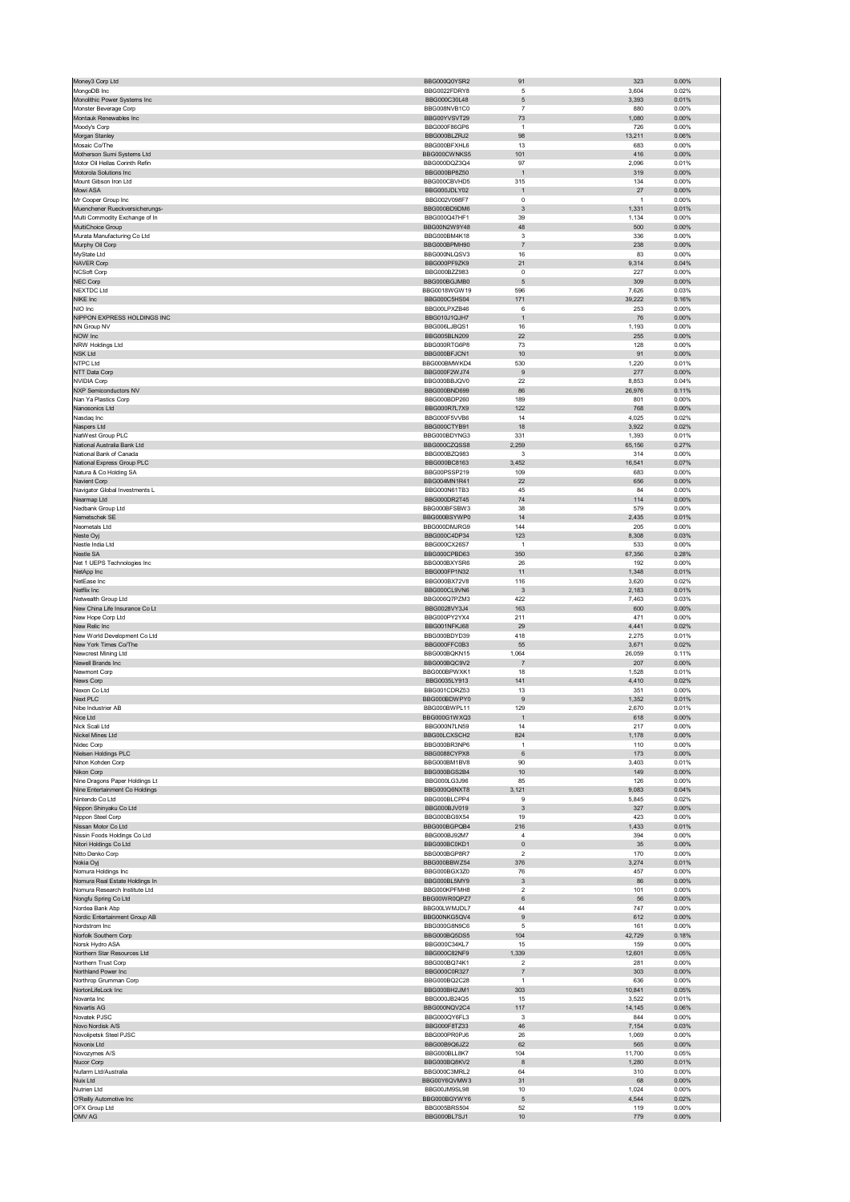| | | | | |
|---|---|---|---|---|
| Money3 Corp Ltd | BBG000Q0YSR2 | 91 | 323 | 0.00% |
| MongoDB Inc | BBG0022FDRY8 | 5 | 3,604 | 0.02% |
| Monolithic Power Systems Inc | BBG000C30L48 | 5 | 3,393 | 0.01% |
| Monster Beverage Corp | BBG008NVB1C0 | 7 | 880 | 0.00% |
| Montauk Renewables Inc | BBG00YVSVT29 | 73 | 1,080 | 0.00% |
| Moody's Corp | BBG000F86GP6 | 1 | 726 | 0.00% |
| Morgan Stanley | BBG000BLZRJ2 | 98 | 13,211 | 0.06% |
| Mosaic Co/The | BBG000BFXHL6 | 13 | 683 | 0.00% |
| Motherson Sumi Systems Ltd | BBG000CWNKS5 | 101 | 416 | 0.00% |
| Motor Oil Hellas Corinth Refin | BBG000DQZ3Q4 | 97 | 2,096 | 0.01% |
| Motorola Solutions Inc | BBG000BP8Z50 | 1 | 319 | 0.00% |
| Mount Gibson Iron Ltd | BBG000CBVHD5 | 315 | 134 | 0.00% |
| Mowi ASA | BBG000JDLY02 | 1 | 27 | 0.00% |
| Mr Cooper Group Inc | BBG002V098F7 | 0 | 1 | 0.00% |
| Muenchener Rueckversicherungs- | BBG000BD9DM6 | 3 | 1,331 | 0.01% |
| Multi Commodity Exchange of In | BBG000Q47HF1 | 39 | 1,134 | 0.00% |
| MultiChoice Group | BBG00N2W9Y48 | 48 | 500 | 0.00% |
| Murata Manufacturing Co Ltd | BBG000BM4K18 | 3 | 336 | 0.00% |
| Murphy Oil Corp | BBG000BPMH90 | 7 | 238 | 0.00% |
| MyState Ltd | BBG000NLQSV3 | 16 | 83 | 0.00% |
| NAVER Corp | BBG000PF9ZK9 | 21 | 9,314 | 0.04% |
| NCSoft Corp | BBG000BZZ983 | 0 | 227 | 0.00% |
| NEC Corp | BBG000BGJMB0 | 5 | 309 | 0.00% |
| NEXTDC Ltd | BBG0018WGW19 | 596 | 7,626 | 0.03% |
| NIKE Inc | BBG000C5HS04 | 171 | 39,222 | 0.16% |
| NIO Inc | BBG00LPXZB46 | 6 | 253 | 0.00% |
| NIPPON EXPRESS HOLDINGS INC | BBG010J1QJH7 | 1 | 76 | 0.00% |
| NN Group NV | BBG006LJBQS1 | 16 | 1,193 | 0.00% |
| NOW Inc | BBG005BLN209 | 22 | 255 | 0.00% |
| NRW Holdings Ltd | BBG000RTG6P8 | 73 | 128 | 0.00% |
| NSK Ltd | BBG000BFJCN1 | 10 | 91 | 0.00% |
| NTPC Ltd | BBG000BMWKD4 | 530 | 1,220 | 0.01% |
| NTT Data Corp | BBG000F2WJ74 | 9 | 277 | 0.00% |
| NVIDIA Corp | BBG000BBJQV0 | 22 | 8,853 | 0.04% |
| NXP Semiconductors NV | BBG000BND699 | 86 | 26,976 | 0.11% |
| Nan Ya Plastics Corp | BBG000BDP260 | 189 | 801 | 0.00% |
| Nanosonics Ltd | BBG000R7L7X9 | 122 | 768 | 0.00% |
| Nasdaq Inc | BBG000F5VVB6 | 14 | 4,025 | 0.02% |
| Naspers Ltd | BBG000CTYB91 | 18 | 3,922 | 0.02% |
| NatWest Group PLC | BBG000BDYNG3 | 331 | 1,393 | 0.01% |
| National Australia Bank Ltd | BBG000CZQSS8 | 2,259 | 65,156 | 0.27% |
| National Bank of Canada | BBG000BZQ983 | 3 | 314 | 0.00% |
| National Express Group PLC | BBG000BC8163 | 3,452 | 16,541 | 0.07% |
| Natura & Co Holding SA | BBG00PSSP219 | 109 | 683 | 0.00% |
| Navient Corp | BBG004MN1R41 | 22 | 656 | 0.00% |
| Navigator Global Investments L | BBG000N61TB3 | 45 | 84 | 0.00% |
| Nearmap Ltd | BBG000DR2T45 | 74 | 114 | 0.00% |
| Nedbank Group Ltd | BBG000BFSBW3 | 38 | 579 | 0.00% |
| Nemetschek SE | BBG000BSYWP0 | 14 | 2,435 | 0.01% |
| Neometals Ltd | BBG000DMJRG9 | 144 | 205 | 0.00% |
| Neste Oyj | BBG000C4DP34 | 123 | 8,308 | 0.03% |
| Nestle India Ltd | BBG000CX26S7 | 1 | 533 | 0.00% |
| Nestle SA | BBG000CPBD63 | 350 | 67,356 | 0.28% |
| Net 1 UEPS Technologies Inc | BBG000BXYSR6 | 26 | 192 | 0.00% |
| NetApp Inc | BBG000FP1N32 | 11 | 1,348 | 0.01% |
| NetEase Inc | BBG000BX72V8 | 116 | 3,620 | 0.02% |
| Netflix Inc | BBG000CL9VN6 | 3 | 2,183 | 0.01% |
| Netwealth Group Ltd | BBG006Q7PZM3 | 422 | 7,463 | 0.03% |
| New China Life Insurance Co Lt | BBG0028VY3J4 | 163 | 600 | 0.00% |
| New Hope Corp Ltd | BBG000PY2YX4 | 211 | 471 | 0.00% |
| New Relic Inc | BBG001NFKJ68 | 29 | 4,441 | 0.02% |
| New World Development Co Ltd | BBG000BDYD39 | 418 | 2,275 | 0.01% |
| New York Times Co/The | BBG000FFC0B3 | 55 | 3,671 | 0.02% |
| Newcrest Mining Ltd | BBG000BQKN15 | 1,064 | 26,059 | 0.11% |
| Newell Brands Inc | BBG000BQC9V2 | 7 | 207 | 0.00% |
| Newmont Corp | BBG000BPWXK1 | 18 | 1,528 | 0.01% |
| News Corp | BBG0035LY913 | 141 | 4,410 | 0.02% |
| Nexon Co Ltd | BBG001CDRZ53 | 13 | 351 | 0.00% |
| Next PLC | BBG000BDWPY0 | 9 | 1,352 | 0.01% |
| Nibe Industrier AB | BBG000BWPL11 | 129 | 2,670 | 0.01% |
| Nice Ltd | BBG000G1WXQ3 | 1 | 618 | 0.00% |
| Nick Scali Ltd | BBG000N7LN59 | 14 | 217 | 0.00% |
| Nickel Mines Ltd | BBG00LCXSCH2 | 824 | 1,178 | 0.00% |
| Nidec Corp | BBG000BR3NP6 | 1 | 110 | 0.00% |
| Nielsen Holdings PLC | BBG0088CYPX8 | 6 | 173 | 0.00% |
| Nihon Kohden Corp | BBG000BM18V8 | 90 | 3,403 | 0.01% |
| Nikon Corp | BBG000BGS2B4 | 10 | 149 | 0.00% |
| Nine Dragons Paper Holdings Lt | BBG000LG3J96 | 85 | 126 | 0.00% |
| Nine Entertainment Co Holdings | BBG000Q6NXT8 | 3,121 | 9,083 | 0.04% |
| Nintendo Co Ltd | BBG000BLCPP4 | 9 | 5,845 | 0.02% |
| Nippon Shinyaku Co Ltd | BBG000BJV019 | 3 | 327 | 0.00% |
| Nippon Steel Corp | BBG000BG9X54 | 19 | 423 | 0.00% |
| Nissan Motor Co Ltd | BBG000BGPQB4 | 216 | 1,433 | 0.01% |
| Nissin Foods Holdings Co Ltd | BBG000BJ92M7 | 4 | 394 | 0.00% |
| Nitori Holdings Co Ltd | BBG000BC0KD1 | 0 | 35 | 0.00% |
| Nitto Denko Corp | BBG000BGP8R7 | 2 | 170 | 0.00% |
| Nokia Oyj | BBG000BBWZ54 | 376 | 3,274 | 0.01% |
| Nomura Holdings Inc | BBG000BGX3Z0 | 76 | 457 | 0.00% |
| Nomura Real Estate Holdings In | BBG000BL5MY9 | 3 | 86 | 0.00% |
| Nomura Research Institute Ltd | BBG000KPFMH8 | 2 | 101 | 0.00% |
| Nongfu Spring Co Ltd | BBG00WR0QPZ7 | 6 | 56 | 0.00% |
| Nordea Bank Abp | BBG00LWMJDL7 | 44 | 747 | 0.00% |
| Nordic Entertainment Group AB | BBG00NKG5QV4 | 9 | 612 | 0.00% |
| Nordstrom Inc | BBG000G8N9C6 | 5 | 161 | 0.00% |
| Norfolk Southern Corp | BBG000BQ5DS5 | 104 | 42,729 | 0.18% |
| Norsk Hydro ASA | BBG000C34KL7 | 15 | 159 | 0.00% |
| Northern Star Resources Ltd | BBG000C82NF9 | 1,339 | 12,601 | 0.05% |
| Northern Trust Corp | BBG000BQ74K1 | 2 | 281 | 0.00% |
| Northland Power Inc | BBG000C0R327 | 7 | 303 | 0.00% |
| Northrop Grumman Corp | BBG000BQ2C28 | 1 | 636 | 0.00% |
| NortonLifeLock Inc | BBG000BH2JM1 | 303 | 10,841 | 0.05% |
| Novanta Inc | BBG000JB24Q5 | 15 | 3,522 | 0.01% |
| Novartis AG | BBG000NQV2C4 | 117 | 14,145 | 0.06% |
| Novatek PJSC | BBG000QY6FL3 | 3 | 844 | 0.00% |
| Novo Nordisk A/S | BBG000F8TZ33 | 46 | 7,154 | 0.03% |
| Novolipetsk Steel PJSC | BBG000PR0PJ6 | 26 | 1,069 | 0.00% |
| Novonix Ltd | BBG00B9Q6JZ2 | 62 | 565 | 0.00% |
| Novozymes A/S | BBG000BLL8K7 | 104 | 11,700 | 0.05% |
| Nucor Corp | BBG000BQ8KV2 | 8 | 1,280 | 0.01% |
| Nufarm Ltd/Australia | BBG000C3MRL2 | 64 | 310 | 0.00% |
| Nuix Ltd | BBG00Y6QVMW3 | 31 | 68 | 0.00% |
| Nutrien Ltd | BBG00JM9SL98 | 10 | 1,024 | 0.00% |
| O'Reilly Automotive Inc | BBG000BGYWY6 | 5 | 4,544 | 0.02% |
| OFX Group Ltd | BBG005BRS504 | 52 | 119 | 0.00% |
| OMV AG | BBG000BL7SJ1 | 10 | 779 | 0.00% |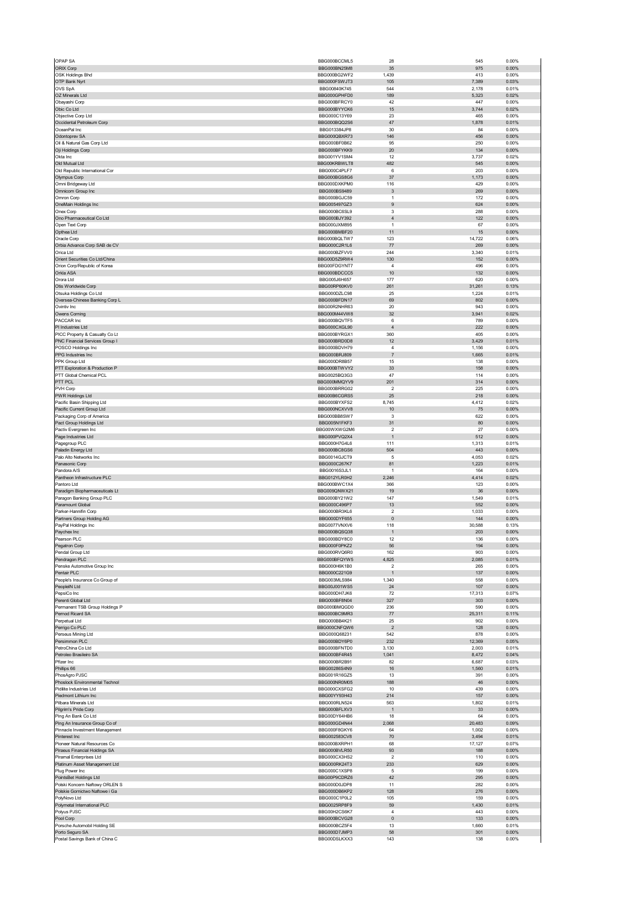| | | | | |
|---|---|---|---|---|
| OPAP SA | BBG000BCCML5 | 28 | 545 | 0.00% |
| ORIX Corp | BBG000BN25M8 | 35 | 975 | 0.00% |
| OSK Holdings Bhd | BBG000BG2WF2 | 1,439 | 413 | 0.00% |
| OTP Bank Nyrt | BBG000FSWJT3 | 105 | 7,389 | 0.03% |
| OVS SpA | BBG00840K745 | 544 | 2,178 | 0.01% |
| OZ Minerals Ltd | BBG000GPHFD0 | 189 | 5,323 | 0.02% |
| Obayashi Corp | BBG000BFRCY0 | 42 | 447 | 0.00% |
| Obic Co Ltd | BBG000BYYCK6 | 15 | 3,744 | 0.02% |
| Objective Corp Ltd | BBG000C13Y69 | 23 | 465 | 0.00% |
| Occidental Petroleum Corp | BBG000BQQ2S6 | 47 | 1,878 | 0.01% |
| OceanPal Inc | BBG013384JP8 | 30 | 84 | 0.00% |
| Odontoprev SA | BBG000QBXR73 | 146 | 456 | 0.00% |
| Oil & Natural Gas Corp Ltd | BBG000BF0B62 | 95 | 250 | 0.00% |
| Oji Holdings Corp | BBG000BFYKK9 | 20 | 134 | 0.00% |
| Okta Inc | BBG001YV1SM4 | 12 | 3,737 | 0.02% |
| Old Mutual Ltd | BBG00KRBWLT8 | 482 | 545 | 0.00% |
| Old Republic International Cor | BBG000C4PLF7 | 6 | 203 | 0.00% |
| Olympus Corp | BBG000BGS8G6 | 37 | 1,173 | 0.00% |
| Omni Bridgeway Ltd | BBG000DXKPM0 | 116 | 429 | 0.00% |
| Omnicom Group Inc | BBG000BS9489 | 3 | 269 | 0.00% |
| Omron Corp | BBG000BGJC59 | 1 | 172 | 0.00% |
| OneMain Holdings Inc | BBG005497GZ3 | 9 | 624 | 0.00% |
| Onex Corp | BBG000BC8SL9 | 3 | 288 | 0.00% |
| Ono Pharmaceutical Co Ltd | BBG000BJY392 | 4 | 122 | 0.00% |
| Open Text Corp | BBG000JXM895 | 1 | 67 | 0.00% |
| Opthea Ltd | BBG000BMBF20 | 11 | 15 | 0.00% |
| Oracle Corp | BBG000BQLTW7 | 123 | 14,722 | 0.06% |
| Orbia Advance Corp SAB de CV | BBG000C2R1L6 | 77 | 269 | 0.00% |
| Orica Ltd | BBG000BZFVV0 | 244 | 3,340 | 0.01% |
| Orient Securities Co Ltd/China | BBG00D5Z9RW4 | 130 | 152 | 0.00% |
| Orion Corp/Republic of Korea | BBG00FDGYNT7 | 4 | 496 | 0.00% |
| Orkla ASA | BBG000BDCCC5 | 10 | 132 | 0.00% |
| Orora Ltd | BBG005J6H657 | 177 | 620 | 0.00% |
| Otis Worldwide Corp | BBG00RP60KV0 | 261 | 31,261 | 0.13% |
| Otsuka Holdings Co Ltd | BBG000DZLC98 | 25 | 1,224 | 0.01% |
| Oversea-Chinese Banking Corp L | BBG000BFDN17 | 69 | 802 | 0.00% |
| Ovintiv Inc | BBG00R2NHR63 | 20 | 943 | 0.00% |
| Owens Corning | BBG000M44VW8 | 32 | 3,941 | 0.02% |
| PACCAR Inc | BBG000BQVTF5 | 6 | 789 | 0.00% |
| PI Industries Ltd | BBG000CXGL90 | 4 | 222 | 0.00% |
| PICC Property & Casualty Co Lt | BBG000BYRGX1 | 360 | 405 | 0.00% |
| PNC Financial Services Group I | BBG000BRD0D8 | 12 | 3,429 | 0.01% |
| POSCO Holdings Inc | BBG000BDVH79 | 4 | 1,156 | 0.00% |
| PPG Industries Inc | BBG000BRJ809 | 7 | 1,665 | 0.01% |
| PPK Group Ltd | BBG000DR8B57 | 15 | 138 | 0.00% |
| PTT Exploration & Production P | BBG000BTWVY2 | 33 | 158 | 0.00% |
| PTT Global Chemical PCL | BBG0025BQ3G3 | 47 | 114 | 0.00% |
| PTT PCL | BBG000MMQYV9 | 201 | 314 | 0.00% |
| PVH Corp | BBG000BRRG02 | 2 | 225 | 0.00% |
| PWR Holdings Ltd | BBG00B6CGRS5 | 25 | 218 | 0.00% |
| Pacific Basin Shipping Ltd | BBG000BYXFS2 | 8,745 | 4,412 | 0.02% |
| Pacific Current Group Ltd | BBG000NCXVV8 | 10 | 75 | 0.00% |
| Packaging Corp of America | BBG000BB8SW7 | 3 | 622 | 0.00% |
| Pact Group Holdings Ltd | BBG005N1FKF3 | 31 | 80 | 0.00% |
| Pactiv Evergreen Inc | BBG00WXWG2M6 | 2 | 27 | 0.00% |
| Page Industries Ltd | BBG000PVQ2X4 | 1 | 512 | 0.00% |
| Pagegroup PLC | BBG000H7G4L6 | 111 | 1,313 | 0.01% |
| Paladin Energy Ltd | BBG000BC8GS6 | 504 | 443 | 0.00% |
| Palo Alto Networks Inc | BBG0014GJCT9 | 5 | 4,053 | 0.02% |
| Panasonic Corp | BBG000C267K7 | 81 | 1,223 | 0.01% |
| Pandora A/S | BBG0016S3JL1 | 1 | 164 | 0.00% |
| Pantheon Infrastructure PLC | BBG012YLR0H2 | 2,246 | 4,414 | 0.02% |
| Pantoro Ltd | BBG000BWC1X4 | 366 | 123 | 0.00% |
| Paradigm Biopharmaceuticals Lt | BBG009QNWX21 | 19 | 36 | 0.00% |
| Paragon Banking Group PLC | BBG000BY21W2 | 147 | 1,549 | 0.01% |
| Paramount Global | BBG000C496P7 | 13 | 552 | 0.00% |
| Parker-Hannifin Corp | BBG000BR3KL6 | 2 | 1,033 | 0.00% |
| Partners Group Holding AG | BBG000DYF655 | 0 | 144 | 0.00% |
| PayPal Holdings Inc | BBG0077VNXV6 | 118 | 30,588 | 0.13% |
| Paychex Inc | BBG000BQSQ38 | 1 | 203 | 0.00% |
| Pearson PLC | BBG000BDY8C0 | 12 | 136 | 0.00% |
| Pegatron Corp | BBG000F0PKZ2 | 56 | 194 | 0.00% |
| Pendal Group Ltd | BBG000RVQ6R0 | 162 | 903 | 0.00% |
| Pendragon PLC | BBG000BFQYW5 | 4,825 | 2,085 | 0.01% |
| Penske Automotive Group Inc | BBG000H6K1B0 | 2 | 265 | 0.00% |
| Pentair PLC | BBG000C221G9 | 1 | 137 | 0.00% |
| People's Insurance Co Group of | BBG003MLS984 | 1,340 | 558 | 0.00% |
| PeopleIN Ltd | BBG00J001WS5 | 24 | 107 | 0.00% |
| PepsiCo Inc | BBG000DH7JK6 | 72 | 17,313 | 0.07% |
| Perenti Global Ltd | BBG000BF8N04 | 327 | 303 | 0.00% |
| Permanent TSB Group Holdings P | BBG000BMQGD0 | 236 | 590 | 0.00% |
| Pernod Ricard SA | BBG000BC9MR3 | 77 | 25,311 | 0.11% |
| Perpetual Ltd | BBG000BB4K21 | 25 | 902 | 0.00% |
| Perrigo Co PLC | BBG000CNFQW6 | 2 | 128 | 0.00% |
| Perseus Mining Ltd | BBG000Q68231 | 542 | 878 | 0.00% |
| Persimmon PLC | BBG000BDY6P0 | 232 | 12,369 | 0.05% |
| PetroChina Co Ltd | BBG000BFNTD0 | 3,130 | 2,003 | 0.01% |
| Petroleo Brasileiro SA | BBG000BF4R45 | 1,041 | 8,472 | 0.04% |
| Pfizer Inc | BBG000BR2B91 | 82 | 6,687 | 0.03% |
| Phillips 66 | BBG00286S4N9 | 16 | 1,560 | 0.01% |
| PhosAgro PJSC | BBG001R16GZ5 | 13 | 391 | 0.00% |
| Phoslock Environmental Technol | BBG000NR0M05 | 188 | 46 | 0.00% |
| Pidilite Industries Ltd | BBG000CXSFG2 | 10 | 439 | 0.00% |
| Piedmont Lithium Inc | BBG00YY93H43 | 214 | 157 | 0.00% |
| Pilbara Minerals Ltd | BBG000RLN524 | 563 | 1,802 | 0.01% |
| Pilgrim's Pride Corp | BBG000BFLXV3 | 1 | 33 | 0.00% |
| Ping An Bank Co Ltd | BBG00DY64HB6 | 18 | 64 | 0.00% |
| Ping An Insurance Group Co of | BBG000GD4N44 | 2,068 | 20,483 | 0.09% |
| Pinnacle Investment Management | BBG000F8GKY6 | 64 | 1,002 | 0.00% |
| Pinterest Inc | BBG002583CV8 | 70 | 3,494 | 0.01% |
| Pioneer Natural Resources Co | BBG000BXRPH1 | 68 | 17,127 | 0.07% |
| Piraeus Financial Holdings SA | BBG000BVLR50 | 93 | 188 | 0.00% |
| Piramal Enterprises Ltd | BBG000CX3HS2 | 2 | 110 | 0.00% |
| Platinum Asset Management Ltd | BBG000RK24T3 | 233 | 629 | 0.00% |
| Plug Power Inc | BBG000C1XSP8 | 5 | 199 | 0.00% |
| PointsBet Holdings Ltd | BBG00P9CDRZ6 | 42 | 295 | 0.00% |
| Polski Koncern Naftowy ORLEN S | BBG000D0JDP8 | 11 | 282 | 0.00% |
| Polskie Gornictwo Naftowe i Ga | BBG000DB6KP2 | 128 | 276 | 0.00% |
| PolyNovo Ltd | BBG000C1P0L2 | 105 | 159 | 0.00% |
| Polymetal International PLC | BBG0025RP8F9 | 59 | 1,430 | 0.01% |
| Polyus PJSC | BBG00H2CS6K7 | 4 | 443 | 0.00% |
| Pool Corp | BBG000BCVG28 | 0 | 133 | 0.00% |
| Porsche Automobil Holding SE | BBG000BCZ5F4 | 13 | 1,660 | 0.01% |
| Porto Seguro SA | BBG000D7JMP3 | 58 | 301 | 0.00% |
| Postal Savings Bank of China C | BBG00DSLKXX3 | 143 | 138 | 0.00% |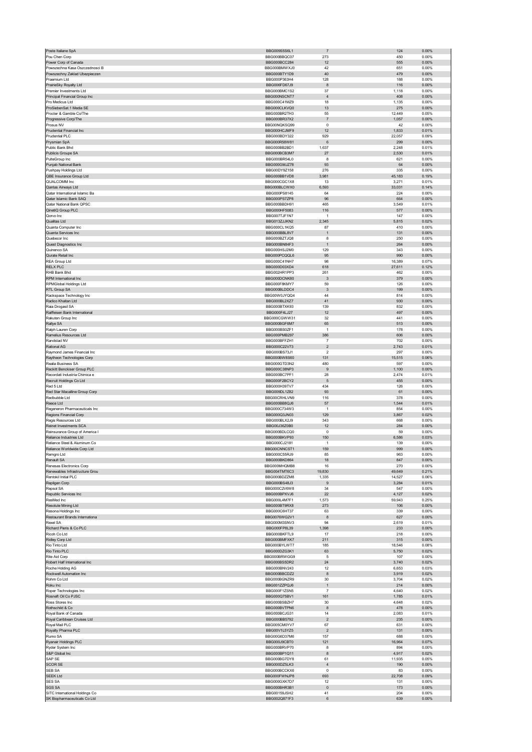| | | | | |
|---|---|---|---|---|
| Poste Italiane SpA | BBG009S5S6L1 | 7 | 124 | 0.00% |
| Pou Chen Corp | BBG000BBQC07 | 273 | 450 | 0.00% |
| Power Corp of Canada | BBG000BCC284 | 12 | 555 | 0.00% |
| Powszechna Kasa Oszczednosci B | BBG000BMWXJ0 | 42 | 651 | 0.00% |
| Powszechny Zaklad Ubezpieczen | BBG000BTY1D9 | 40 | 479 | 0.00% |
| Praemium Ltd | BBG000P363H4 | 128 | 188 | 0.00% |
| PrairieSky Royalty Ltd | BBG006FD67J9 | 8 | 116 | 0.00% |
| Premier Investments Ltd | BBG000BMC1S2 | 37 | 1,118 | 0.00% |
| Principal Financial Group Inc | BBG000NSCNT7 | 4 | 408 | 0.00% |
| Pro Medicus Ltd | BBG000C41MZ9 | 18 | 1,135 | 0.00% |
| ProSiebenSat.1 Media SE | BBG000CLKVQ0 | 13 | 275 | 0.00% |
| Procter & Gamble Co/The | BBG000BR2TH3 | 55 | 12,449 | 0.05% |
| Progressive Corp/The | BBG000BR37X2 | 7 | 1,057 | 0.00% |
| Prosus NV | BBG00NQKSQ99 | 0 | 42 | 0.00% |
| Prudential Financial Inc | BBG000HCJMF9 | 12 | 1,833 | 0.01% |
| Prudential PLC | BBG000BDY322 | 929 | 22,057 | 0.09% |
| Prysmian SpA | BBG000R58W81 | 6 | 299 | 0.00% |
| Public Bank Bhd | BBG000BB2BD1 | 1,637 | 2,248 | 0.01% |
| Publicis Groupe SA | BBG000BCB3M7 | 27 | 2,530 | 0.01% |
| PulteGroup Inc | BBG000BR54L0 | 8 | 621 | 0.00% |
| Punjab National Bank | BBG000GMJZ78 | 93 | 64 | 0.00% |
| Pushpay Holdings Ltd | BBG00DY9Z158 | 276 | 335 | 0.00% |
| QBE Insurance Group Ltd | BBG000BB1VD8 | 3,981 | 45,183 | 0.19% |
| QUALCOMM Inc | BBG000CGC1X8 | 13 | 3,271 | 0.01% |
| Qantas Airways Ltd | BBG000BLCWX0 | 6,593 | 33,031 | 0.14% |
| Qatar International Islamic Ba | BBG000PS8145 | 64 | 224 | 0.00% |
| Qatar Islamic Bank SAQ | BBG000PS7ZP8 | 96 | 664 | 0.00% |
| Qatar National Bank QPSC | BBG000BBDH91 | 465 | 3,549 | 0.01% |
| QinetiQ Group PLC | BBG000HF5083 | 116 | 577 | 0.00% |
| Qorvo Inc | BBG007TJF1N7 | 1 | 147 | 0.00% |
| Qualitas Ltd | BBG013ZJJKN2 | 2,345 | 5,815 | 0.02% |
| Quanta Computer Inc | BBG000CL1KQ5 | 87 | 410 | 0.00% |
| Quanta Services Inc | BBG000BBL8V7 | 1 | 131 | 0.00% |
| Quebecor Inc | BBG000BZTJQ8 | 8 | 250 | 0.00% |
| Quest Diagnostics Inc | BBG000BN84F3 | 1 | 264 | 0.00% |
| Quinenco SA | BBG000HSJ2M0 | 129 | 343 | 0.00% |
| Qurate Retail Inc | BBG000PCQQL6 | 95 | 990 | 0.00% |
| REA Group Ltd | BBG000C41NH7 | 98 | 16,389 | 0.07% |
| RELX PLC | BBG000D03XD4 | 618 | 27,611 | 0.12% |
| RHB Bank Bhd | BBG002HR1PP3 | 261 | 462 | 0.00% |
| RPM International Inc | BBG000DCNK80 | 3 | 379 | 0.00% |
| RPMGlobal Holdings Ltd | BBG000F8KMY7 | 59 | 126 | 0.00% |
| RTL Group SA | BBG000BLDDC4 | 3 | 199 | 0.00% |
| Rackspace Technology Inc | BBG00W0JYQQ4 | 44 | 814 | 0.00% |
| Radico Khaitan Ltd | BBG000BL2XZ7 | 41 | 930 | 0.00% |
| Raia Drogasil SA | BBG000BTXK93 | 139 | 832 | 0.00% |
| Raiffeisen Bank International | BBG000F4LJ27 | 12 | 497 | 0.00% |
| Rakuten Group Inc | BBG000CGWW31 | 32 | 441 | 0.00% |
| Rallye SA | BBG000BGF6M7 | 65 | 513 | 0.00% |
| Ralph Lauren Corp | BBG000BS0ZF1 | 1 | 178 | 0.00% |
| Ramelius Resources Ltd | BBG000PMB297 | 386 | 606 | 0.00% |
| Randstad NV | BBG000BFFZH1 | 7 | 702 | 0.00% |
| Rational AG | BBG000C22V73 | 2 | 2,743 | 0.01% |
| Raymond James Financial Inc | BBG000BS73J1 | 2 | 297 | 0.00% |
| Raytheon Technologies Corp | BBG000BW8S60 | 131 | 15,515 | 0.06% |
| Realia Business SA | BBG000GTD3N2 | 480 | 597 | 0.00% |
| Reckitt Benckiser Group PLC | BBG000C38NP3 | 9 | 1,100 | 0.00% |
| Recordati Industria Chimica e | BBG000BC7PF1 | 28 | 2,474 | 0.01% |
| Recruit Holdings Co Ltd | BBG000F2BCY2 | 5 | 455 | 0.00% |
| Red 5 Ltd | BBG000H39TV7 | 434 | 126 | 0.00% |
| Red Star Macalline Group Corp | BBG009DL1Z82 | 93 | 61 | 0.00% |
| Redbubble Ltd | BBG00CRHLVN9 | 116 | 378 | 0.00% |
| Reece Ltd | BBG000BB8QJ6 | 57 | 1,544 | 0.01% |
| Regeneron Pharmaceuticals Inc | BBG000C734W3 | 1 | 854 | 0.00% |
| Regions Financial Corp | BBG000Q3JN03 | 129 | 3,867 | 0.02% |
| Regis Resources Ltd | BBG000BLX2J9 | 343 | 668 | 0.00% |
| Reinet Investments SCA | BBG00J36Z0B0 | 12 | 284 | 0.00% |
| Reinsurance Group of America I | BBG000BDLCQ0 | 0 | 59 | 0.00% |
| Reliance Industries Ltd | BBG000BKVP93 | 150 | 6,586 | 0.03% |
| Reliance Steel & Aluminum Co | BBG000CJ2181 | 1 | 139 | 0.00% |
| Reliance Worldwide Corp Ltd | BBG00CNNCST1 | 159 | 999 | 0.00% |
| Remgro Ltd | BBG000C55RJ9 | 85 | 963 | 0.00% |
| Renault SA | BBG000BKD864 | 18 | 847 | 0.00% |
| Renesas Electronics Corp | BBG000MHQMB8 | 16 | 270 | 0.00% |
| Renewables Infrastructure Grou | BBG004TMT6C3 | 19,830 | 49,649 | 0.21% |
| Rentokil Initial PLC | BBG000BDZZM8 | 1,335 | 14,527 | 0.06% |
| Repligen Corp | BBG000BS48J3 | 9 | 3,284 | 0.01% |
| Repsol SA | BBG000C2V6W8 | 34 | 547 | 0.00% |
| Republic Services Inc | BBG000BPXVJ6 | 22 | 4,127 | 0.02% |
| ResMed Inc | BBG000L4M7F1 | 1,573 | 59,943 | 0.25% |
| Resolute Mining Ltd | BBG000BT9RX8 | 273 | 106 | 0.00% |
| Resona Holdings Inc | BBG000C8HT37 | 63 | 339 | 0.00% |
| Restaurant Brands Internationa | BBG0076WG2V1 | 8 | 627 | 0.00% |
| Rexel SA | BBG000M3SNV3 | 94 | 2,619 | 0.01% |
| Richard Pieris & Co PLC | BBG000FP8L39 | 1,398 | 233 | 0.00% |
| Ricoh Co Ltd | BBG000BKFTL9 | 17 | 218 | 0.00% |
| Ridley Corp Ltd | BBG000BMFXK7 | 211 | 315 | 0.00% |
| Rio Tinto Ltd | BBG000BYLWT7 | 185 | 18,546 | 0.08% |
| Rio Tinto PLC | BBG000DZG3K1 | 63 | 5,750 | 0.02% |
| Rite Aid Corp | BBG000BRWGG9 | 5 | 107 | 0.00% |
| Robert Half International Inc | BBG000BS5DR2 | 24 | 3,740 | 0.02% |
| Roche Holding AG | BBG000BNV243 | 12 | 6,653 | 0.03% |
| Rockwell Automation Inc | BBG000BBCDZ2 | 8 | 3,919 | 0.02% |
| Rohm Co Ltd | BBG000BGNZR9 | 30 | 3,704 | 0.02% |
| Roku Inc | BBG001ZZPQJ6 | 1 | 214 | 0.00% |
| Roper Technologies Inc | BBG000F1ZSN5 | 7 | 4,640 | 0.02% |
| Rosneft Oil Co PJSC | BBG000Q75BV1 | 161 | 1,785 | 0.01% |
| Ross Stores Inc | BBG000BSBZH7 | 30 | 4,648 | 0.02% |
| Rothschild & Co | BBG000BVTPN6 | 8 | 478 | 0.00% |
| Royal Bank of Canada | BBG000BCJG31 | 14 | 2,083 | 0.01% |
| Royal Caribbean Cruises Ltd | BBG000BB5792 | 2 | 235 | 0.00% |
| Royal Mail PLC | BBG005CM0YV7 | 67 | 631 | 0.00% |
| Royalty Pharma PLC | BBG00V1L5YZ5 | 2 | 131 | 0.00% |
| Rumo SA | BBG00G6D37M6 | 157 | 688 | 0.00% |
| Ryanair Holdings PLC | BBG000J9CBT0 | 121 | 16,964 | 0.07% |
| Ryder System Inc | BBG000BRVP70 | 8 | 894 | 0.00% |
| S&P Global Inc | BBG000BP1Q11 | 8 | 4,917 | 0.02% |
| SAP SE | BBG000BG7DY8 | 61 | 11,935 | 0.05% |
| SCOR SE | BBG000DZ5LK3 | 4 | 190 | 0.00% |
| SEB SA | BBG000BCCKX6 | 0 | 83 | 0.00% |
| SEEK Ltd | BBG000FWNJP8 | 693 | 22,708 | 0.09% |
| SES SA | BBG000GXK7D7 | 12 | 131 | 0.00% |
| SGS SA | BBG000BHR3B1 | 0 | 173 | 0.00% |
| SITC International Holdings Co | BBG00159JSH2 | 41 | 204 | 0.00% |
| SK Biopharmaceuticals Co Ltd | BBG002Q871F3 | 6 | 639 | 0.00% |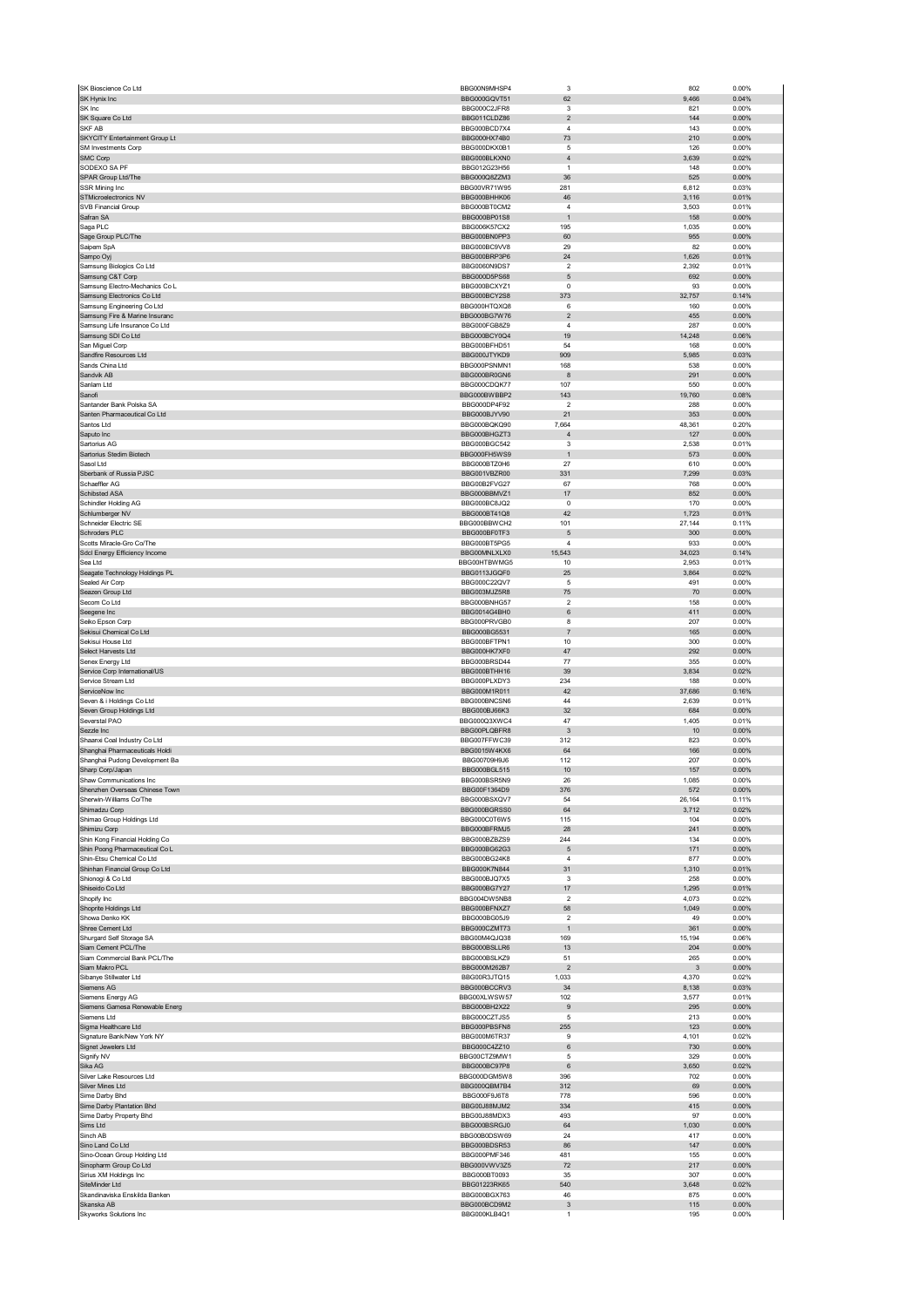| | | | | |
|---|---|---|---|---|
| SK Bioscience Co Ltd | BBG00N9MHSP4 | 3 | 802 | 0.00% |
| SK Hynix Inc | BBG000GQVT51 | 62 | 9,466 | 0.04% |
| SK Inc | BBG000C2JFR8 | 3 | 821 | 0.00% |
| SK Square Co Ltd | BBG011CLDZ86 | 2 | 144 | 0.00% |
| SKF AB | BBG000BCD7X4 | 4 | 143 | 0.00% |
| SKYCITY Entertainment Group Lt | BBG000HX74B0 | 73 | 210 | 0.00% |
| SM Investments Corp | BBG000DKX0B1 | 5 | 126 | 0.00% |
| SMC Corp | BBG000BLKXN0 | 4 | 3,639 | 0.02% |
| SODEXO SA PF | BBG012G23H56 | 1 | 148 | 0.00% |
| SPAR Group Ltd/The | BBG000Q8ZZM3 | 36 | 525 | 0.00% |
| SSR Mining Inc | BBG00VR71W95 | 281 | 6,812 | 0.03% |
| STMicroelectronics NV | BBG000BHHK06 | 46 | 3,116 | 0.01% |
| SVB Financial Group | BBG000BT0CM2 | 4 | 3,503 | 0.01% |
| Safran SA | BBG000BP01S8 | 1 | 158 | 0.00% |
| Saga PLC | BBG006K57CX2 | 195 | 1,035 | 0.00% |
| Sage Group PLC/The | BBG000BN0PP3 | 60 | 955 | 0.00% |
| Saipem SpA | BBG000BC9VV8 | 29 | 82 | 0.00% |
| Sampo Oyj | BBG000BRP3P6 | 24 | 1,626 | 0.01% |
| Samsung Biologics Co Ltd | BBG0060N9DS7 | 2 | 2,392 | 0.01% |
| Samsung C&T Corp | BBG000D5PS68 | 5 | 692 | 0.00% |
| Samsung Electro-Mechanics Co L | BBG000BCXYZ1 | 0 | 93 | 0.00% |
| Samsung Electronics Co Ltd | BBG000BCY2S8 | 373 | 32,757 | 0.14% |
| Samsung Engineering Co Ltd | BBG000HTQXQ8 | 6 | 160 | 0.00% |
| Samsung Fire & Marine Insuranc | BBG000BG7W76 | 2 | 455 | 0.00% |
| Samsung Life Insurance Co Ltd | BBG000FGB8Z9 | 4 | 287 | 0.00% |
| Samsung SDI Co Ltd | BBG000BCY0Q4 | 19 | 14,248 | 0.06% |
| San Miguel Corp | BBG000BFHD51 | 54 | 168 | 0.00% |
| Sandfire Resources Ltd | BBG000JTYKD9 | 909 | 5,985 | 0.03% |
| Sands China Ltd | BBG000PSNMN1 | 168 | 538 | 0.00% |
| Sandvik AB | BBG000BR0GN6 | 8 | 291 | 0.00% |
| Sanlam Ltd | BBG000CDQK77 | 107 | 550 | 0.00% |
| Sanofi | BBG000BWBBP2 | 143 | 19,760 | 0.08% |
| Santander Bank Polska SA | BBG000DP4F92 | 2 | 288 | 0.00% |
| Santen Pharmaceutical Co Ltd | BBG000BJYV90 | 21 | 353 | 0.00% |
| Santos Ltd | BBG000BQKQ90 | 7,664 | 48,361 | 0.20% |
| Saputo Inc | BBG000BHGZT3 | 4 | 127 | 0.00% |
| Sartorius AG | BBG000BGC542 | 3 | 2,538 | 0.01% |
| Sartorius Stedim Biotech | BBG000FH5WS9 | 1 | 573 | 0.00% |
| Sasol Ltd | BBG000BTZ0H6 | 27 | 610 | 0.00% |
| Sberbank of Russia PJSC | BBG001VBZR00 | 331 | 7,299 | 0.03% |
| Schaeffler AG | BBG00B2FVG27 | 67 | 768 | 0.00% |
| Schibsted ASA | BBG000BBMVZ1 | 17 | 852 | 0.00% |
| Schindler Holding AG | BBG000BC8JQ2 | 0 | 170 | 0.00% |
| Schlumberger NV | BBG000BT41Q8 | 42 | 1,723 | 0.01% |
| Schneider Electric SE | BBG000BBWCH2 | 101 | 27,144 | 0.11% |
| Schroders PLC | BBG000BF0TF3 | 5 | 300 | 0.00% |
| Scotts Miracle-Gro Co/The | BBG000BT5PG5 | 4 | 933 | 0.00% |
| Sdcl Energy Efficiency Income | BBG00MNLXLX0 | 15,543 | 34,023 | 0.14% |
| Sea Ltd | BBG00HTBWMG5 | 10 | 2,953 | 0.01% |
| Seagate Technology Holdings PL | BBG0113JGQF0 | 25 | 3,864 | 0.02% |
| Sealed Air Corp | BBG000C22QV7 | 5 | 491 | 0.00% |
| Seazen Group Ltd | BBG003MJZ5R8 | 75 | 70 | 0.00% |
| Secom Co Ltd | BBG000BNHG57 | 2 | 158 | 0.00% |
| Seegene Inc | BBG0014G4BH0 | 6 | 411 | 0.00% |
| Seiko Epson Corp | BBG000PRVGB0 | 8 | 207 | 0.00% |
| Sekisui Chemical Co Ltd | BBG000BG5531 | 7 | 165 | 0.00% |
| Sekisui House Ltd | BBG000BFTPN1 | 10 | 300 | 0.00% |
| Select Harvests Ltd | BBG000HK7XF0 | 47 | 292 | 0.00% |
| Senex Energy Ltd | BBG000BRSD44 | 77 | 355 | 0.00% |
| Service Corp International/US | BBG000BTHH16 | 39 | 3,834 | 0.02% |
| Service Stream Ltd | BBG000PLXDY3 | 234 | 188 | 0.00% |
| ServiceNow Inc | BBG000M1R011 | 42 | 37,686 | 0.16% |
| Seven & i Holdings Co Ltd | BBG000BNCSN6 | 44 | 2,639 | 0.01% |
| Seven Group Holdings Ltd | BBG000BJ66K3 | 32 | 684 | 0.00% |
| Severstal PAO | BBG000Q3XWC4 | 47 | 1,405 | 0.01% |
| Sezzle Inc | BBG00PLQBFR8 | 3 | 10 | 0.00% |
| Shaanxi Coal Industry Co Ltd | BBG007FFWC39 | 312 | 823 | 0.00% |
| Shanghai Pharmaceuticals Holdi | BBG0015W4KX6 | 64 | 166 | 0.00% |
| Shanghai Pudong Development Ba | BBG00709H9J6 | 112 | 207 | 0.00% |
| Sharp Corp/Japan | BBG000BGL515 | 10 | 157 | 0.00% |
| Shaw Communications Inc | BBG000BSR5N9 | 26 | 1,085 | 0.00% |
| Shenzhen Overseas Chinese Town | BBG00F1364D9 | 376 | 572 | 0.00% |
| Sherwin-Williams Co/The | BBG000BSXQV7 | 54 | 26,164 | 0.11% |
| Shimadzu Corp | BBG000BGRSS0 | 64 | 3,712 | 0.02% |
| Shimao Group Holdings Ltd | BBG000C0T6W5 | 115 | 104 | 0.00% |
| Shimizu Corp | BBG000BFRMJ5 | 28 | 241 | 0.00% |
| Shin Kong Financial Holding Co | BBG000BZBZS9 | 244 | 134 | 0.00% |
| Shin Poong Pharmaceutical Co L | BBG000BG62G3 | 5 | 171 | 0.00% |
| Shin-Etsu Chemical Co Ltd | BBG000BG24K8 | 4 | 877 | 0.00% |
| Shinhan Financial Group Co Ltd | BBG000K7N844 | 31 | 1,310 | 0.01% |
| Shionogi & Co Ltd | BBG000BJQ7X5 | 3 | 258 | 0.00% |
| Shiseido Co Ltd | BBG000BG7Y27 | 17 | 1,295 | 0.01% |
| Shopify Inc | BBG004DW5NB8 | 2 | 4,073 | 0.02% |
| Shoprite Holdings Ltd | BBG000BFNXZ7 | 58 | 1,049 | 0.00% |
| Showa Denko KK | BBG000BG05J9 | 2 | 49 | 0.00% |
| Shree Cement Ltd | BBG000CZMT73 | 1 | 361 | 0.00% |
| Shurgard Self Storage SA | BBG00M4QJQ38 | 169 | 15,194 | 0.06% |
| Siam Cement PCL/The | BBG000BSLLR6 | 13 | 204 | 0.00% |
| Siam Commercial Bank PCL/The | BBG000BSLKZ9 | 51 | 265 | 0.00% |
| Siam Makro PCL | BBG000M262B7 | 2 | 3 | 0.00% |
| Sibanye Stillwater Ltd | BBG00R3JTQ15 | 1,033 | 4,370 | 0.02% |
| Siemens AG | BBG000BCCRV3 | 34 | 8,138 | 0.03% |
| Siemens Energy AG | BBG00XLWSW57 | 102 | 3,577 | 0.01% |
| Siemens Gamesa Renewable Energ | BBG000BH2X22 | 9 | 295 | 0.00% |
| Siemens Ltd | BBG000CZTJS5 | 5 | 213 | 0.00% |
| Sigma Healthcare Ltd | BBG000PBSFN8 | 255 | 123 | 0.00% |
| Signature Bank/New York NY | BBG000M6TR37 | 9 | 4,101 | 0.02% |
| Signet Jewelers Ltd | BBG000C4ZZ10 | 6 | 730 | 0.00% |
| Signify NV | BBG00CTZ9MW1 | 5 | 329 | 0.00% |
| Sika AG | BBG000BC97P8 | 6 | 3,650 | 0.02% |
| Silver Lake Resources Ltd | BBG000DGM5W8 | 396 | 702 | 0.00% |
| Silver Mines Ltd | BBG000QBM7B4 | 312 | 69 | 0.00% |
| Sime Darby Bhd | BBG000F9J6T8 | 778 | 596 | 0.00% |
| Sime Darby Plantation Bhd | BBG00J88MJM2 | 334 | 415 | 0.00% |
| Sime Darby Property Bhd | BBG00J88MDX3 | 493 | 97 | 0.00% |
| Sims Ltd | BBG000BSRGJ0 | 64 | 1,030 | 0.00% |
| Sinch AB | BBG00B0DSW69 | 24 | 417 | 0.00% |
| Sino Land Co Ltd | BBG000BDSR53 | 86 | 147 | 0.00% |
| Sino-Ocean Group Holding Ltd | BBG000PMF346 | 481 | 155 | 0.00% |
| Sinopharm Group Co Ltd | BBG000VWV3Z5 | 72 | 217 | 0.00% |
| Sirius XM Holdings Inc | BBG000BT0093 | 35 | 307 | 0.00% |
| SiteMinder Ltd | BBG01223RK65 | 540 | 3,648 | 0.02% |
| Skandinaviska Enskilda Banken | BBG000BGX763 | 46 | 875 | 0.00% |
| Skanska AB | BBG000BCD9M2 | 3 | 115 | 0.00% |
| Skyworks Solutions Inc | BBG000KLB4Q1 | 1 | 195 | 0.00% |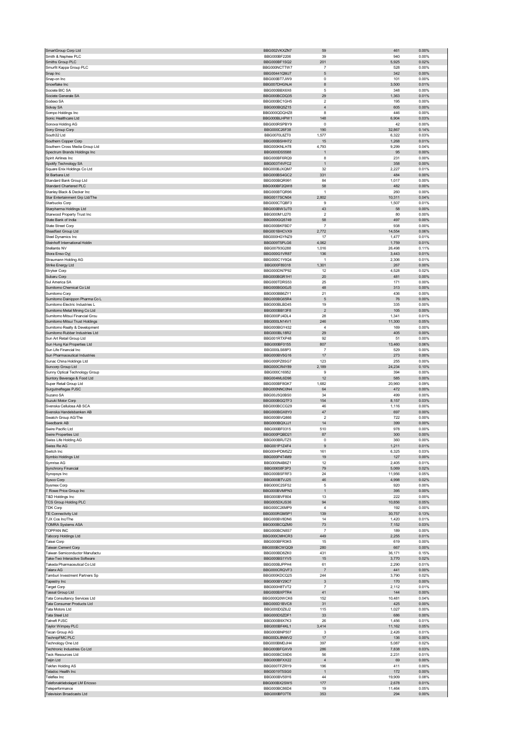| | | | | |
|---|---|---|---|---|
| SmartGroup Corp Ltd | BBG002VKXZN7 | 59 | 461 | 0.00% |
| Smith & Nephew PLC | BBG000BF2206 | 39 | 940 | 0.00% |
| Smiths Group PLC | BBG000BF1SQ2 | 201 | 5,925 | 0.02% |
| Smurfit Kappa Group PLC | BBG000NCTTW7 | 7 | 528 | 0.00% |
| Snap Inc | BBG00441QMJ7 | 5 | 342 | 0.00% |
| Snap-on Inc | BBG000BT7JW9 | 0 | 101 | 0.00% |
| Snowflake Inc | BBG007DHGNJ4 | 8 | 3,500 | 0.01% |
| Societe BIC SA | BBG000BBX6X6 | 5 | 348 | 0.00% |
| Societe Generale SA | BBG000BCDQ35 | 29 | 1,363 | 0.01% |
| Sodexo SA | BBG000BC1GH5 | 2 | 195 | 0.00% |
| Solvay SA | BBG000BQ5Z15 | 4 | 605 | 0.00% |
| Sompo Holdings Inc | BBG000QDQHZ8 | 8 | 446 | 0.00% |
| Sonic Healthcare Ltd | BBG000BLHPW1 | 148 | 6,904 | 0.03% |
| Sonova Holding AG | BBG000RSPBY9 | 0 | 42 | 0.00% |
| Sony Group Corp | BBG000C26F38 | 190 | 32,867 | 0.14% |
| South32 Ltd | BBG007OL8ZT0 | 1,577 | 6,322 | 0.03% |
| Southern Copper Corp | BBG000BSHH72 | 15 | 1,268 | 0.01% |
| Southern Cross Media Group Ltd | BBG000KNLH78 | 4,793 | 9,299 | 0.04% |
| Spectrum Brands Holdings Inc | BBG000DS5588 | 1 | 95 | 0.00% |
| Spirit Airlines Inc | BBG000BF6RQ9 | 8 | 231 | 0.00% |
| Spotify Technology SA | BBG003T4VFC2 | 1 | 358 | 0.00% |
| Square Enix Holdings Co Ltd | BBG000BJXQM7 | 32 | 2,227 | 0.01% |
| St Barbara Ltd | BBG000BS4GC2 | 331 | 484 | 0.00% |
| Standard Bank Group Ltd | BBG000BQR991 | 84 | 1,017 | 0.00% |
| Standard Chartered PLC | BBG000BF2QW8 | 58 | 482 | 0.00% |
| Stanley Black & Decker Inc | BBG000BTQR96 | 1 | 260 | 0.00% |
| Star Entertainment Grp Ltd/The | BBG0017SCN04 | 2,802 | 10,311 | 0.04% |
| Starbucks Corp | BBG000CTQBF3 | 9 | 1,507 | 0.01% |
| Starpharma Holdings Ltd | BBG000BW3JT0 | 43 | 58 | 0.00% |
| Starwood Property Trust Inc | BBG000M1J270 | 2 | 80 | 0.00% |
| State Bank of India | BBG000GQ5749 | 58 | 497 | 0.00% |
| State Street Corp | BBG000BKFBD7 | 7 | 938 | 0.00% |
| Steadfast Group Ltd | BBG001BHCVX9 | 2,772 | 14,554 | 0.06% |
| Steel Dynamics Inc | BBG000HGYNZ9 | 17 | 1,477 | 0.01% |
| Steinhoff International Holdin | BBG009T5PLG6 | 4,062 | 1,759 | 0.01% |
| Stellantis NV | BBG00793G288 | 1,016 | 26,498 | 0.11% |
| Stora Enso Oyj | BBG000G1VR87 | 136 | 3,443 | 0.01% |
| Straumann Holding AG | BBG000C1Y6Q4 | 1 | 2,306 | 0.01% |
| Strike Energy Ltd | BBG000F89318 | 1,301 | 267 | 0.00% |
| Stryker Corp | BBG000DN7P92 | 12 | 4,528 | 0.02% |
| Subaru Corp | BBG000BGR1H1 | 20 | 481 | 0.00% |
| Sul America SA | BBG000TDRS53 | 25 | 171 | 0.00% |
| Sumitomo Chemical Co Ltd | BBG000BG0GJ5 | 48 | 313 | 0.00% |
| Sumitomo Corp | BBG000BB6ZY1 | 21 | 436 | 0.00% |
| Sumitomo Dainippon Pharma Co L | BBG000BG65R4 | 5 | 76 | 0.00% |
| Sumitomo Electric Industries L | BBG000BLBD45 | 19 | 335 | 0.00% |
| Sumitomo Metal Mining Co Ltd | BBG000BB13F8 | 2 | 105 | 0.00% |
| Sumitomo Mitsui Financial Grou | BBG000PJ4DL4 | 28 | 1,341 | 0.01% |
| Sumitomo Mitsui Trust Holdings | BBG000LN14V1 | 246 | 11,300 | 0.05% |
| Sumitomo Realty & Development | BBG000BGY432 | 4 | 169 | 0.00% |
| Sumitomo Rubber Industries Ltd | BBG000BL18R2 | 29 | 405 | 0.00% |
| Sun Art Retail Group Ltd | BBG001RTXP48 | 92 | 51 | 0.00% |
| Sun Hung Kai Properties Ltd | BBG000BF0155 | 807 | 13,460 | 0.06% |
| Sun Life Financial Inc | BBG000LS68P3 | 7 | 529 | 0.00% |
| Sun Pharmaceutical Industries | BBG000BV5G16 | 17 | 273 | 0.00% |
| Sunac China Holdings Ltd | BBG000PZ8SG7 | 123 | 255 | 0.00% |
| Suncorp Group Ltd | BBG000CR4Y89 | 2,189 | 24,234 | 0.10% |
| Sunny Optical Technology Group | BBG000C16952 | 9 | 394 | 0.00% |
| Suntory Beverage & Food Ltd | BBG004ML6D96 | 12 | 585 | 0.00% |
| Super Retail Group Ltd | BBG000BF8GK7 | 1,682 | 20,960 | 0.09% |
| Surgutneftegas PJSC | BBG000NNC0N4 | 64 | 472 | 0.00% |
| Suzano SA | BBG00J5Q0BS0 | 34 | 499 | 0.00% |
| Suzuki Motor Corp | BBG000BGQTF3 | 154 | 8,157 | 0.03% |
| Svenska Cellulosa AB SCA | BBG000BCCG29 | 46 | 1,116 | 0.00% |
| Svenska Handelsbanken AB | BBG000BGX8Y0 | 47 | 697 | 0.00% |
| Swatch Group AG/The | BBG000BVQ866 | 2 | 722 | 0.00% |
| Swedbank AB | BBG000BQXJJ1 | 14 | 399 | 0.00% |
| Swire Pacific Ltd | BBG000BF0315 | 510 | 978 | 0.00% |
| Swire Properties Ltd | BBG000PQBD21 | 87 | 300 | 0.00% |
| Swiss Life Holding AG | BBG000BRJTZ5 | 0 | 360 | 0.00% |
| Swiss Re AG | BBG001P1Z4F4 | 9 | 1,211 | 0.01% |
| Switch Inc | BBG00HPDM5Z2 | 161 | 6,325 | 0.03% |
| Symbio Holdings Ltd | BBG000P4T4M9 | 19 | 127 | 0.00% |
| Symrise AG | BBG000N4B6Z1 | 12 | 2,405 | 0.01% |
| Synchrony Financial | BBG00658F3P3 | 79 | 5,069 | 0.02% |
| Synopsys Inc | BBG000BSFRF3 | 24 | 11,956 | 0.05% |
| Sysco Corp | BBG000BTVJ25 | 46 | 4,998 | 0.02% |
| Sysmex Corp | BBG000C2SF52 | 5 | 920 | 0.00% |
| T Rowe Price Group Inc | BBG000BVMPN3 | 1 | 395 | 0.00% |
| T&D Holdings Inc | BBG000BVF804 | 13 | 222 | 0.00% |
| TCS Group Holding PLC | BBG005DXJS36 | 94 | 10,856 | 0.05% |
| TDK Corp | BBG000C26MP9 | 4 | 192 | 0.00% |
| TE Connectivity Ltd | BBG000RGM5P1 | 139 | 30,757 | 0.13% |
| TJX Cos Inc/The | BBG000BV8DN6 | 14 | 1,420 | 0.01% |
| TOMRA Systems ASA | BBG000BCQZM0 | 73 | 7,152 | 0.03% |
| TOPPAN INC | BBG000BCN8S7 | 7 | 189 | 0.00% |
| Tabcorp Holdings Ltd | BBG000CMHCR3 | 449 | 2,255 | 0.01% |
| Taisei Corp | BBG000BFR3K5 | 15 | 619 | 0.00% |
| Taiwan Cement Corp | BBG000BCWQQ9 | 280 | 667 | 0.00% |
| Taiwan Semiconductor Manufactu | BBG000BD8ZK0 | 431 | 36,171 | 0.15% |
| Take-Two Interactive Software | BBG000BS1YV5 | 15 | 3,770 | 0.02% |
| Takeda Pharmaceutical Co Ltd | BBG000BJPPH4 | 61 | 2,290 | 0.01% |
| Talanx AG | BBG000CRQVF3 | 7 | 441 | 0.00% |
| Tamburi Investment Partners Sp | BBG000KDCQ25 | 244 | 3,790 | 0.02% |
| Tapestry Inc | BBG000BY29C7 | 3 | 170 | 0.00% |
| Target Corp | BBG000H8TVT2 | 7 | 2,112 | 0.01% |
| Tassal Group Ltd | BBG000BXPTR4 | 41 | 144 | 0.00% |
| Tata Consultancy Services Ltd | BBG000Q0WCK6 | 152 | 10,481 | 0.04% |
| Tata Consumer Products Ltd | BBG000D1BVC8 | 31 | 425 | 0.00% |
| Tata Motors Ltd | BBG000D0Z6J2 | 115 | 1,027 | 0.00% |
| Tata Steel Ltd | BBG000D0ZDF1 | 33 | 686 | 0.00% |
| Tatneft PJSC | BBG000B9X7K3 | 26 | 1,456 | 0.01% |
| Taylor Wimpey PLC | BBG000BF4KL1 | 3,414 | 11,162 | 0.05% |
| Tecan Group AG | BBG000BNP507 | 3 | 2,426 | 0.01% |
| TechnipFMC PLC | BBG00DL8NMV2 | 17 | 136 | 0.00% |
| Technology One Ltd | BBG000BMDJH4 | 397 | 5,087 | 0.02% |
| Techtronic Industries Co Ltd | BBG000BFGXV9 | 286 | 7,838 | 0.03% |
| Teck Resources Ltd | BBG000BCS9D6 | 56 | 2,231 | 0.01% |
| Teijin Ltd | BBG000BFXX22 | 4 | 69 | 0.00% |
| Tekfen Holding AS | BBG000TFZRY9 | 196 | 411 | 0.00% |
| Teladoc Health Inc | BBG0019T5SG0 | 1 | 172 | 0.00% |
| Teleflex Inc | BBG000BV59Y6 | 44 | 19,909 | 0.08% |
| Telefonaktiebolaget LM Ericsso | BBG000BX2SW5 | 177 | 2,678 | 0.01% |
| Teleperformance | BBG000BC86D4 | 19 | 11,464 | 0.05% |
| Television Broadcasts Ltd | BBG000BF07T6 | 353 | 294 | 0.00% |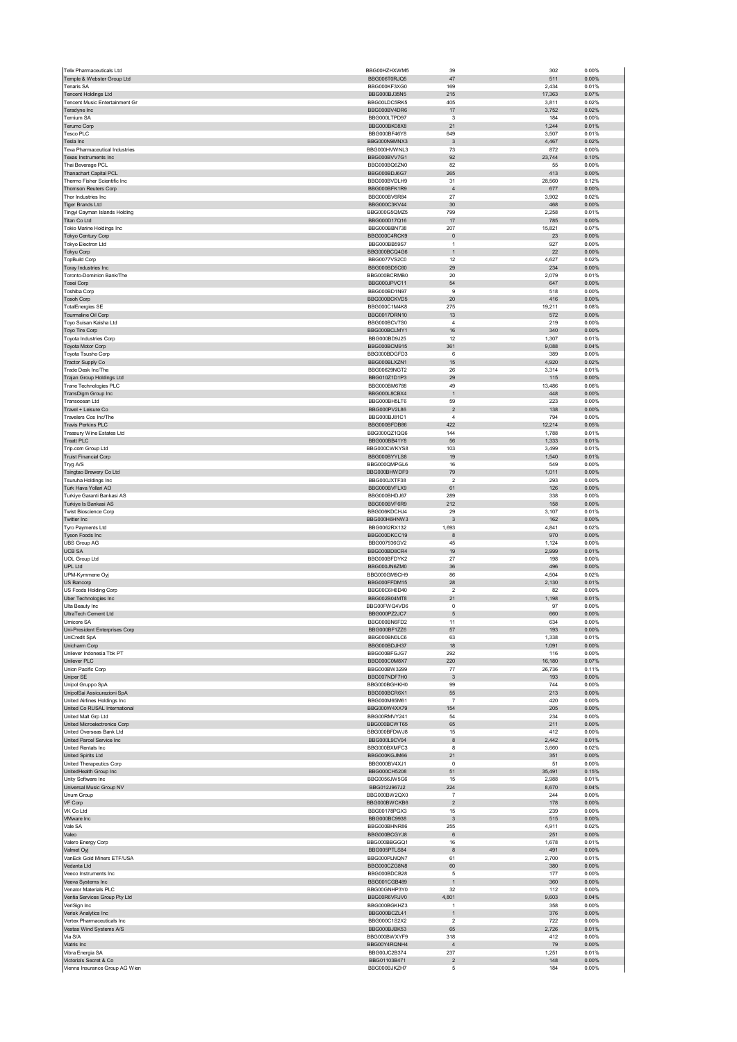| | | | | |
|---|---|---|---|---|
| Telix Pharmaceuticals Ltd | BBG00HZHXWM5 | 39 | 302 | 0.00% |
| Temple & Webster Group Ltd | BBG006T0RJQ5 | 47 | 511 | 0.00% |
| Tenaris SA | BBG000KF3XG0 | 169 | 2,434 | 0.01% |
| Tencent Holdings Ltd | BBG000BJ35N5 | 215 | 17,363 | 0.07% |
| Tencent Music Entertainment Gr | BBG00LDC5RK5 | 405 | 3,811 | 0.02% |
| Teradyne Inc | BBG000BV4DR6 | 17 | 3,752 | 0.02% |
| Ternium SA | BBG000LTPD97 | 3 | 184 | 0.00% |
| Terumo Corp | BBG000BK08X8 | 21 | 1,244 | 0.01% |
| Tesco PLC | BBG000BF46Y8 | 649 | 3,507 | 0.01% |
| Tesla Inc | BBG000N9MNX3 | 3 | 4,467 | 0.02% |
| Teva Pharmaceutical Industries | BBG000HVWNL3 | 73 | 872 | 0.00% |
| Texas Instruments Inc | BBG000BVV7G1 | 92 | 23,744 | 0.10% |
| Thai Beverage PCL | BBG000BQ6ZN0 | 82 | 55 | 0.00% |
| Thanachart Capital PCL | BBG000BDJ6G7 | 265 | 413 | 0.00% |
| Thermo Fisher Scientific Inc | BBG000BVDLH9 | 31 | 28,560 | 0.12% |
| Thomson Reuters Corp | BBG000BFK1R9 | 4 | 677 | 0.00% |
| Thor Industries Inc | BBG000BV6R84 | 27 | 3,902 | 0.02% |
| Tiger Brands Ltd | BBG000C3KV44 | 30 | 468 | 0.00% |
| Tingyi Cayman Islands Holding | BBG000G5QMZ5 | 799 | 2,258 | 0.01% |
| Titan Co Ltd | BBG000D17Q16 | 17 | 785 | 0.00% |
| Tokio Marine Holdings Inc | BBG000BBN738 | 207 | 15,821 | 0.07% |
| Tokyo Century Corp | BBG000C4RCK9 | 0 | 23 | 0.00% |
| Tokyo Electron Ltd | BBG000BB59S7 | 1 | 927 | 0.00% |
| Tokyu Corp | BBG000BCQ4G6 | 1 | 22 | 0.00% |
| TopBuild Corp | BBG0077VS2C0 | 12 | 4,627 | 0.02% |
| Toray Industries Inc | BBG000BD5C60 | 29 | 234 | 0.00% |
| Toronto-Dominion Bank/The | BBG000BCRMB0 | 20 | 2,079 | 0.01% |
| Tosei Corp | BBG000JPVC11 | 54 | 647 | 0.00% |
| Toshiba Corp | BBG000BD1N97 | 9 | 518 | 0.00% |
| Tosoh Corp | BBG000BCKVD5 | 20 | 416 | 0.00% |
| TotalEnergies SE | BBG000C1M4K8 | 275 | 19,211 | 0.08% |
| Tourmaline Oil Corp | BBG0017DRN10 | 13 | 572 | 0.00% |
| Toyo Suisan Kaisha Ltd | BBG000BCV7S0 | 4 | 219 | 0.00% |
| Toyo Tire Corp | BBG000BCLMY1 | 16 | 340 | 0.00% |
| Toyota Industries Corp | BBG000BD9J25 | 12 | 1,307 | 0.01% |
| Toyota Motor Corp | BBG000BCM915 | 361 | 9,088 | 0.04% |
| Toyota Tsusho Corp | BBG000BDGFD3 | 6 | 389 | 0.00% |
| Tractor Supply Co | BBG000BLXZN1 | 15 | 4,920 | 0.02% |
| Trade Desk Inc/The | BBG00629NGT2 | 26 | 3,314 | 0.01% |
| Trajan Group Holdings Ltd | BBG0102TD1P3 | 29 | 115 | 0.00% |
| Trane Technologies PLC | BBG000BM6788 | 49 | 13,486 | 0.06% |
| TransDigm Group Inc | BBG000L8CBX4 | 1 | 448 | 0.00% |
| Transocean Ltd | BBG000BH5LT6 | 59 | 223 | 0.00% |
| Travel + Leisure Co | BBG000PV2L86 | 2 | 138 | 0.00% |
| Travelers Cos Inc/The | BBG000BJ81C1 | 4 | 794 | 0.00% |
| Travis Perkins PLC | BBG000BFDB86 | 422 | 12,214 | 0.05% |
| Treasury Wine Estates Ltd | BBG000QZ1QQ6 | 144 | 1,788 | 0.01% |
| Treatt PLC | BBG000BB41Y8 | 56 | 1,333 | 0.01% |
| Trip.com Group Ltd | BBG000CKYS8 | 103 | 3,499 | 0.01% |
| Truist Financial Corp | BBG000BYYLS8 | 19 | 1,540 | 0.01% |
| Tryg A/S | BBG000QMPGL6 | 16 | 549 | 0.00% |
| Tsingtao Brewery Co Ltd | BBG000BHWDF9 | 79 | 1,011 | 0.00% |
| Tsuruha Holdings Inc | BBG000JXTF38 | 2 | 293 | 0.00% |
| Turk Hava Yollari AO | BBG000BVFLX9 | 61 | 126 | 0.00% |
| Turkiye Garanti Bankasi AS | BBG000BHDJ67 | 289 | 338 | 0.00% |
| Turkiye Is Bankasi AS | BBG000BVF6R9 | 212 | 158 | 0.00% |
| Twist Bioscience Corp | BBG006KDCHJ4 | 29 | 3,107 | 0.01% |
| Twitter Inc | BBG000H6HNW3 | 3 | 162 | 0.00% |
| Tyro Payments Ltd | BBG0062RX132 | 1,693 | 4,841 | 0.02% |
| Tyson Foods Inc | BBG000DKCC19 | 8 | 970 | 0.00% |
| UBS Group AG | BBG007936GV2 | 45 | 1,124 | 0.00% |
| UCB SA | BBG000BD8CR4 | 19 | 2,999 | 0.01% |
| UOL Group Ltd | BBG000BFDYK2 | 27 | 198 | 0.00% |
| UPL Ltd | BBG000JN6ZM0 | 36 | 496 | 0.00% |
| UPM-Kymmene Oyj | BBG000GM9CH9 | 86 | 4,504 | 0.02% |
| US Bancorp | BBG000FFDM15 | 28 | 2,130 | 0.01% |
| US Foods Holding Corp | BBG00C6H6D40 | 2 | 82 | 0.00% |
| Uber Technologies Inc | BBG002B04MT8 | 21 | 1,198 | 0.01% |
| Ulta Beauty Inc | BBG00FWQ4VD6 | 0 | 97 | 0.00% |
| UltraTech Cement Ltd | BBG000PZ2JC7 | 5 | 660 | 0.00% |
| Umicore SA | BBG000BN6FD2 | 11 | 634 | 0.00% |
| Uni-President Enterprises Corp | BBG000BF1ZZ6 | 57 | 193 | 0.00% |
| UniCredit SpA | BBG000BN0LC6 | 63 | 1,338 | 0.01% |
| Unicharm Corp | BBG000BDJH37 | 18 | 1,091 | 0.00% |
| Unilever Indonesia Tbk PT | BBG000BFGJG7 | 292 | 116 | 0.00% |
| Unilever PLC | BBG000C0M6X7 | 220 | 16,180 | 0.07% |
| Union Pacific Corp | BBG000BW3299 | 77 | 26,736 | 0.11% |
| Uniper SE | BBG007NDF7H0 | 3 | 193 | 0.00% |
| Unipol Gruppo SpA | BBG000BGHKH0 | 99 | 744 | 0.00% |
| UnipolSai Assicurazioni SpA | BBG000BCR6X1 | 55 | 213 | 0.00% |
| United Airlines Holdings Inc | BBG000M65M61 | 7 | 420 | 0.00% |
| United Co RUSAL International | BBG000W4XX79 | 154 | 205 | 0.00% |
| United Malt Grp Ltd | BBG00RMVY241 | 54 | 234 | 0.00% |
| United Microelectronics Corp | BBG000BCWT65 | 65 | 211 | 0.00% |
| United Overseas Bank Ltd | BBG000BFDWJ8 | 15 | 412 | 0.00% |
| United Parcel Service Inc | BBG000L9CV04 | 8 | 2,442 | 0.01% |
| United Rentals Inc | BBG000BXMFC3 | 8 | 3,660 | 0.02% |
| United Spirits Ltd | BBG000KGJM66 | 21 | 351 | 0.00% |
| United Therapeutics Corp | BBG000BV4XJ1 | 0 | 51 | 0.00% |
| UnitedHealth Group Inc | BBG000CH5208 | 51 | 35,491 | 0.15% |
| Unity Software Inc | BBG0056JW5G6 | 15 | 2,988 | 0.01% |
| Universal Music Group NV | BBG012J967J2 | 224 | 8,670 | 0.04% |
| Unum Group | BBG000BW2QX0 | 7 | 244 | 0.00% |
| VF Corp | BBG000BWCKB6 | 2 | 178 | 0.00% |
| VK Co Ltd | BBG00178PGX3 | 15 | 239 | 0.00% |
| VMware Inc | BBG000BC9938 | 3 | 515 | 0.00% |
| Vale SA | BBG000BHNR86 | 255 | 4,911 | 0.02% |
| Valeo | BBG000BCGYJ8 | 6 | 251 | 0.00% |
| Valero Energy Corp | BBG000BBGGQ1 | 16 | 1,678 | 0.01% |
| Valmet Oyj | BBG005PTLS84 | 8 | 491 | 0.00% |
| VanEck Gold Miners ETF/USA | BBG000PLNQN7 | 61 | 2,700 | 0.01% |
| Vedanta Ltd | BBG000CZG8N8 | 60 | 380 | 0.00% |
| Veeco Instruments Inc | BBG000BDCB28 | 5 | 177 | 0.00% |
| Veeva Systems Inc | BBG001CGB489 | 1 | 360 | 0.00% |
| Venator Materials PLC | BBG00GNHP3Y0 | 32 | 112 | 0.00% |
| Ventia Services Group Pty Ltd | BBG00R6VRJV0 | 4,801 | 9,603 | 0.04% |
| VeriSign Inc | BBG000BGKHZ3 | 1 | 358 | 0.00% |
| Verisk Analytics Inc | BBG000BCZL41 | 1 | 376 | 0.00% |
| Vertex Pharmaceuticals Inc | BBG000C1S2X2 | 2 | 722 | 0.00% |
| Vestas Wind Systems A/S | BBG000BJBK53 | 65 | 2,726 | 0.01% |
| Via S/A | BBG000BWXYF9 | 318 | 412 | 0.00% |
| Viatris Inc | BBG00Y4RQNH4 | 4 | 79 | 0.00% |
| Vibra Energia SA | BBG00JC2B374 | 237 | 1,251 | 0.01% |
| Victoria's Secret & Co | BBG01103B471 | 2 | 148 | 0.00% |
| Vienna Insurance Group AG Wien | BBG000BJKZH7 | 5 | 184 | 0.00% |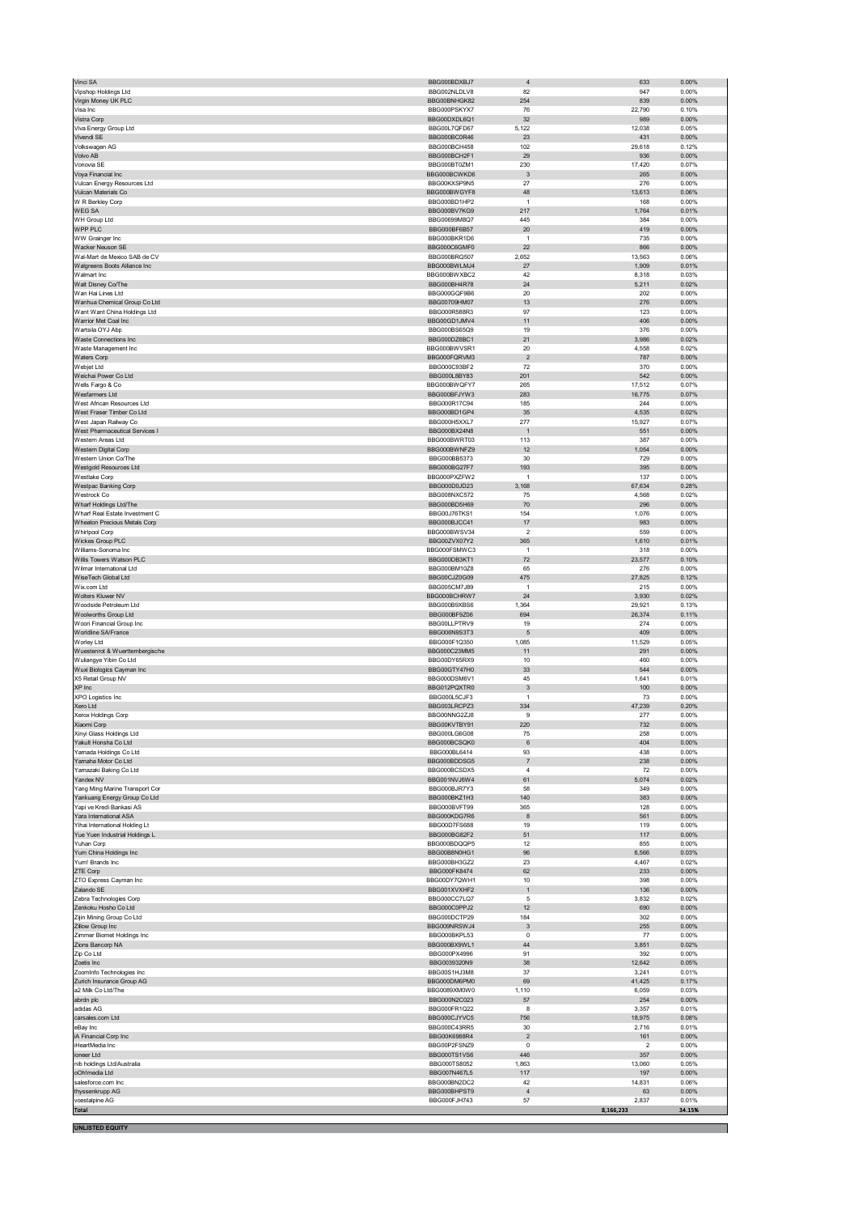| | | | | |
|---|---|---|---|---|
| Vinci SA | BBG000BDXBJ7 | 4 | 633 | 0.00% |
| Vipshop Holdings Ltd | BBG002NLDLV8 | 82 | 947 | 0.00% |
| Virgin Money UK PLC | BBG00BNHGK82 | 254 | 839 | 0.00% |
| Visa Inc | BBG000PSKYX7 | 76 | 22,790 | 0.10% |
| Vistra Corp | BBG00DXDL6Q1 | 32 | 989 | 0.00% |
| Viva Energy Group Ltd | BBG00L7QFD87 | 5,122 | 12,038 | 0.05% |
| Vivendi SE | BBG000BC0R46 | 23 | 431 | 0.00% |
| Volkswagen AG | BBG000BCH458 | 102 | 29,618 | 0.12% |
| Volvo AB | BBG000BCH2F1 | 29 | 936 | 0.00% |
| Vonovia SE | BBG000BT0ZM1 | 230 | 17,420 | 0.07% |
| Voya Financial Inc | BBG000BCWKD6 | 3 | 265 | 0.00% |
| Vulcan Energy Resources Ltd | BBG00KXSP9N5 | 27 | 276 | 0.00% |
| Vulcan Materials Co | BBG000BWGYF8 | 48 | 13,613 | 0.06% |
| W R Berkley Corp | BBG000BD1HP2 | 1 | 168 | 0.00% |
| WEG SA | BBG000BV7KG9 | 217 | 1,764 | 0.01% |
| WH Group Ltd | BBG00699M8Q7 | 445 | 384 | 0.00% |
| WPP PLC | BBG000BF6B57 | 20 | 419 | 0.00% |
| WW Grainger Inc | BBG000BKR1D6 | 1 | 735 | 0.00% |
| Wacker Neuson SE | BBG000C6GMF0 | 22 | 866 | 0.00% |
| Wal-Mart de Mexico SAB de CV | BBG000BRQ507 | 2,652 | 13,563 | 0.06% |
| Walgreens Boots Alliance Inc | BBG000BWLMJ4 | 27 | 1,909 | 0.01% |
| Walmart Inc | BBG000BWXBC2 | 42 | 8,318 | 0.03% |
| Walt Disney Co/The | BBG000BH4R78 | 24 | 5,211 | 0.02% |
| Wan Hai Lines Ltd | BBG000GQF9B6 | 20 | 202 | 0.00% |
| Wanhua Chemical Group Co Ltd | BBG00709HM07 | 13 | 276 | 0.00% |
| Want Want China Holdings Ltd | BBG000R588R3 | 97 | 123 | 0.00% |
| Warrior Met Coal Inc | BBG00GD1JMV4 | 11 | 406 | 0.00% |
| Wartsila OYJ Abp | BBG000BS65Q9 | 19 | 376 | 0.00% |
| Waste Connections Inc | BBG000DZ8BC1 | 21 | 3,986 | 0.02% |
| Waste Management Inc | BBG000BWVSR1 | 20 | 4,558 | 0.02% |
| Waters Corp | BBG000FQRVM3 | 2 | 787 | 0.00% |
| Webjet Ltd | BBG000C93BF2 | 72 | 370 | 0.00% |
| Weichai Power Co Ltd | BBG000L8BY83 | 201 | 542 | 0.00% |
| Wells Fargo & Co | BBG000BWQFY7 | 265 | 17,512 | 0.07% |
| Wesfarmers Ltd | BBG000BFJYW3 | 283 | 16,775 | 0.07% |
| West African Resources Ltd | BBG000R17C94 | 185 | 244 | 0.00% |
| West Fraser Timber Co Ltd | BBG000BD1GP4 | 35 | 4,535 | 0.02% |
| West Japan Railway Co | BBG000H5XXL7 | 277 | 15,927 | 0.07% |
| West Pharmaceutical Services I | BBG000BX24N8 | 1 | 551 | 0.00% |
| Western Areas Ltd | BBG000BWRT03 | 113 | 387 | 0.00% |
| Western Digital Corp | BBG000BWNFZ9 | 12 | 1,054 | 0.00% |
| Western Union Co/The | BBG000BB5373 | 30 | 729 | 0.00% |
| Westgold Resources Ltd | BBG000BG27F7 | 193 | 395 | 0.00% |
| Westlake Corp | BBG000PXZFW2 | 1 | 137 | 0.00% |
| Westpac Banking Corp | BBG000D0JD23 | 3,168 | 67,634 | 0.28% |
| Westrock Co | BBG008NXC572 | 75 | 4,568 | 0.02% |
| Wharf Holdings Ltd/The | BBG000BD5H69 | 70 | 296 | 0.00% |
| Wharf Real Estate Investment C | BBG00J76TKS1 | 154 | 1,076 | 0.00% |
| Wheaton Precious Metals Corp | BBG000BJCC41 | 17 | 983 | 0.00% |
| Whirlpool Corp | BBG000BWSV34 | 2 | 559 | 0.00% |
| Wickes Group PLC | BBG00ZVX07Y2 | 365 | 1,610 | 0.01% |
| Williams-Sonoma Inc | BBG000FSMWC3 | 1 | 318 | 0.00% |
| Willis Towers Watson PLC | BBG000DB3KT1 | 72 | 23,577 | 0.10% |
| Wilmar International Ltd | BBG000BM10Z8 | 65 | 276 | 0.00% |
| WiseTech Global Ltd | BBG00CJZ0G09 | 475 | 27,825 | 0.12% |
| Wix.com Ltd | BBG005CM7J89 | 1 | 215 | 0.00% |
| Wolters Kluwer NV | BBG000BCHRW7 | 24 | 3,930 | 0.02% |
| Woodside Petroleum Ltd | BBG000B9XBS6 | 1,364 | 29,921 | 0.13% |
| Woolworths Group Ltd | BBG000BF9Z06 | 694 | 26,374 | 0.11% |
| Woori Financial Group Inc | BBG00LLPTRV9 | 19 | 274 | 0.00% |
| Worldline SA/France | BBG006N9S3T3 | 5 | 409 | 0.00% |
| Worley Ltd | BBG000F1Q350 | 1,085 | 11,529 | 0.05% |
| Wuestenrot & Wuerttembergische | BBG000C23MM5 | 11 | 291 | 0.00% |
| Wuliangye Yibin Co Ltd | BBG00DY65RX9 | 10 | 460 | 0.00% |
| Wuxi Biologics Cayman Inc | BBG00GTY47H0 | 33 | 544 | 0.00% |
| X5 Retail Group NV | BBG000DSM6V1 | 45 | 1,641 | 0.01% |
| XP Inc | BBG012PQXTR0 | 3 | 100 | 0.00% |
| XPO Logistics Inc | BBG000L5CJF3 | 1 | 73 | 0.00% |
| Xero Ltd | BBG003LRCPZ3 | 334 | 47,239 | 0.20% |
| Xerox Holdings Corp | BBG00NNG2ZJ8 | 9 | 277 | 0.00% |
| Xiaomi Corp | BBG00KVTBY91 | 220 | 732 | 0.00% |
| Xinyi Glass Holdings Ltd | BBG000LG6G08 | 75 | 258 | 0.00% |
| Yakult Honsha Co Ltd | BBG000BCSQK0 | 6 | 404 | 0.00% |
| Yamada Holdings Co Ltd | BBG000BL6414 | 93 | 438 | 0.00% |
| Yamaha Motor Co Ltd | BBG000BDDSG5 | 7 | 238 | 0.00% |
| Yamazaki Baking Co Ltd | BBG000BCSDX5 | 4 | 72 | 0.00% |
| Yandex NV | BBG001NVJ6W4 | 61 | 5,074 | 0.02% |
| Yang Ming Marine Transport Cor | BBG000BJR7Y3 | 58 | 349 | 0.00% |
| Yankuang Energy Group Co Ltd | BBG000BKZ1H3 | 140 | 383 | 0.00% |
| Yapi ve Kredi Bankasi AS | BBG000BVFT99 | 365 | 128 | 0.00% |
| Yara International ASA | BBG000KDG7R6 | 8 | 561 | 0.00% |
| Yihai International Holding Lt | BBG00D7FS688 | 19 | 119 | 0.00% |
| Yue Yuen Industrial Holdings L | BBG000BG82F2 | 51 | 117 | 0.00% |
| Yuhan Corp | BBG000BDQQP5 | 12 | 855 | 0.00% |
| Yum China Holdings Inc | BBG00B8N0HG1 | 96 | 6,566 | 0.03% |
| Yum! Brands Inc | BBG000BH3GZ2 | 23 | 4,467 | 0.02% |
| ZTE Corp | BBG000FK8474 | 62 | 233 | 0.00% |
| ZTO Express Cayman Inc | BBG00DY7QWH1 | 10 | 398 | 0.00% |
| Zalando SE | BBG001XVXHF2 | 1 | 136 | 0.00% |
| Zebra Technologies Corp | BBG000CC7LQ7 | 5 | 3,832 | 0.02% |
| Zenkoku Hosho Co Ltd | BBG000C0PPJ2 | 12 | 690 | 0.00% |
| Zijin Mining Group Co Ltd | BBG000DCTP29 | 184 | 302 | 0.00% |
| Zillow Group Inc | BBG009NRSWJ4 | 3 | 255 | 0.00% |
| Zimmer Biomet Holdings Inc | BBG000BKPL53 | 0 | 77 | 0.00% |
| Zions Bancorp NA | BBG000BX9WL1 | 44 | 3,851 | 0.02% |
| Zip Co Ltd | BBG000PX4996 | 91 | 392 | 0.00% |
| Zoetis Inc | BBG0039320N9 | 38 | 12,642 | 0.05% |
| ZoomInfo Technologies Inc | BBG00S1HJ3M8 | 37 | 3,241 | 0.01% |
| Zurich Insurance Group AG | BBG000DM6PM0 | 69 | 41,425 | 0.17% |
| a2 Milk Co Ltd/The | BBG0089XM0W0 | 1,110 | 6,059 | 0.03% |
| abrdn plc | BBG000N2C023 | 57 | 254 | 0.00% |
| adidas AG | BBG000FR1Q22 | 8 | 3,357 | 0.01% |
| carsales.com Ltd | BBG000CJYVC5 | 756 | 18,975 | 0.08% |
| eBay Inc | BBG000C43RR5 | 30 | 2,716 | 0.01% |
| iA Financial Corp Inc | BBG00K6988R4 | 2 | 161 | 0.00% |
| iHeartMedia Inc | BBG00P2FSNZ9 | 0 | 2 | 0.00% |
| ioneer Ltd | BBG000TS1VS6 | 446 | 357 | 0.00% |
| nib holdings Ltd/Australia | BBG000TS8052 | 1,863 | 13,060 | 0.05% |
| oOh!media Ltd | BBG007N467L5 | 117 | 197 | 0.00% |
| salesforce.com Inc | BBG000BN2DC2 | 42 | 14,831 | 0.06% |
| thyssenkrupp AG | BBG000BHPST9 | 4 | 63 | 0.00% |
| voestalpine AG | BBG000FJH743 | 57 | 2,837 | 0.01% |
| **Total** | | | **8,166,233** | **34.15%** |

**UNLISTED EQUITY**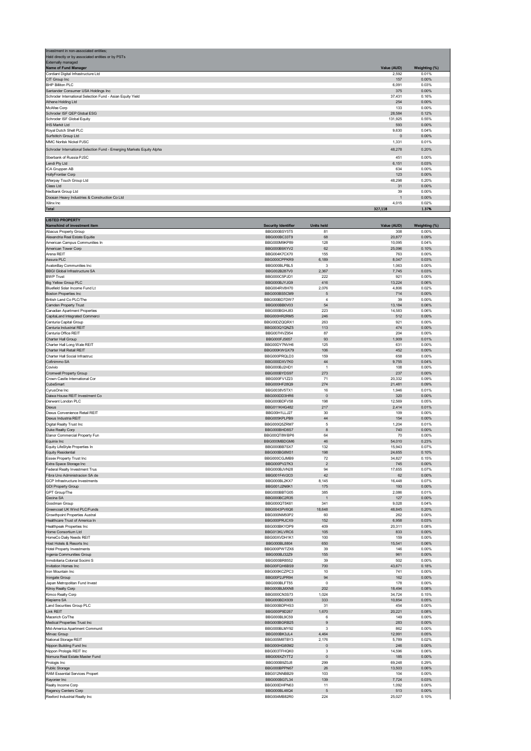| Investment in non-associated entities; | | |
|---|---|---|
| Held directly or by associated entities or by PSTs | | |
| Externally managed | | |
| **Name of Fund Manager** | **Value (AUD)** | **Weighting (%)** |
| Cordiant Digital Infrastructure Ltd | 2,592 | 0.01% |
| CIT Group Inc | 157 | 0.00% |
| BHP Billiton PLC | 6,091 | 0.03% |
| Santander Consumer USA Holdings Inc | 375 | 0.00% |
| Schroder International Selection Fund - Asian Equity Yield | 37,431 | 0.16% |
| Athene Holding Ltd | 254 | 0.00% |
| McAfee Corp | 133 | 0.00% |
| Schroder ISF QEP Global ESG | 28,584 | 0.12% |
| Schroder ISF Global Equity | 131,925 | 0.55% |
| IHS Markit Ltd | 593 | 0.00% |
| Royal Dutch Shell PLC | 9,630 | 0.04% |
| Surfstitch Group Ltd | 0 | 0.00% |
| MMC Norilsk Nickel PJSC | 1,331 | 0.01% |
| Schroder International Selection Fund - Emerging Markets Equity Alpha | 48,278 | 0.20% |
| Sberbank of Russia PJSC | 451 | 0.00% |
| Lendi Pty Ltd | 6,151 | 0.03% |
| ICA Gruppen AB | 634 | 0.00% |
| HollyFrontier Corp | 123 | 0.00% |
| Afterpay Touch Group Ltd | 48,298 | 0.20% |
| Class Ltd | 31 | 0.00% |
| Nedbank Group Ltd | 39 | 0.00% |
| Doosan Heavy Industries & Construction Co Ltd | 1 | 0.00% |
| Xilinx Inc | 4,015 | 0.02% |
| **Total** | **327,118** | **1.37%** |

| LISTED PROPERTY | | | | |
|---|---|---|---|---|
| **Name/kind of investment item** | **Security Identifier** | **Units held** | **Value (AUD)** | **Weighting (%)** |
| Abacus Property Group | BBG000BSY5T5 | 81 | 308 | 0.00% |
| Alexandria Real Estate Equitie | BBG000BC33T9 | 68 | 20,877 | 0.09% |
| American Campus Communities In | BBG000M9KP89 | 128 | 10,095 | 0.04% |
| American Tower Corp | BBG000B9XYV2 | 62 | 25,096 | 0.10% |
| Arena REIT | BBG004K7CX70 | 155 | 763 | 0.00% |
| Assura PLC | BBG000CPPKR9 | 6,189 | 8,047 | 0.03% |
| AvalonBay Communities Inc | BBG000BLPBL5 | 3 | 1,063 | 0.00% |
| BBGI Global Infrastructure SA | BBG002B287V0 | 2,367 | 7,745 | 0.03% |
| BWP Trust | BBG000C5PJD1 | 222 | 921 | 0.00% |
| Big Yellow Group PLC | BBG000BJYJG9 | 416 | 13,224 | 0.06% |
| Bluefield Solar Income Fund Lt | BBG004RV8H70 | 2,076 | 4,806 | 0.02% |
| Boston Properties Inc | BBG000BS5CM9 | 5 | 714 | 0.00% |
| British Land Co PLC/The | BBG000BD7DW7 | 4 | 39 | 0.00% |
| Camden Property Trust | BBG000BB0V03 | 54 | 13,184 | 0.06% |
| Canadian Apartment Properties | BBG000BGHJ83 | 223 | 14,583 | 0.06% |
| CapitaLand Integrated Commerci | BBG000HR2RM5 | 246 | 512 | 0.00% |
| Centuria Capital Group | BBG00DZQQRX1 | 263 | 921 | 0.00% |
| Centuria Industrial REIT | BBG003Q1QNZ5 | 113 | 474 | 0.00% |
| Centuria Office REIT | BBG007HVZ954 | 87 | 204 | 0.00% |
| Charter Hall Group | BBG000FJ5657 | 93 | 1,909 | 0.01% |
| Charter Hall Long Wale REIT | BBG00DY7NVH6 | 125 | 631 | 0.00% |
| Charter Hall Retail REIT | BBG000KWGX79 | 106 | 452 | 0.00% |
| Charter Hall Social Infrastruc | BBG000PRQLD3 | 159 | 658 | 0.00% |
| Cofinimmo SA | BBG000DXV7K0 | 44 | 9,755 | 0.04% |
| Covivio | BBG000BJ2HD1 | 1 | 108 | 0.00% |
| Cromwell Property Group | BBG000BYDS97 | 273 | 237 | 0.00% |
| Crown Castle International Cor | BBG000FV1Z23 | 71 | 20,332 | 0.09% |
| CubeSmart | BBG000HF28Q9 | 274 | 21,481 | 0.09% |
| CyrusOne Inc | BBG0038V5TX1 | 16 | 1,946 | 0.01% |
| Daiwa House REIT Investment Co | BBG000DD3HR6 | 0 | 320 | 0.00% |
| Derwent London PLC | BBG000BDFV58 | 198 | 12,569 | 0.05% |
| Dexus | BBG011KHG482 | 217 | 2,414 | 0.01% |
| Dexus Convenience Retail REIT | BBG00H1LLJ27 | 30 | 109 | 0.00% |
| Dexus Industria REIT | BBG005KPLPB9 | 44 | 154 | 0.00% |
| Digital Realty Trust Inc | BBG000Q5ZRM7 | 5 | 1,204 | 0.01% |
| Duke Realty Corp | BBG000BHD8S7 | 8 | 740 | 0.00% |
| Elanor Commercial Property Fun | BBG00QT8WBP6 | 64 | 70 | 0.00% |
| Equinix Inc | BBG000MBDGM6 | 46 | 54,010 | 0.23% |
| Equity LifeStyle Properties In | BBG000BB7SX7 | 132 | 15,943 | 0.07% |
| Equity Residential | BBG000BG8M31 | 198 | 24,655 | 0.10% |
| Essex Property Trust Inc | BBG000CGJMB9 | 72 | 34,827 | 0.15% |
| Extra Space Storage Inc | BBG000PV27K3 | 2 | 745 | 0.00% |
| Federal Realty Investment Trus | BBG000BJVN28 | 94 | 17,655 | 0.07% |
| Fibra Uno Administracion SA de | BBG001F4V2C0 | 42 | 62 | 0.00% |
| GCP Infrastructure Investments | BBG000BL2KX7 | 8,145 | 16,448 | 0.07% |
| GDI Property Group | BBG001J2N6K1 | 175 | 193 | 0.00% |
| GPT Group/The | BBG000BBTG05 | 385 | 2,086 | 0.01% |
| Gecina SA | BBG000BC2R35 | 1 | 127 | 0.00% |
| Goodman Group | BBG000QT5K61 | 341 | 9,028 | 0.04% |
| Greencoat UK Wind PLC/Funds | BBG0043PV6Q6 | 18,648 | 48,845 | 0.20% |
| Growthpoint Properties Austral | BBG000NM50P2 | 60 | 262 | 0.00% |
| Healthcare Trust of America In | BBG000PRJCX9 | 152 | 6,958 | 0.03% |
| Healthpeak Properties Inc | BBG000BKYDP9 | 409 | 20,311 | 0.08% |
| Home Consortium Ltd | BBG013KLVRC6 | 105 | 833 | 0.00% |
| HomeCo Daily Needs REIT | BBG00XVDH1K1 | 100 | 159 | 0.00% |
| Host Hotels & Resorts Inc | BBG000BL8804 | 650 | 15,541 | 0.06% |
| Hotel Property Investments | BBG000PWTZX6 | 39 | 146 | 0.00% |
| Ingenia Communities Group | BBG000BJ32Z9 | 155 | 961 | 0.00% |
| Inmobiliaria Colonial Socimi S | BBG000BR8552 | 39 | 502 | 0.00% |
| Invitation Homes Inc | BBG00FQH6BS9 | 700 | 43,671 | 0.18% |
| Iron Mountain Inc | BBG000KCZPC3 | 10 | 741 | 0.00% |
| Irongate Group | BBG00P2JPR94 | 94 | 162 | 0.00% |
| Japan Metropolitan Fund Invest | BBG000BLFT55 | 0 | 178 | 0.00% |
| Kilroy Realty Corp | BBG000BLMXN8 | 202 | 18,494 | 0.08% |
| Kimco Realty Corp | BBG000CN3S73 | 1,024 | 34,724 | 0.15% |
| Klepierre SA | BBG000BDX939 | 333 | 10,854 | 0.05% |
| Land Securities Group PLC | BBG000BDPHS3 | 31 | 454 | 0.00% |
| Link REIT | BBG000P9D267 | 1,670 | 20,221 | 0.08% |
| Macerich Co/The | BBG000BL9C59 | 6 | 149 | 0.00% |
| Medical Properties Trust Inc | BBG000BGRB25 | 9 | 283 | 0.00% |
| Mid-America Apartment Communit | BBG000BLMY92 | 3 | 862 | 0.00% |
| Mirvac Group | BBG000BK3JL4 | 4,464 | 12,991 | 0.05% |
| National Storage REIT | BBG005M8TBY3 | 2,176 | 5,789 | 0.02% |
| Nippon Building Fund Inc | BBG000HG80M2 | 0 | 246 | 0.00% |
| Nippon Prologis REIT Inc | BBG003TFHQK0 | 3 | 14,596 | 0.06% |
| Nomura Real Estate Master Fund | BBG009XZY7T2 | 0 | 185 | 0.00% |
| Prologis Inc | BBG000B9Z0J8 | 299 | 69,248 | 0.29% |
| Public Storage | BBG000BPPN67 | 26 | 13,503 | 0.06% |
| RAM Essential Services Propert | BBG012NNBB29 | 103 | 104 | 0.00% |
| Rayonier Inc | BBG000BG7L34 | 139 | 7,724 | 0.03% |
| Realty Income Corp | BBG000DHPN63 | 11 | 1,092 | 0.00% |
| Regency Centers Corp | BBG000BL46Q4 | 5 | 513 | 0.00% |
| Rexford Industrial Realty Inc | BBG004MB82R0 | 224 | 25,027 | 0.10% |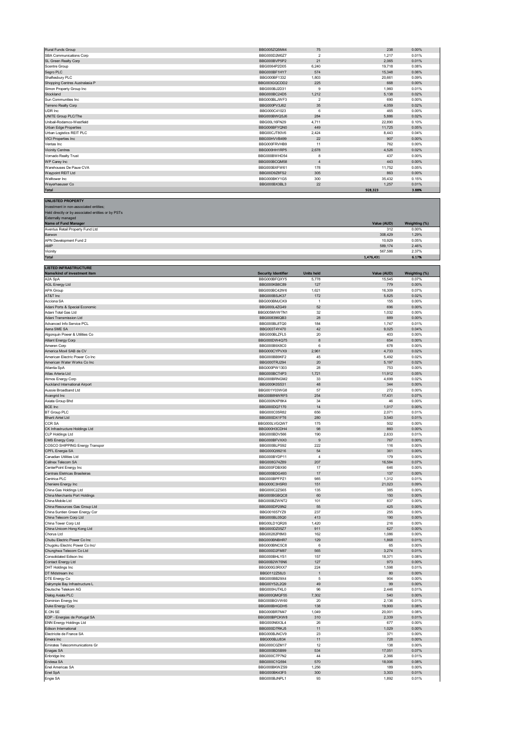| | | | | |
|---|---|---|---|---|
| Rural Funds Group | BBG005ZQ5M44 | 75 | 238 | 0.00% |
| SBA Communications Corp | BBG000D2M0Z7 | 2 | 1,217 | 0.01% |
| SL Green Realty Corp | BBG000BVP5P2 | 21 | 2,065 | 0.01% |
| Scentre Group | BBG0064P2D05 | 6,240 | 19,718 | 0.08% |
| Segro PLC | BBG000BF1HY7 | 574 | 15,348 | 0.06% |
| Shaftesbury PLC | BBG000BF1332 | 1,803 | 20,661 | 0.09% |
| Shopping Centres Australasia P | BBG003GQCDD2 | 225 | 668 | 0.00% |
| Simon Property Group Inc | BBG000BJ2D31 | 9 | 1,960 | 0.01% |
| Stockland | BBG000BC24D5 | 1,212 | 5,138 | 0.02% |
| Sun Communities Inc | BBG000BLJWF3 | 2 | 690 | 0.00% |
| Terreno Realty Corp | BBG000PV3J62 | 35 | 4,059 | 0.02% |
| UDR Inc | BBG000C41023 | 6 | 465 | 0.00% |
| UNITE Group PLC/The | BBG000BWQ5J6 | 284 | 5,886 | 0.02% |
| Unibail-Rodamco-Westfield | BBG00L16FN29 | 4,711 | 22,890 | 0.10% |
| Urban Edge Properties | BBG006BFYQN0 | 449 | 11,725 | 0.05% |
| Urban Logistics REIT PLC | BBG00CJT80V6 | 2,424 | 8,443 | 0.04% |
| VICI Properties Inc | BBG00HVVB499 | 22 | 907 | 0.00% |
| Ventas Inc | BBG000FRVHB9 | 11 | 762 | 0.00% |
| Vicinity Centres | BBG000HH1RP5 | 2,678 | 4,526 | 0.02% |
| Vornado Realty Trust | BBG000BWHD54 | 8 | 437 | 0.00% |
| WP Carey Inc | BBG000BCQM58 | 4 | 443 | 0.00% |
| Warehouses De Pauw CVA | BBG000BXFW61 | 178 | 11,752 | 0.05% |
| Waypoint REIT Ltd | BBG00D9Z8FS2 | 305 | 863 | 0.00% |
| Welltower Inc | BBG000BKY1G5 | 300 | 35,432 | 0.15% |
| Weyerhaeuser Co | BBG000BX3BL3 | 22 | 1,257 | 0.01% |
| **Total** | | | **928,323** | **3.88%** |

**UNLISTED PROPERTY**

Investment in non-associated entities;
Held directly or by associated entities or by PSTs
Externally managed

| Name of Fund Manager | Value (AUD) | Weighting (%) |
|---|---|---|
| Aventus Retail Property Fund Ltd | 312 | 0.00% |
| Barwon | 308,429 | 1.29% |
| APN Development Fund 2 | 10,929 | 0.05% |
| AMP | 589,174 | 2.46% |
| Vicinity | 567,586 | 2.37% |
| **Total** | **1,476,431** | **6.17%** |

**LISTED INFRASTRUCTURE**

| Name/kind of investment item | Security Identifier | Units held | Value (AUD) | Weighting (%) |
|---|---|---|---|---|
| A2A SpA | BBG000BFQXY5 | 5,778 | 15,545 | 0.07% |
| AGL Energy Ltd | BBG000KB8C89 | 127 | 779 | 0.00% |
| APA Group | BBG000BC42W6 | 1,621 | 16,309 | 0.07% |
| AT&T Inc | BBG000BSJK37 | 172 | 5,825 | 0.02% |
| Acciona SA | BBG000BMJCK9 | 1 | 155 | 0.00% |
| Adani Ports & Special Economic | BBG000L4ZG49 | 52 | 696 | 0.00% |
| Adani Total Gas Ltd | BBG005MVWTN1 | 32 | 1,032 | 0.00% |
| Adani Transmission Ltd | BBG008396QB3 | 28 | 889 | 0.00% |
| Advanced Info Service PCL | BBG000BL8TQ0 | 184 | 1,747 | 0.01% |
| Aena SME SA | BBG003T4Y470 | 42 | 9,025 | 0.04% |
| Algonquin Power & Utilities Co | BBG000BLZFL5 | 20 | 403 | 0.00% |
| Alliant Energy Corp | BBG000DW4Q75 | 8 | 654 | 0.00% |
| Ameren Corp | BBG000B9X8C0 | 6 | 678 | 0.00% |
| America Movil SAB de CV | BBG000CYPVX9 | 2,961 | 4,733 | 0.02% |
| American Electric Power Co Inc | BBG000BB9KF2 | 45 | 5,492 | 0.02% |
| American Water Works Co Inc | BBG000TRJ294 | 20 | 5,197 | 0.02% |
| Atlantia SpA | BBG000PW1303 | 28 | 753 | 0.00% |
| Atlas Arteria Ltd | BBG000BCT4P3 | 1,721 | 11,912 | 0.05% |
| Atmos Energy Corp | BBG000BRNGM2 | 33 | 4,699 | 0.02% |
| Auckland International Airport | BBG000K0S531 | 48 | 344 | 0.00% |
| Aussie Broadband Ltd | BBG001Y03WG8 | 57 | 272 | 0.00% |
| Avangrid Inc | BBG00B8NWRF5 | 254 | 17,431 | 0.07% |
| Axiata Group Bhd | BBG000NXP8K4 | 34 | 46 | 0.00% |
| BCE Inc | BBG000DQ7170 | 14 | 1,017 | 0.00% |
| BT Group PLC | BBG000C05R82 | 656 | 2,071 | 0.01% |
| Bharti Airtel Ltd | BBG000DX1FT6 | 280 | 3,540 | 0.01% |
| CCR SA | BBG000LVGQW7 | 175 | 502 | 0.00% |
| CK Infrastructure Holdings Ltd | BBG000H3CDH4 | 98 | 860 | 0.00% |
| CLP Holdings Ltd | BBG000BDV566 | 190 | 2,633 | 0.01% |
| CMS Energy Corp | BBG000BFVXX0 | 9 | 767 | 0.00% |
| COSCO SHIPPING Energy Transpor | BBG000BLPS92 | 222 | 116 | 0.00% |
| CPFL Energia SA | BBG000Q99216 | 54 | 361 | 0.00% |
| Canadian Utilities Ltd | BBG000BYDP11 | 4 | 179 | 0.00% |
| Cellnex Telecom SA | BBG008G74Z89 | 207 | 16,584 | 0.07% |
| CenterPoint Energy Inc | BBG000FDBX90 | 17 | 646 | 0.00% |
| Centrais Eletricas Brasileiras | BBG000BDG493 | 17 | 137 | 0.00% |
| Centrica PLC | BBG000BPFPZ1 | 985 | 1,312 | 0.01% |
| Cheniere Energy Inc | BBG000C3HSR0 | 151 | 21,023 | 0.09% |
| China Gas Holdings Ltd | BBG000C2ZS65 | 135 | 385 | 0.00% |
| China Merchants Port Holdings | BBG000BGBQC8 | 60 | 150 | 0.00% |
| China Mobile Ltd | BBG000BZWNT2 | 101 | 837 | 0.00% |
| China Resources Gas Group Ltd | BBG000DP29N2 | 55 | 425 | 0.00% |
| China Suntien Green Energy Cor | BBG001657YZ9 | 237 | 255 | 0.00% |
| China Telecom Corp Ltd | BBG000BL05Q0 | 413 | 190 | 0.00% |
| China Tower Corp Ltd | BBG00LD1QR26 | 1,420 | 216 | 0.00% |
| China Unicom Hong Kong Ltd | BBG000DZ05Z7 | 911 | 627 | 0.00% |
| Chorus Ltd | BBG00282P8M3 | 162 | 1,086 | 0.00% |
| Chubu Electric Power Co Inc | BBG000BNBHR7 | 129 | 1,868 | 0.01% |
| Chugoku Electric Power Co Inc/ | BBG000BNC5C8 | 6 | 65 | 0.00% |
| Chunghwa Telecom Co Ltd | BBG000D2FM87 | 565 | 3,274 | 0.01% |
| Consolidated Edison Inc | BBG000BHLYS1 | 157 | 18,371 | 0.08% |
| Contact Energy Ltd | BBG00B2W76N6 | 127 | 973 | 0.00% |
| DHT Holdings Inc | BBG000G3RXX7 | 224 | 1,598 | 0.01% |
| DT Midstream Inc | BBG0112Z58J3 | 1 | 80 | 0.00% |
| DTE Energy Co | BBG000BB29X4 | 5 | 904 | 0.00% |
| Dalrymple Bay Infrastructure L | BBG00Y52L2Q9 | 49 | 99 | 0.00% |
| Deutsche Telekom AG | BBG000HJTKL0 | 96 | 2,446 | 0.01% |
| Dialog Axiata PLC | BBG000QMQF55 | 7,302 | 540 | 0.00% |
| Dominion Energy Inc | BBG000BGVW60 | 20 | 2,136 | 0.01% |
| Duke Energy Corp | BBG000BHGDH5 | 138 | 19,900 | 0.08% |
| E.ON SE | BBG000BR7M47 | 1,049 | 20,001 | 0.08% |
| EDP - Energias de Portugal SA | BBG000BPCKW8 | 310 | 2,339 | 0.01% |
| ENN Energy Holdings Ltd | BBG000N6X3L4 | 26 | 677 | 0.00% |
| Edison International | BBG000D7RKJ5 | 11 | 1,029 | 0.00% |
| Electricite de France SA | BBG000BJNCV9 | 23 | 371 | 0.00% |
| Emera Inc | BBG000BJJ834 | 11 | 728 | 0.00% |
| Emirates Telecommunications Gr | BBG000C0ZM17 | 12 | 138 | 0.00% |
| Enagas SA | BBG000BD5B99 | 534 | 17,051 | 0.07% |
| Enbridge Inc | BBG000C7P7N2 | 44 | 2,366 | 0.01% |
| Endesa SA | BBG000C1Q594 | 570 | 18,006 | 0.08% |
| Enel Americas SA | BBG000BKWZS9 | 1,256 | 189 | 0.00% |
| Enel SpA | BBG000BK43F5 | 300 | 3,303 | 0.01% |
| Engie SA | BBG000BJNPL1 | 93 | 1,892 | 0.01% |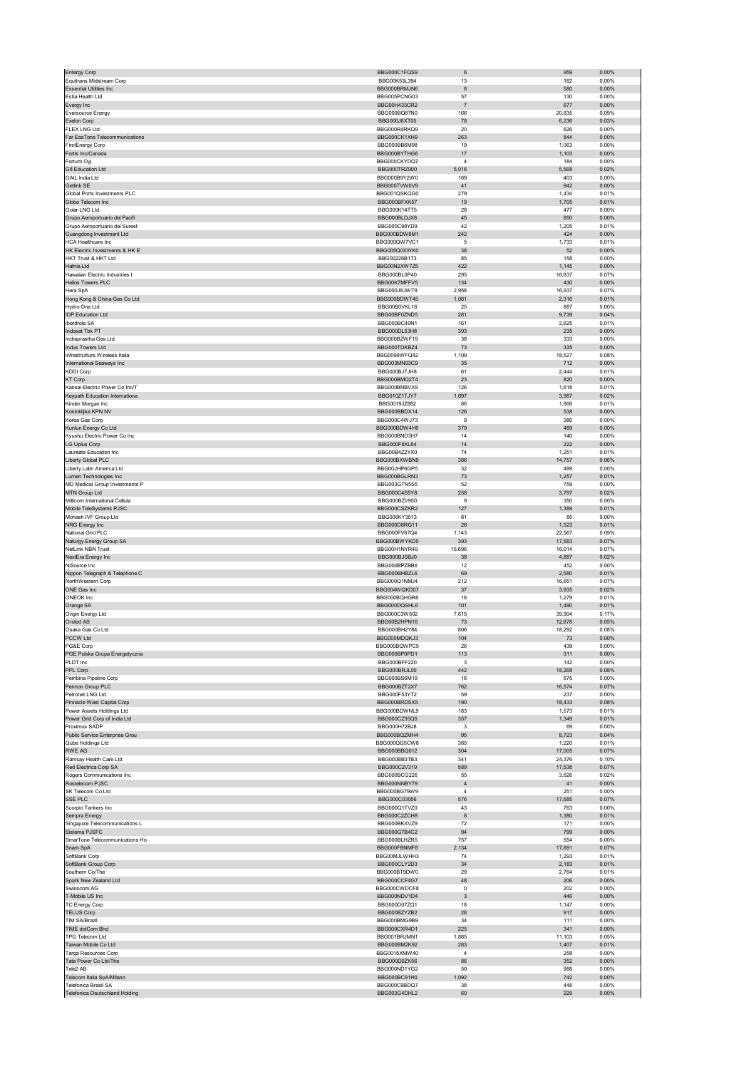| | | | | |
|---|---|---|---|---|
| Entergy Corp | BBG000C1FQS9 | 6 | 959 | 0.00% |
| Equitrans Midstream Corp | BBG00K53L394 | 13 | 182 | 0.00% |
| Essential Utilities Inc | BBG000BRMJN6 | 8 | 580 | 0.00% |
| Estia Health Ltd | BBG005PCNG03 | 57 | 130 | 0.00% |
| Evergy Inc | BBG00H433CR2 | 7 | 677 | 0.00% |
| Eversource Energy | BBG000BQ87N0 | 166 | 20,835 | 0.09% |
| Exelon Corp | BBG000J6XT05 | 78 | 6,236 | 0.03% |
| FLEX LNG Ltd | BBG000R4RKQ9 | 20 | 626 | 0.00% |
| Far EasTone Telecommunications | BBG000CK1XH9 | 263 | 844 | 0.00% |
| FirstEnergy Corp | BBG000BB6M98 | 19 | 1,063 | 0.00% |
| Fortis Inc/Canada | BBG000BYTHG6 | 17 | 1,103 | 0.00% |
| Fortum Oyj | BBG000CKYDQ7 | 4 | 184 | 0.00% |
| G8 Education Ltd | BBG000TRZ900 | 5,016 | 5,568 | 0.02% |
| GAIL India Ltd | BBG000B9Y2W0 | 169 | 403 | 0.00% |
| Getlink SE | BBG000TVW0V9 | 41 | 942 | 0.00% |
| Global Ports Investments PLC | BBG001QSKQG0 | 279 | 1,434 | 0.01% |
| Globe Telecom Inc | BBG000BFXK57 | 19 | 1,705 | 0.01% |
| Golar LNG Ltd | BBG000K14TT5 | 28 | 477 | 0.00% |
| Grupo Aeroportuario del Pacifi | BBG000BLDJX8 | 45 | 850 | 0.00% |
| Grupo Aeroportuario del Surest | BBG000C98YD9 | 42 | 1,205 | 0.01% |
| Guangdong Investment Ltd | BBG000BDW8M1 | 242 | 424 | 0.00% |
| HCA Healthcare Inc | BBG000QW7VC1 | 5 | 1,733 | 0.01% |
| HK Electric Investments & HK E | BBG005Q0XWK0 | 38 | 52 | 0.00% |
| HKT Trust & HKT Ltd | BBG00226B1T3 | 85 | 158 | 0.00% |
| Hafnia Ltd | BBG00N2XW7Z5 | 422 | 1,145 | 0.00% |
| Hawaiian Electric Industries I | BBG000BL0P40 | 295 | 16,837 | 0.07% |
| Helios Towers PLC | BBG00K7MFFV5 | 134 | 430 | 0.00% |
| Hera SpA | BBG000J8JWT9 | 2,958 | 16,937 | 0.07% |
| Hong Kong & China Gas Co Ltd | BBG000BDWT45 | 1,081 | 2,316 | 0.01% |
| Hydro One Ltd | BBG00B0VKL16 | 25 | 887 | 0.00% |
| IDP Education Ltd | BBG00BF0ZND5 | 281 | 9,739 | 0.04% |
| Iberdrola SA | BBG000BC49N1 | 161 | 2,625 | 0.01% |
| Indosat Tbk PT | BBG000DL53H8 | 393 | 235 | 0.00% |
| Indraprastha Gas Ltd | BBG000BZWF19 | 38 | 333 | 0.00% |
| Indus Towers Ltd | BBG000TDKBZ4 | 73 | 335 | 0.00% |
| Infrastrutture Wireless Italia | BBG0099WFQ42 | 1,109 | 18,527 | 0.08% |
| International Seaways Inc | BBG003MN93C9 | 35 | 712 | 0.00% |
| KDDI Corp | BBG000BJ7JH8 | 61 | 2,444 | 0.01% |
| KT Corp | BBG000BMQ2T4 | 23 | 820 | 0.00% |
| Kansai Electric Power Co Inc/T | BBG000BNBVX9 | 126 | 1,618 | 0.01% |
| Keypath Education Internationa | BBG010Z1TJY7 | 1,697 | 3,987 | 0.02% |
| Kinder Morgan Inc | BBG0019JZ882 | 86 | 1,866 | 0.01% |
| Koninklijke KPN NV | BBG000BBDX14 | 126 | 538 | 0.00% |
| Korea Gas Corp | BBG000C4WJ73 | 9 | 386 | 0.00% |
| Kunlun Energy Co Ltd | BBG000BDW4H6 | 379 | 489 | 0.00% |
| Kyushu Electric Power Co Inc | BBG000BND3H7 | 14 | 140 | 0.00% |
| LG Uplus Corp | BBG000F8XL84 | 14 | 222 | 0.00% |
| Laureate Education Inc | BBG00B4Z2YX0 | 74 | 1,251 | 0.01% |
| Liberty Global PLC | BBG000BXWBN9 | 386 | 14,757 | 0.06% |
| Liberty Latin America Ltd | BBG00JHP6GP5 | 32 | 499 | 0.00% |
| Lumen Technologies Inc | BBG000BGLRN3 | 73 | 1,257 | 0.01% |
| MD Medical Group Investments P | BBG003GTN5S5 | 52 | 759 | 0.00% |
| MTN Group Ltd | BBG000C4S5Y8 | 258 | 3,797 | 0.02% |
| Millicom International Cellula | BBG000BZV950 | 9 | 350 | 0.00% |
| Mobile TeleSystems PJSC | BBG000CSZKR2 | 127 | 1,389 | 0.01% |
| Monash IVF Group Ltd | BBG006KY3513 | 81 | 85 | 0.00% |
| NRG Energy Inc | BBG000D8RG11 | 26 | 1,523 | 0.01% |
| National Grid PLC | BBG000FV67Q4 | 1,143 | 22,567 | 0.09% |
| Naturgy Energy Group SA | BBG000BWYKD0 | 393 | 17,583 | 0.07% |
| NetLink NBN Trust | BBG00H1NYR49 | 15,696 | 16,014 | 0.07% |
| NextEra Energy Inc | BBG000BJSBJ0 | 38 | 4,887 | 0.02% |
| NiSource Inc | BBG000BPZBB6 | 12 | 452 | 0.00% |
| Nippon Telegraph & Telephone C | BBG000BHBZL6 | 69 | 2,580 | 0.01% |
| NorthWestern Corp | BBG000Q1NMJ4 | 212 | 16,651 | 0.07% |
| ONE Gas Inc | BBG004WQKD07 | 37 | 3,935 | 0.02% |
| ONEOK Inc | BBG000BQHGR6 | 16 | 1,279 | 0.01% |
| Orange SA | BBG000DQSHL6 | 101 | 1,490 | 0.01% |
| Origin Energy Ltd | BBG000C3W502 | 7,615 | 39,904 | 0.17% |
| Orsted AS | BBG00B2HPN16 | 73 | 12,878 | 0.05% |
| Osaka Gas Co Ltd | BBG000BH2Y84 | 806 | 18,292 | 0.08% |
| PCCW Ltd | BBG000MDQKJ3 | 104 | 73 | 0.00% |
| PG&E Corp | BBG000BQWPC5 | 26 | 439 | 0.00% |
| PGE Polska Grupa Energetyczna | BBG000BP0PD1 | 113 | 311 | 0.00% |
| PLDT Inc | BBG000BFF220 | 3 | 142 | 0.00% |
| PPL Corp | BBG000BRJL00 | 442 | 18,268 | 0.08% |
| Pembina Pipeline Corp | BBG000BS6M19 | 16 | 675 | 0.00% |
| Pennon Group PLC | BBG000BZT2X7 | 762 | 16,574 | 0.07% |
| Petronet LNG Ltd | BBG000F53YT2 | 59 | 237 | 0.00% |
| Pinnacle West Capital Corp | BBG000BRDSX5 | 190 | 18,433 | 0.08% |
| Power Assets Holdings Ltd | BBG000BDWNL9 | 183 | 1,573 | 0.01% |
| Power Grid Corp of India Ltd | BBG000CZ35Q5 | 357 | 1,349 | 0.01% |
| Proximus SADP | BBG000H72BJ8 | 3 | 69 | 0.00% |
| Public Service Enterprise Grou | BBG000BQZMH4 | 95 | 8,723 | 0.04% |
| Qube Holdings Ltd | BBG000QG5CW8 | 385 | 1,220 | 0.01% |
| RWE AG | BBG000BBQ012 | 304 | 17,005 | 0.07% |
| Ramsay Health Care Ltd | BBG000BB3TB3 | 341 | 24,376 | 0.10% |
| Red Electrica Corp SA | BBG000C2V319 | 589 | 17,538 | 0.07% |
| Rogers Communications Inc | BBG000BCG226 | 55 | 3,626 | 0.02% |
| Rostelecom PJSC | BBG000NNBY79 | 4 | 41 | 0.00% |
| SK Telecom Co Ltd | BBG000BG79W9 | 4 | 251 | 0.00% |
| SSE PLC | BBG000C03056 | 576 | 17,685 | 0.07% |
| Scorpio Tankers Inc | BBG000Q1TVZ0 | 43 | 763 | 0.00% |
| Sempra Energy | BBG000C2ZCH8 | 8 | 1,380 | 0.01% |
| Singapore Telecommunications L | BBG000BKXVZ9 | 72 | 171 | 0.00% |
| Sistema PJSFC | BBG000G7B4C2 | 94 | 799 | 0.00% |
| SmarTone Telecommunications Ho | BBG000BLHZR5 | 757 | 554 | 0.00% |
| Snam SpA | BBG000FBNMF8 | 2,134 | 17,691 | 0.07% |
| SoftBank Corp | BBG00MJLWHH3 | 74 | 1,293 | 0.01% |
| SoftBank Group Corp | BBG000CLY2D3 | 34 | 2,183 | 0.01% |
| Southern Co/The | BBG000BT9DW0 | 29 | 2,764 | 0.01% |
| Spark New Zealand Ltd | BBG000CCF4G7 | 48 | 206 | 0.00% |
| Swisscom AG | BBG000CWDCF8 | 0 | 202 | 0.00% |
| T-Mobile US Inc | BBG000NDV1D4 | 3 | 446 | 0.00% |
| TC Energy Corp | BBG000D07ZQ1 | 18 | 1,147 | 0.00% |
| TELUS Corp | BBG000BZYZB2 | 28 | 917 | 0.00% |
| TIM SA/Brazil | BBG000BMG9B9 | 34 | 111 | 0.00% |
| TIME dotCom Bhd | BBG000CXR4D1 | 225 | 341 | 0.00% |
| TPG Telecom Ltd | BBG001BRJMN1 | 1,885 | 11,103 | 0.05% |
| Taiwan Mobile Co Ltd | BBG000BM2K92 | 283 | 1,407 | 0.01% |
| Targa Resources Corp | BBG0015XMW40 | 4 | 258 | 0.00% |
| Tata Power Co Ltd/The | BBG000D0ZK56 | 86 | 352 | 0.00% |
| Tele2 AB | BBG000ND1YG2 | 50 | 988 | 0.00% |
| Telecom Italia SpA/Milano | BBG000BC91H0 | 1,092 | 742 | 0.00% |
| Telefonica Brasil SA | BBG000C9BDQ7 | 38 | 448 | 0.00% |
| Telefonica Deutschland Holding | BBG003G4DHL2 | 60 | 229 | 0.00% |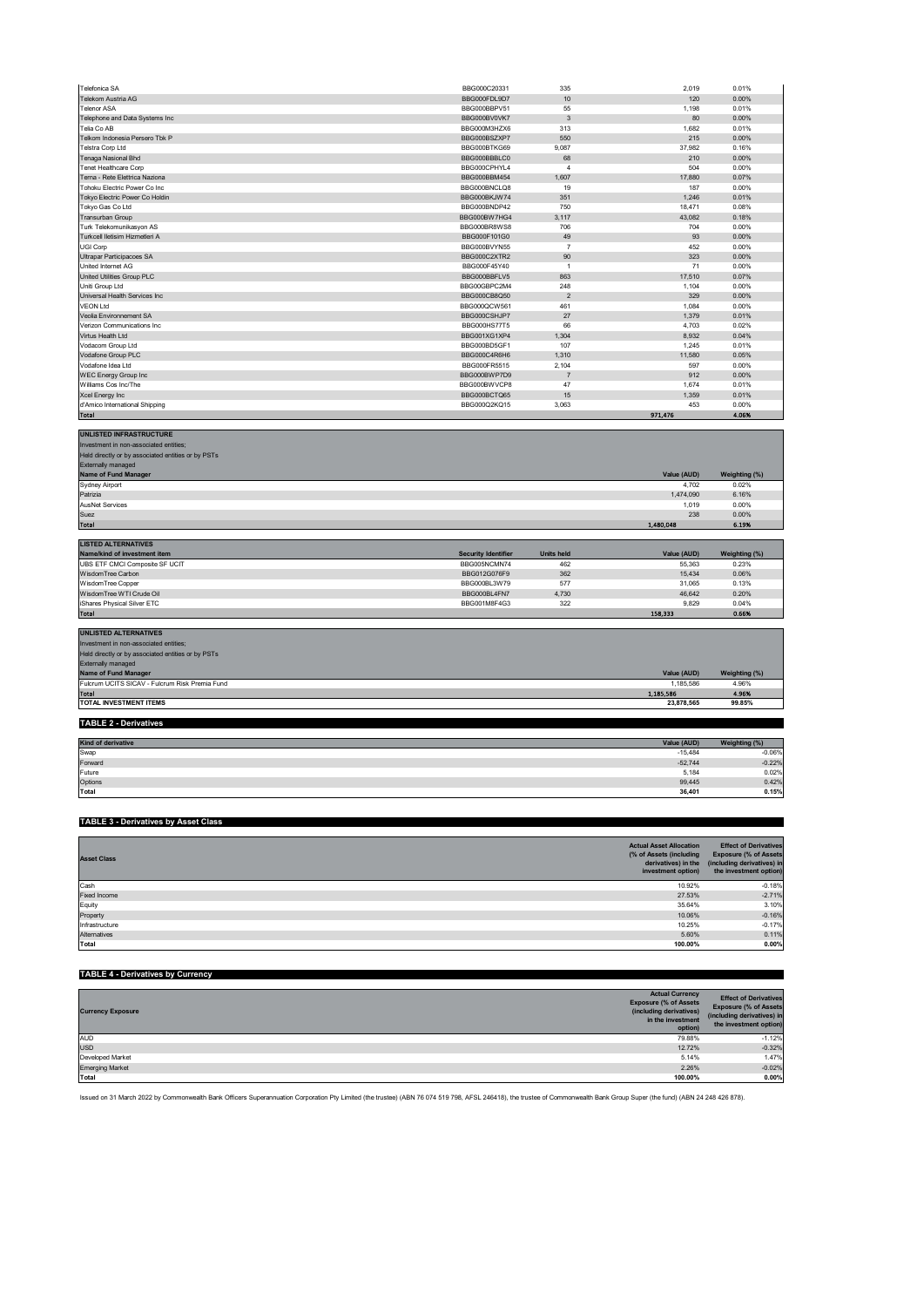| | | | | |
|---|---|---|---|---|
| Telefonica SA | BBG000C20331 | 335 | 2,019 | 0.01% |
| Telekom Austria AG | BBG000FDL9D7 | 10 | 120 | 0.00% |
| Telenor ASA | BBG000BBPV51 | 55 | 1,198 | 0.01% |
| Telephone and Data Systems Inc | BBG000BV0VK7 | 3 | 80 | 0.00% |
| Telia Co AB | BBG000M3HZX6 | 313 | 1,682 | 0.01% |
| Telkom Indonesia Persero Tbk P | BBG000BSZXP7 | 550 | 215 | 0.00% |
| Telstra Corp Ltd | BBG000BTKG69 | 9,087 | 37,982 | 0.16% |
| Tenaga Nasional Bhd | BBG000BBBLC0 | 68 | 210 | 0.00% |
| Tenet Healthcare Corp | BBG000CPHYL4 | 4 | 504 | 0.00% |
| Terna - Rete Elettrica Naziona | BBG000BBM454 | 1,607 | 17,880 | 0.07% |
| Tohoku Electric Power Co Inc | BBG000BNCLQ8 | 19 | 187 | 0.00% |
| Tokyo Electric Power Co Holdin | BBG000BKJW74 | 351 | 1,246 | 0.01% |
| Tokyo Gas Co Ltd | BBG000BNDP42 | 750 | 18,471 | 0.08% |
| Transurban Group | BBG000BW7HG4 | 3,117 | 43,082 | 0.18% |
| Turk Telekomunikasyon AS | BBG000BR8WS8 | 706 | 704 | 0.00% |
| Turkcell Iletisim Hizmetleri A | BBG000F101G0 | 49 | 93 | 0.00% |
| UGI Corp | BBG000BVYN55 | 7 | 452 | 0.00% |
| Ultrapar Participacoes SA | BBG000C2XTR2 | 90 | 323 | 0.00% |
| United Internet AG | BBG000F45Y40 | 1 | 71 | 0.00% |
| United Utilities Group PLC | BBG000BBFLV5 | 863 | 17,510 | 0.07% |
| Uniti Group Ltd | BBG00GBPC2M4 | 248 | 1,104 | 0.00% |
| Universal Health Services Inc | BBG000CB8Q50 | 2 | 329 | 0.00% |
| VEON Ltd | BBG000QCW561 | 461 | 1,084 | 0.00% |
| Veolia Environnement SA | BBG000CSHJP7 | 27 | 1,379 | 0.01% |
| Verizon Communications Inc | BBG000HS77T5 | 66 | 4,703 | 0.02% |
| Virtus Health Ltd | BBG001XG1XP4 | 1,304 | 8,932 | 0.04% |
| Vodacom Group Ltd | BBG000BD5GF1 | 107 | 1,245 | 0.01% |
| Vodafone Group PLC | BBG000C4R6H6 | 1,310 | 11,580 | 0.05% |
| Vodafone Idea Ltd | BBG000FR5515 | 2,104 | 597 | 0.00% |
| WEC Energy Group Inc | BBG000BWP7D9 | 7 | 912 | 0.00% |
| Williams Cos Inc/The | BBG000BWVCP8 | 47 | 1,674 | 0.01% |
| Xcel Energy Inc | BBG000BCTQ65 | 15 | 1,359 | 0.01% |
| d'Amico International Shipping | BBG000Q2KQ15 | 3,063 | 453 | 0.00% |
| **Total** | | | **971,476** | **4.06%** |

**UNLISTED INFRASTRUCTURE**

Investment in non-associated entities;
Held directly or by associated entities or by PSTs
Externally managed

| Name of Fund Manager | Value (AUD) | Weighting (%) |
|---|---|---|
| Sydney Airport | 4,702 | 0.02% |
| Patrizia | 1,474,090 | 6.16% |
| AusNet Services | 1,019 | 0.00% |
| Suez | 238 | 0.00% |
| **Total** | **1,480,048** | **6.19%** |

**LISTED ALTERNATIVES**

| Name/kind of investment item | Security Identifier | Units held | Value (AUD) | Weighting (%) |
|---|---|---|---|---|
| UBS ETF CMCI Composite SF UCIT | BBG005NCMN74 | 462 | 55,363 | 0.23% |
| WisdomTree Carbon | BBG012G076F9 | 362 | 15,434 | 0.06% |
| WisdomTree Copper | BBG000BL3W79 | 577 | 31,065 | 0.13% |
| WisdomTree WTI Crude Oil | BBG000BL4FN7 | 4,730 | 46,642 | 0.20% |
| iShares Physical Silver ETC | BBG001M8F4G3 | 322 | 9,829 | 0.04% |
| **Total** | | | **158,333** | **0.66%** |

**UNLISTED ALTERNATIVES**

Investment in non-associated entities;
Held directly or by associated entities or by PSTs
Externally managed

| Name of Fund Manager | Value (AUD) | Weighting (%) |
|---|---|---|
| Fulcrum UCITS SICAV - Fulcrum Risk Premia Fund | 1,185,586 | 4.96% |
| **Total** | **1,185,586** | **4.96%** |
| **TOTAL INVESTMENT ITEMS** | **23,878,565** | **99.85%** |

## TABLE 2 - Derivatives

| Kind of derivative | Value (AUD) | Weighting (%) |
|---|---|---|
| Swap | -15,484 | -0.06% |
| Forward | -52,744 | -0.22% |
| Future | 5,184 | 0.02% |
| Options | 99,445 | 0.42% |
| **Total** | **36,401** | **0.15%** |

## TABLE 3 - Derivatives by Asset Class

| Asset Class | Actual Asset Allocation (% of Assets (including derivatives) in the investment option) | Effect of Derivatives Exposure (% of Assets (including derivatives) in the investment option) |
|---|---|---|
| Cash | 10.92% | -0.18% |
| Fixed Income | 27.53% | -2.71% |
| Equity | 35.64% | 3.10% |
| Property | 10.06% | -0.16% |
| Infrastructure | 10.25% | -0.17% |
| Alternatives | 5.60% | 0.11% |
| **Total** | **100.00%** | **0.00%** |

## TABLE 4 - Derivatives by Currency

| Currency Exposure | Actual Currency Exposure (% of Assets (including derivatives) in the investment option) | Effect of Derivatives Exposure (% of Assets (including derivatives) in the investment option) |
|---|---|---|
| AUD | 79.88% | -1.12% |
| USD | 12.72% | -0.32% |
| Developed Market | 5.14% | 1.47% |
| Emerging Market | 2.26% | -0.02% |
| **Total** | **100.00%** | **0.00%** |

Issued on 31 March 2022 by Commonwealth Bank Officers Superannuation Corporation Pty Limited (the trustee) (ABN 76 074 519 798, AFSL 246418), the trustee of Commonwealth Bank Group Super (the fund) (ABN 24 248 426 878).